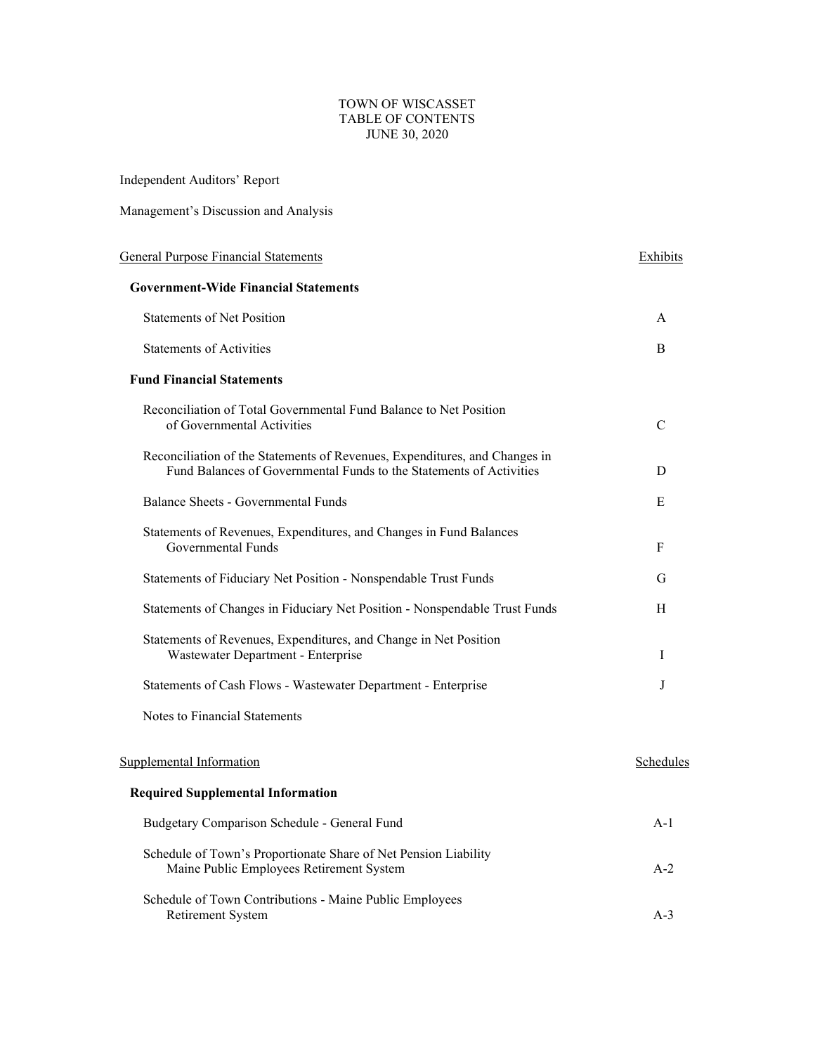# TOWN OF WISCASSET
## TABLE OF CONTENTS
### JUNE 30, 2020

Independent Auditors' Report

Management's Discussion and Analysis

| General Purpose Financial Statements | Exhibits |
|---|---|
| **Government-Wide Financial Statements** | |
| Statements of Net Position | A |
| Statements of Activities | B |
| **Fund Financial Statements** | |
| Reconciliation of Total Governmental Fund Balance to Net Position of Governmental Activities | C |
| Reconciliation of the Statements of Revenues, Expenditures, and Changes in Fund Balances of Governmental Funds to the Statements of Activities | D |
| Balance Sheets - Governmental Funds | E |
| Statements of Revenues, Expenditures, and Changes in Fund Balances Governmental Funds | F |
| Statements of Fiduciary Net Position - Nonspendable Trust Funds | G |
| Statements of Changes in Fiduciary Net Position - Nonspendable Trust Funds | H |
| Statements of Revenues, Expenditures, and Change in Net Position Wastewater Department - Enterprise | I |
| Statements of Cash Flows - Wastewater Department - Enterprise | J |
| Notes to Financial Statements | |

| Supplemental Information | Schedules |
|---|---|
| **Required Supplemental Information** | |
| Budgetary Comparison Schedule - General Fund | A-1 |
| Schedule of Town's Proportionate Share of Net Pension Liability Maine Public Employees Retirement System | A-2 |
| Schedule of Town Contributions - Maine Public Employees Retirement System | A-3 |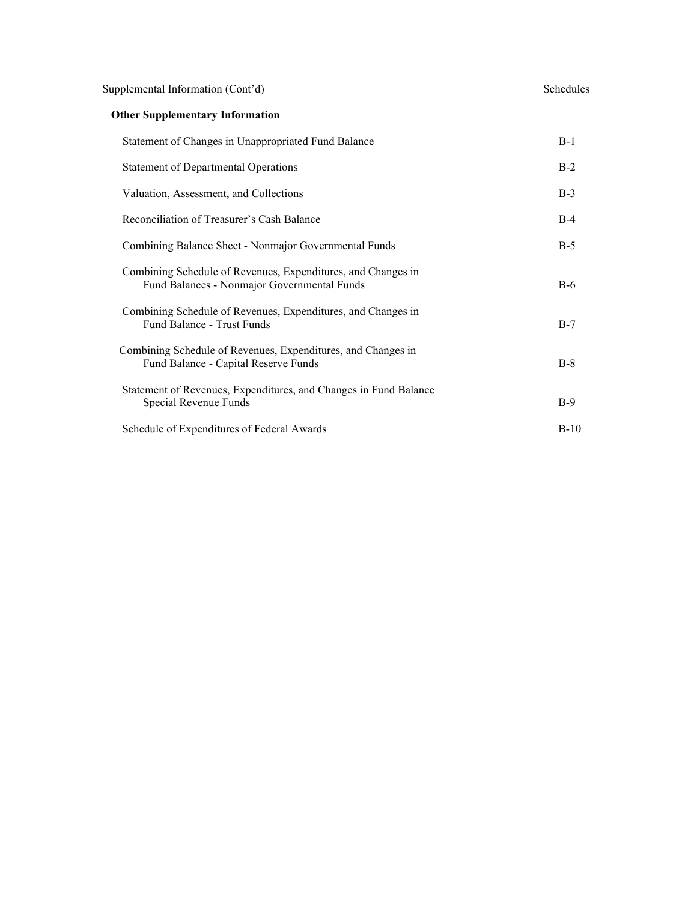| Supplemental Information (Cont'd) | Schedules |
|---|---|
| **Other Supplementary Information** | |
| Statement of Changes in Unappropriated Fund Balance | B-1 |
| Statement of Departmental Operations | B-2 |
| Valuation, Assessment, and Collections | B-3 |
| Reconciliation of Treasurer's Cash Balance | B-4 |
| Combining Balance Sheet - Nonmajor Governmental Funds | B-5 |
| Combining Schedule of Revenues, Expenditures, and Changes in Fund Balances - Nonmajor Governmental Funds | B-6 |
| Combining Schedule of Revenues, Expenditures, and Changes in Fund Balance - Trust Funds | B-7 |
| Combining Schedule of Revenues, Expenditures, and Changes in Fund Balance - Capital Reserve Funds | B-8 |
| Statement of Revenues, Expenditures, and Changes in Fund Balance Special Revenue Funds | B-9 |
| Schedule of Expenditures of Federal Awards | B-10 |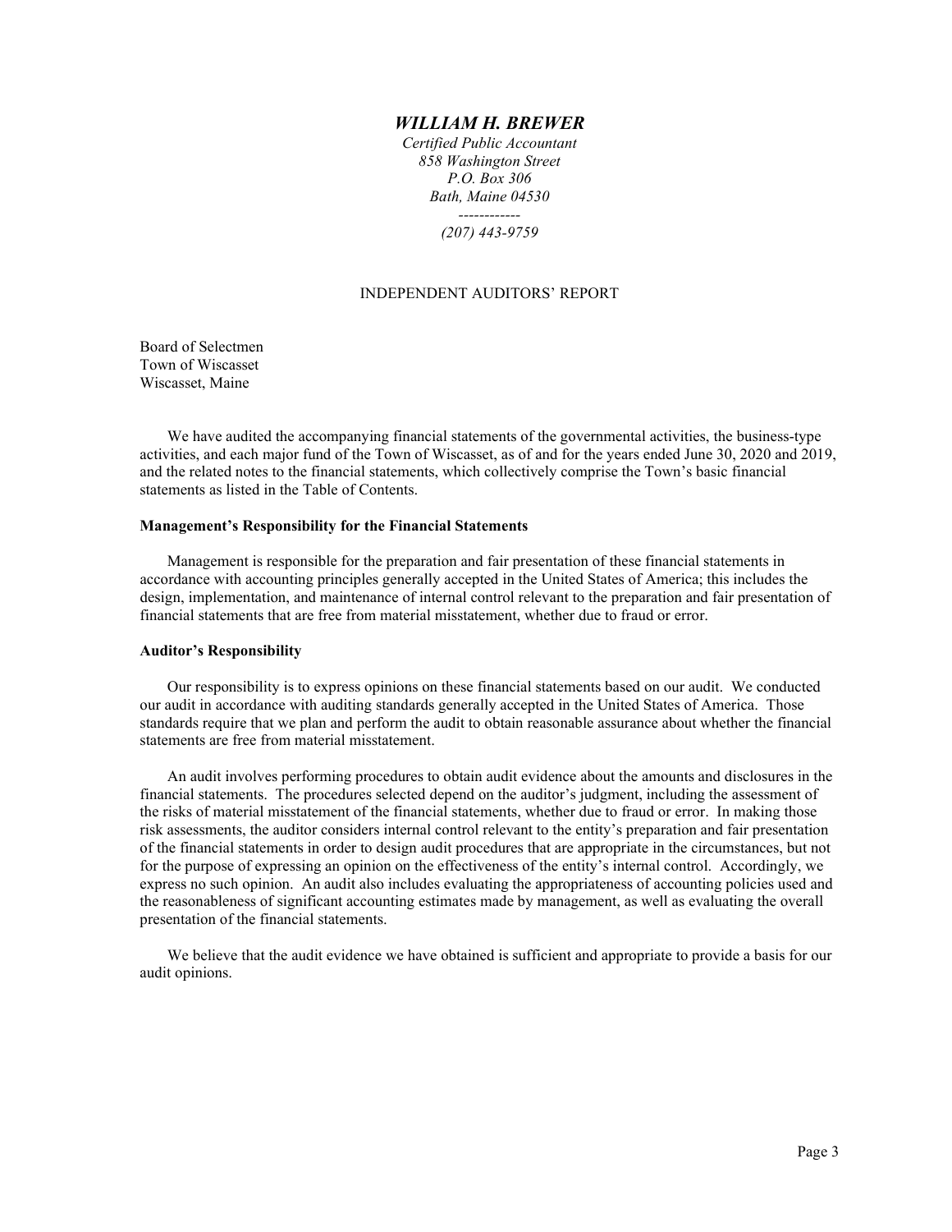***WILLIAM H. BREWER***

*Certified Public Accountant*
*858 Washington Street*
*P.O. Box 306*
*Bath, Maine 04530*
*------------*
*(207) 443-9759*

INDEPENDENT AUDITORS' REPORT

Board of Selectmen
Town of Wiscasset
Wiscasset, Maine

We have audited the accompanying financial statements of the governmental activities, the business-type activities, and each major fund of the Town of Wiscasset, as of and for the years ended June 30, 2020 and 2019, and the related notes to the financial statements, which collectively comprise the Town's basic financial statements as listed in the Table of Contents.

**Management's Responsibility for the Financial Statements**

Management is responsible for the preparation and fair presentation of these financial statements in accordance with accounting principles generally accepted in the United States of America; this includes the design, implementation, and maintenance of internal control relevant to the preparation and fair presentation of financial statements that are free from material misstatement, whether due to fraud or error.

**Auditor's Responsibility**

Our responsibility is to express opinions on these financial statements based on our audit. We conducted our audit in accordance with auditing standards generally accepted in the United States of America. Those standards require that we plan and perform the audit to obtain reasonable assurance about whether the financial statements are free from material misstatement.

An audit involves performing procedures to obtain audit evidence about the amounts and disclosures in the financial statements. The procedures selected depend on the auditor's judgment, including the assessment of the risks of material misstatement of the financial statements, whether due to fraud or error. In making those risk assessments, the auditor considers internal control relevant to the entity's preparation and fair presentation of the financial statements in order to design audit procedures that are appropriate in the circumstances, but not for the purpose of expressing an opinion on the effectiveness of the entity's internal control. Accordingly, we express no such opinion. An audit also includes evaluating the appropriateness of accounting policies used and the reasonableness of significant accounting estimates made by management, as well as evaluating the overall presentation of the financial statements.

We believe that the audit evidence we have obtained is sufficient and appropriate to provide a basis for our audit opinions.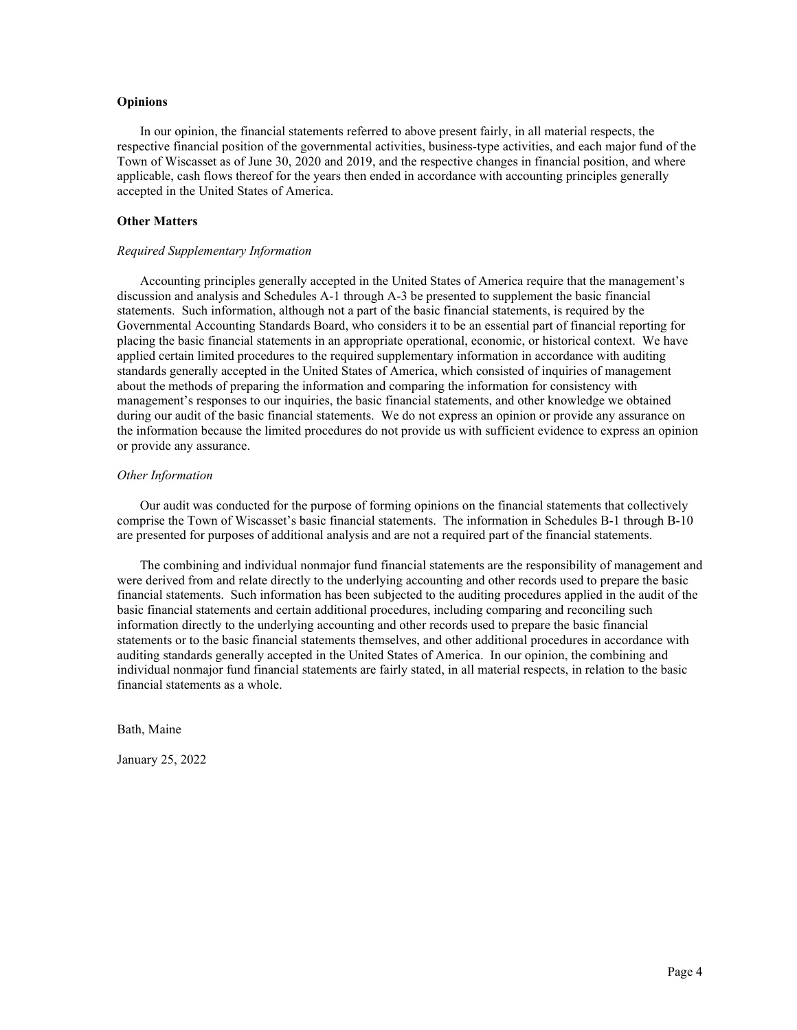**Opinions**

In our opinion, the financial statements referred to above present fairly, in all material respects, the respective financial position of the governmental activities, business-type activities, and each major fund of the Town of Wiscasset as of June 30, 2020 and 2019, and the respective changes in financial position, and where applicable, cash flows thereof for the years then ended in accordance with accounting principles generally accepted in the United States of America.

**Other Matters**

*Required Supplementary Information*

Accounting principles generally accepted in the United States of America require that the management's discussion and analysis and Schedules A-1 through A-3 be presented to supplement the basic financial statements. Such information, although not a part of the basic financial statements, is required by the Governmental Accounting Standards Board, who considers it to be an essential part of financial reporting for placing the basic financial statements in an appropriate operational, economic, or historical context. We have applied certain limited procedures to the required supplementary information in accordance with auditing standards generally accepted in the United States of America, which consisted of inquiries of management about the methods of preparing the information and comparing the information for consistency with management's responses to our inquiries, the basic financial statements, and other knowledge we obtained during our audit of the basic financial statements. We do not express an opinion or provide any assurance on the information because the limited procedures do not provide us with sufficient evidence to express an opinion or provide any assurance.

*Other Information*

Our audit was conducted for the purpose of forming opinions on the financial statements that collectively comprise the Town of Wiscasset's basic financial statements. The information in Schedules B-1 through B-10 are presented for purposes of additional analysis and are not a required part of the financial statements.

The combining and individual nonmajor fund financial statements are the responsibility of management and were derived from and relate directly to the underlying accounting and other records used to prepare the basic financial statements. Such information has been subjected to the auditing procedures applied in the audit of the basic financial statements and certain additional procedures, including comparing and reconciling such information directly to the underlying accounting and other records used to prepare the basic financial statements or to the basic financial statements themselves, and other additional procedures in accordance with auditing standards generally accepted in the United States of America. In our opinion, the combining and individual nonmajor fund financial statements are fairly stated, in all material respects, in relation to the basic financial statements as a whole.

Bath, Maine

January 25, 2022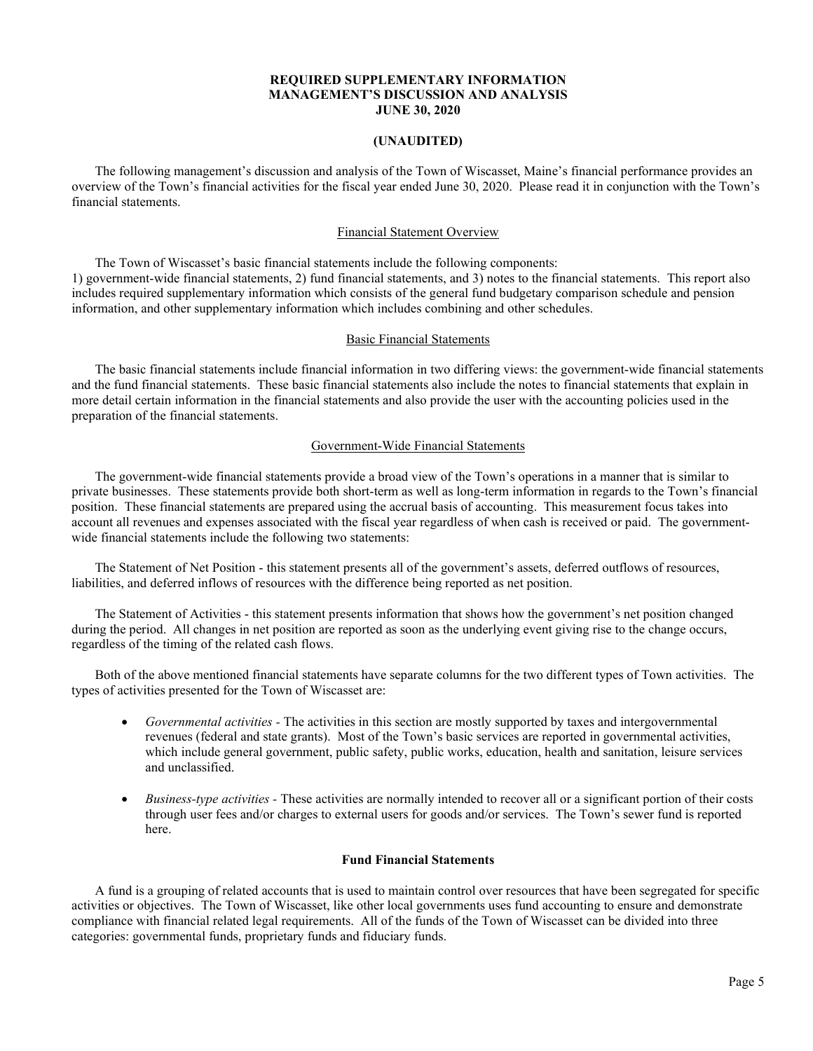**REQUIRED SUPPLEMENTARY INFORMATION**
**MANAGEMENT'S DISCUSSION AND ANALYSIS**
**JUNE 30, 2020**

**(UNAUDITED)**

The following management's discussion and analysis of the Town of Wiscasset, Maine's financial performance provides an overview of the Town's financial activities for the fiscal year ended June 30, 2020. Please read it in conjunction with the Town's financial statements.

## Financial Statement Overview

The Town of Wiscasset's basic financial statements include the following components:
1) government-wide financial statements, 2) fund financial statements, and 3) notes to the financial statements. This report also includes required supplementary information which consists of the general fund budgetary comparison schedule and pension information, and other supplementary information which includes combining and other schedules.

## Basic Financial Statements

The basic financial statements include financial information in two differing views: the government-wide financial statements and the fund financial statements. These basic financial statements also include the notes to financial statements that explain in more detail certain information in the financial statements and also provide the user with the accounting policies used in the preparation of the financial statements.

## Government-Wide Financial Statements

The government-wide financial statements provide a broad view of the Town's operations in a manner that is similar to private businesses. These statements provide both short-term as well as long-term information in regards to the Town's financial position. These financial statements are prepared using the accrual basis of accounting. This measurement focus takes into account all revenues and expenses associated with the fiscal year regardless of when cash is received or paid. The government-wide financial statements include the following two statements:

The Statement of Net Position - this statement presents all of the government's assets, deferred outflows of resources, liabilities, and deferred inflows of resources with the difference being reported as net position.

The Statement of Activities - this statement presents information that shows how the government's net position changed during the period. All changes in net position are reported as soon as the underlying event giving rise to the change occurs, regardless of the timing of the related cash flows.

Both of the above mentioned financial statements have separate columns for the two different types of Town activities. The types of activities presented for the Town of Wiscasset are:

- *Governmental activities -* The activities in this section are mostly supported by taxes and intergovernmental revenues (federal and state grants). Most of the Town's basic services are reported in governmental activities, which include general government, public safety, public works, education, health and sanitation, leisure services and unclassified.

- *Business-type activities -* These activities are normally intended to recover all or a significant portion of their costs through user fees and/or charges to external users for goods and/or services. The Town's sewer fund is reported here.

## Fund Financial Statements

A fund is a grouping of related accounts that is used to maintain control over resources that have been segregated for specific activities or objectives. The Town of Wiscasset, like other local governments uses fund accounting to ensure and demonstrate compliance with financial related legal requirements. All of the funds of the Town of Wiscasset can be divided into three categories: governmental funds, proprietary funds and fiduciary funds.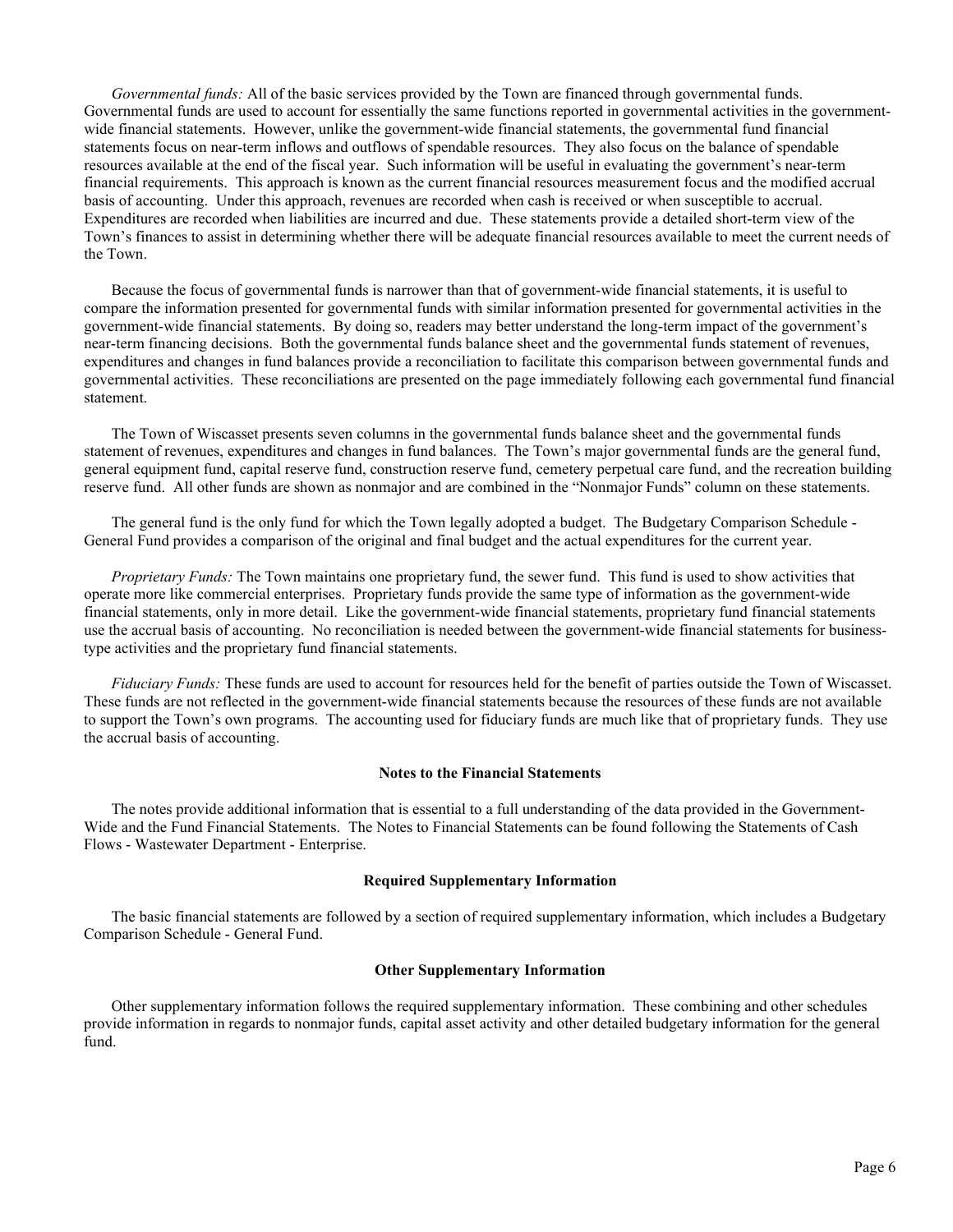*Governmental funds:* All of the basic services provided by the Town are financed through governmental funds. Governmental funds are used to account for essentially the same functions reported in governmental activities in the government-wide financial statements. However, unlike the government-wide financial statements, the governmental fund financial statements focus on near-term inflows and outflows of spendable resources. They also focus on the balance of spendable resources available at the end of the fiscal year. Such information will be useful in evaluating the government's near-term financial requirements. This approach is known as the current financial resources measurement focus and the modified accrual basis of accounting. Under this approach, revenues are recorded when cash is received or when susceptible to accrual. Expenditures are recorded when liabilities are incurred and due. These statements provide a detailed short-term view of the Town's finances to assist in determining whether there will be adequate financial resources available to meet the current needs of the Town.

Because the focus of governmental funds is narrower than that of government-wide financial statements, it is useful to compare the information presented for governmental funds with similar information presented for governmental activities in the government-wide financial statements. By doing so, readers may better understand the long-term impact of the government's near-term financing decisions. Both the governmental funds balance sheet and the governmental funds statement of revenues, expenditures and changes in fund balances provide a reconciliation to facilitate this comparison between governmental funds and governmental activities. These reconciliations are presented on the page immediately following each governmental fund financial statement.

The Town of Wiscasset presents seven columns in the governmental funds balance sheet and the governmental funds statement of revenues, expenditures and changes in fund balances. The Town's major governmental funds are the general fund, general equipment fund, capital reserve fund, construction reserve fund, cemetery perpetual care fund, and the recreation building reserve fund. All other funds are shown as nonmajor and are combined in the "Nonmajor Funds" column on these statements.

The general fund is the only fund for which the Town legally adopted a budget. The Budgetary Comparison Schedule - General Fund provides a comparison of the original and final budget and the actual expenditures for the current year.

*Proprietary Funds:* The Town maintains one proprietary fund, the sewer fund. This fund is used to show activities that operate more like commercial enterprises. Proprietary funds provide the same type of information as the government-wide financial statements, only in more detail. Like the government-wide financial statements, proprietary fund financial statements use the accrual basis of accounting. No reconciliation is needed between the government-wide financial statements for business-type activities and the proprietary fund financial statements.

*Fiduciary Funds:* These funds are used to account for resources held for the benefit of parties outside the Town of Wiscasset. These funds are not reflected in the government-wide financial statements because the resources of these funds are not available to support the Town's own programs. The accounting used for fiduciary funds are much like that of proprietary funds. They use the accrual basis of accounting.

**Notes to the Financial Statements**

The notes provide additional information that is essential to a full understanding of the data provided in the Government-Wide and the Fund Financial Statements. The Notes to Financial Statements can be found following the Statements of Cash Flows - Wastewater Department - Enterprise.

**Required Supplementary Information**

The basic financial statements are followed by a section of required supplementary information, which includes a Budgetary Comparison Schedule - General Fund.

**Other Supplementary Information**

Other supplementary information follows the required supplementary information. These combining and other schedules provide information in regards to nonmajor funds, capital asset activity and other detailed budgetary information for the general fund.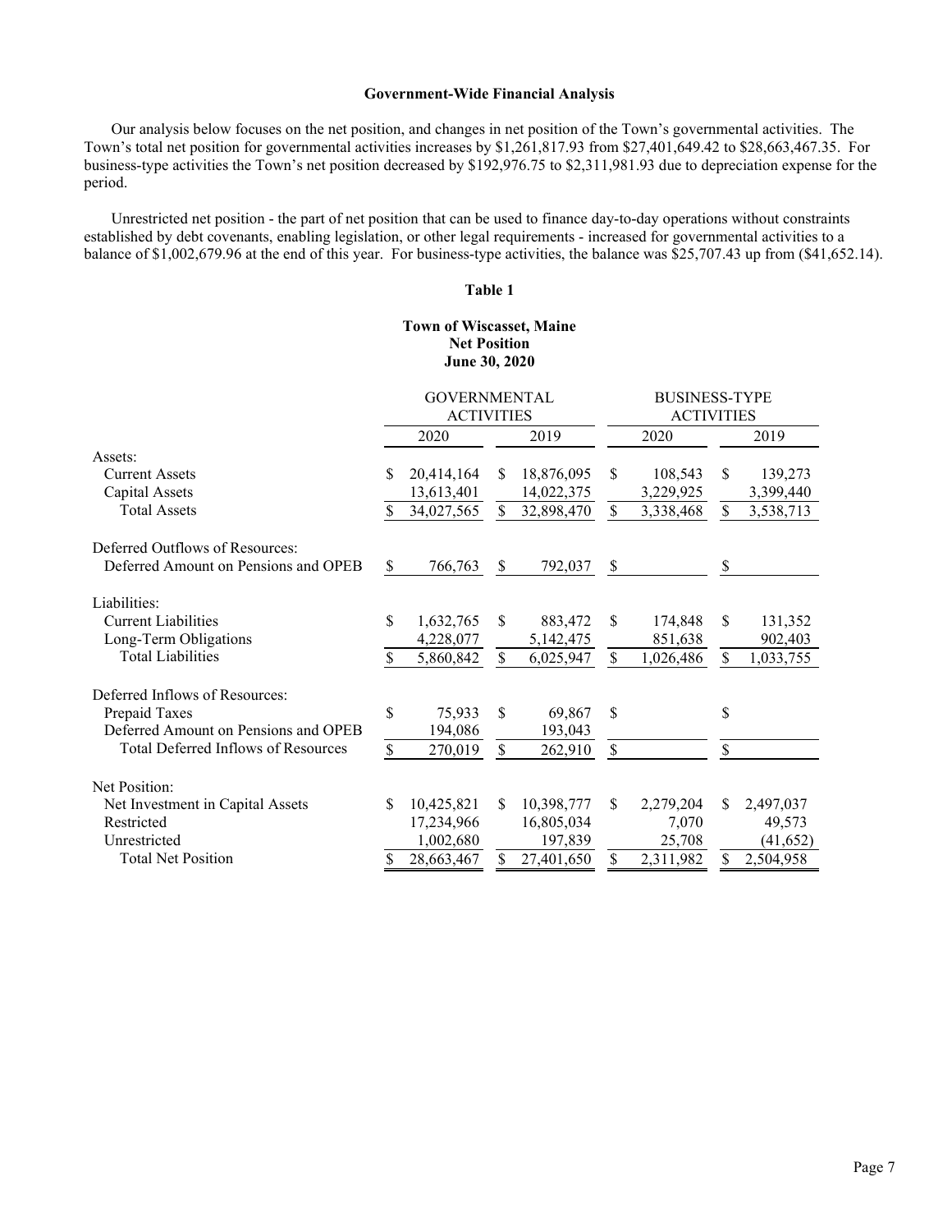**Government-Wide Financial Analysis**

Our analysis below focuses on the net position, and changes in net position of the Town's governmental activities. The Town's total net position for governmental activities increases by $1,261,817.93 from $27,401,649.42 to $28,663,467.35. For business-type activities the Town's net position decreased by $192,976.75 to $2,311,981.93 due to depreciation expense for the period.

Unrestricted net position - the part of net position that can be used to finance day-to-day operations without constraints established by debt covenants, enabling legislation, or other legal requirements - increased for governmental activities to a balance of $1,002,679.96 at the end of this year. For business-type activities, the balance was $25,707.43 up from ($41,652.14).

**Table 1**

**Town of Wiscasset, Maine**
**Net Position**
**June 30, 2020**

| | GOVERNMENTAL ACTIVITIES | | BUSINESS-TYPE ACTIVITIES | |
|---|---|---|---|---|
| | 2020 | 2019 | 2020 | 2019 |
| Assets: | | | | |
| Current Assets | $ 20,414,164 | $ 18,876,095 | $ 108,543 | $ 139,273 |
| Capital Assets | 13,613,401 | 14,022,375 | 3,229,925 | 3,399,440 |
| Total Assets | $ 34,027,565 | $ 32,898,470 | $ 3,338,468 | $ 3,538,713 |
| Deferred Outflows of Resources: | | | | |
| Deferred Amount on Pensions and OPEB | $ 766,763 | $ 792,037 | $ | $ |
| Liabilities: | | | | |
| Current Liabilities | $ 1,632,765 | $ 883,472 | $ 174,848 | $ 131,352 |
| Long-Term Obligations | 4,228,077 | 5,142,475 | 851,638 | 902,403 |
| Total Liabilities | $ 5,860,842 | $ 6,025,947 | $ 1,026,486 | $ 1,033,755 |
| Deferred Inflows of Resources: | | | | |
| Prepaid Taxes | $ 75,933 | $ 69,867 | $ | $ |
| Deferred Amount on Pensions and OPEB | 194,086 | 193,043 | | |
| Total Deferred Inflows of Resources | $ 270,019 | $ 262,910 | $ | $ |
| Net Position: | | | | |
| Net Investment in Capital Assets | $ 10,425,821 | $ 10,398,777 | $ 2,279,204 | $ 2,497,037 |
| Restricted | 17,234,966 | 16,805,034 | 7,070 | 49,573 |
| Unrestricted | 1,002,680 | 197,839 | 25,708 | (41,652) |
| Total Net Position | $ 28,663,467 | $ 27,401,650 | $ 2,311,982 | $ 2,504,958 |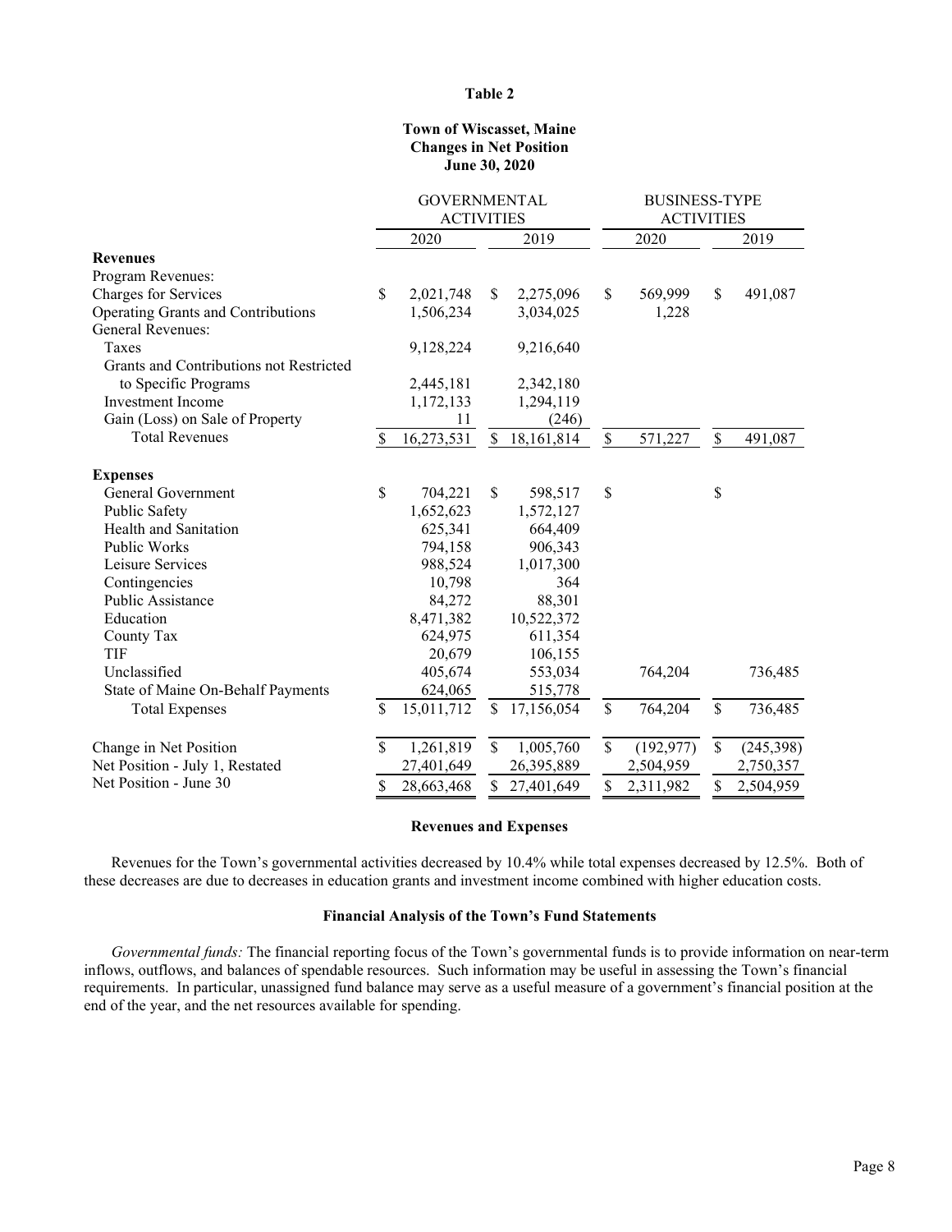**Table 2**

**Town of Wiscasset, Maine**
**Changes in Net Position**
**June 30, 2020**

| | GOVERNMENTAL ACTIVITIES | | BUSINESS-TYPE ACTIVITIES | |
|---|---|---|---|---|
| | 2020 | 2019 | 2020 | 2019 |
| **Revenues** | | | | |
| Program Revenues: | | | | |
| Charges for Services | $ 2,021,748 | $ 2,275,096 | $ 569,999 | $ 491,087 |
| Operating Grants and Contributions | 1,506,234 | 3,034,025 | 1,228 | |
| General Revenues: | | | | |
| Taxes | 9,128,224 | 9,216,640 | | |
| Grants and Contributions not Restricted to Specific Programs | 2,445,181 | 2,342,180 | | |
| Investment Income | 1,172,133 | 1,294,119 | | |
| Gain (Loss) on Sale of Property | 11 | (246) | | |
| Total Revenues | $ 16,273,531 | $ 18,161,814 | $ 571,227 | $ 491,087 |
| **Expenses** | | | | |
| General Government | $ 704,221 | $ 598,517 | $ | $ |
| Public Safety | 1,652,623 | 1,572,127 | | |
| Health and Sanitation | 625,341 | 664,409 | | |
| Public Works | 794,158 | 906,343 | | |
| Leisure Services | 988,524 | 1,017,300 | | |
| Contingencies | 10,798 | 364 | | |
| Public Assistance | 84,272 | 88,301 | | |
| Education | 8,471,382 | 10,522,372 | | |
| County Tax | 624,975 | 611,354 | | |
| TIF | 20,679 | 106,155 | | |
| Unclassified | 405,674 | 553,034 | 764,204 | 736,485 |
| State of Maine On-Behalf Payments | 624,065 | 515,778 | | |
| Total Expenses | $ 15,011,712 | $ 17,156,054 | $ 764,204 | $ 736,485 |
| Change in Net Position | $ 1,261,819 | $ 1,005,760 | $ (192,977) | $ (245,398) |
| Net Position - July 1, Restated | 27,401,649 | 26,395,889 | 2,504,959 | 2,750,357 |
| Net Position - June 30 | $ 28,663,468 | $ 27,401,649 | $ 2,311,982 | $ 2,504,959 |

**Revenues and Expenses**

Revenues for the Town's governmental activities decreased by 10.4% while total expenses decreased by 12.5%. Both of these decreases are due to decreases in education grants and investment income combined with higher education costs.

**Financial Analysis of the Town's Fund Statements**

*Governmental funds:* The financial reporting focus of the Town's governmental funds is to provide information on near-term inflows, outflows, and balances of spendable resources. Such information may be useful in assessing the Town's financial requirements. In particular, unassigned fund balance may serve as a useful measure of a government's financial position at the end of the year, and the net resources available for spending.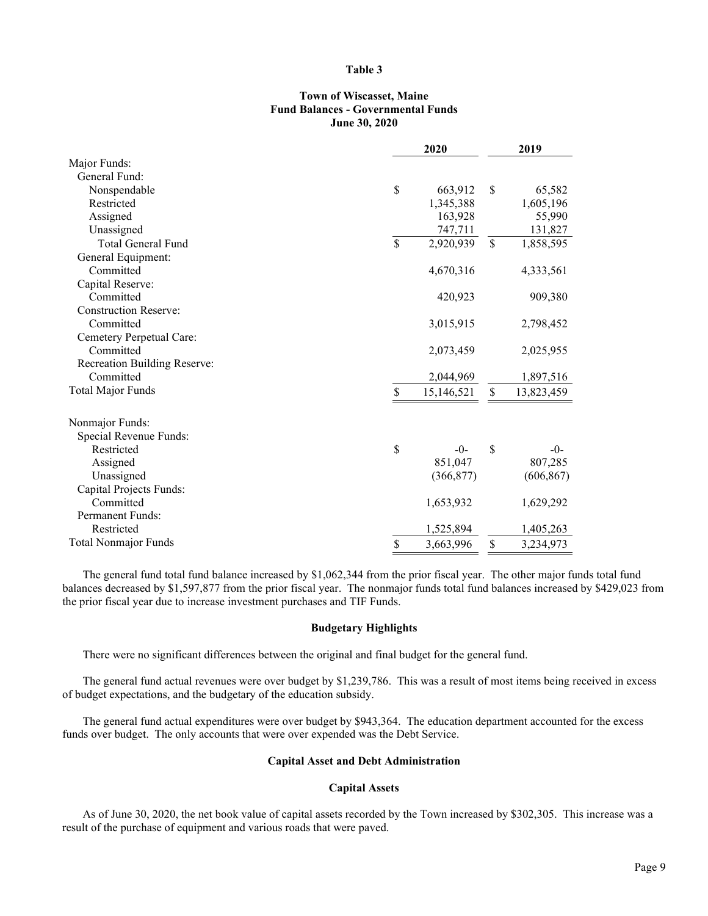**Table 3**

**Town of Wiscasset, Maine**
**Fund Balances - Governmental Funds**
**June 30, 2020**

| | 2020 | 2019 |
|---|---|---|
| Major Funds: | | |
| General Fund: | | |
| Nonspendable | $ 663,912 | $ 65,582 |
| Restricted | 1,345,388 | 1,605,196 |
| Assigned | 163,928 | 55,990 |
| Unassigned | 747,711 | 131,827 |
| Total General Fund | $ 2,920,939 | $ 1,858,595 |
| General Equipment: | | |
| Committed | 4,670,316 | 4,333,561 |
| Capital Reserve: | | |
| Committed | 420,923 | 909,380 |
| Construction Reserve: | | |
| Committed | 3,015,915 | 2,798,452 |
| Cemetery Perpetual Care: | | |
| Committed | 2,073,459 | 2,025,955 |
| Recreation Building Reserve: | | |
| Committed | 2,044,969 | 1,897,516 |
| Total Major Funds | $ 15,146,521 | $ 13,823,459 |
| | | |
| Nonmajor Funds: | | |
| Special Revenue Funds: | | |
| Restricted | $ -0- | $ -0- |
| Assigned | 851,047 | 807,285 |
| Unassigned | (366,877) | (606,867) |
| Capital Projects Funds: | | |
| Committed | 1,653,932 | 1,629,292 |
| Permanent Funds: | | |
| Restricted | 1,525,894 | 1,405,263 |
| Total Nonmajor Funds | $ 3,663,996 | $ 3,234,973 |

The general fund total fund balance increased by $1,062,344 from the prior fiscal year. The other major funds total fund balances decreased by $1,597,877 from the prior fiscal year. The nonmajor funds total fund balances increased by $429,023 from the prior fiscal year due to increase investment purchases and TIF Funds.

**Budgetary Highlights**

There were no significant differences between the original and final budget for the general fund.

The general fund actual revenues were over budget by $1,239,786. This was a result of most items being received in excess of budget expectations, and the budgetary of the education subsidy.

The general fund actual expenditures were over budget by $943,364. The education department accounted for the excess funds over budget. The only accounts that were over expended was the Debt Service.

**Capital Asset and Debt Administration**

**Capital Assets**

As of June 30, 2020, the net book value of capital assets recorded by the Town increased by $302,305. This increase was a result of the purchase of equipment and various roads that were paved.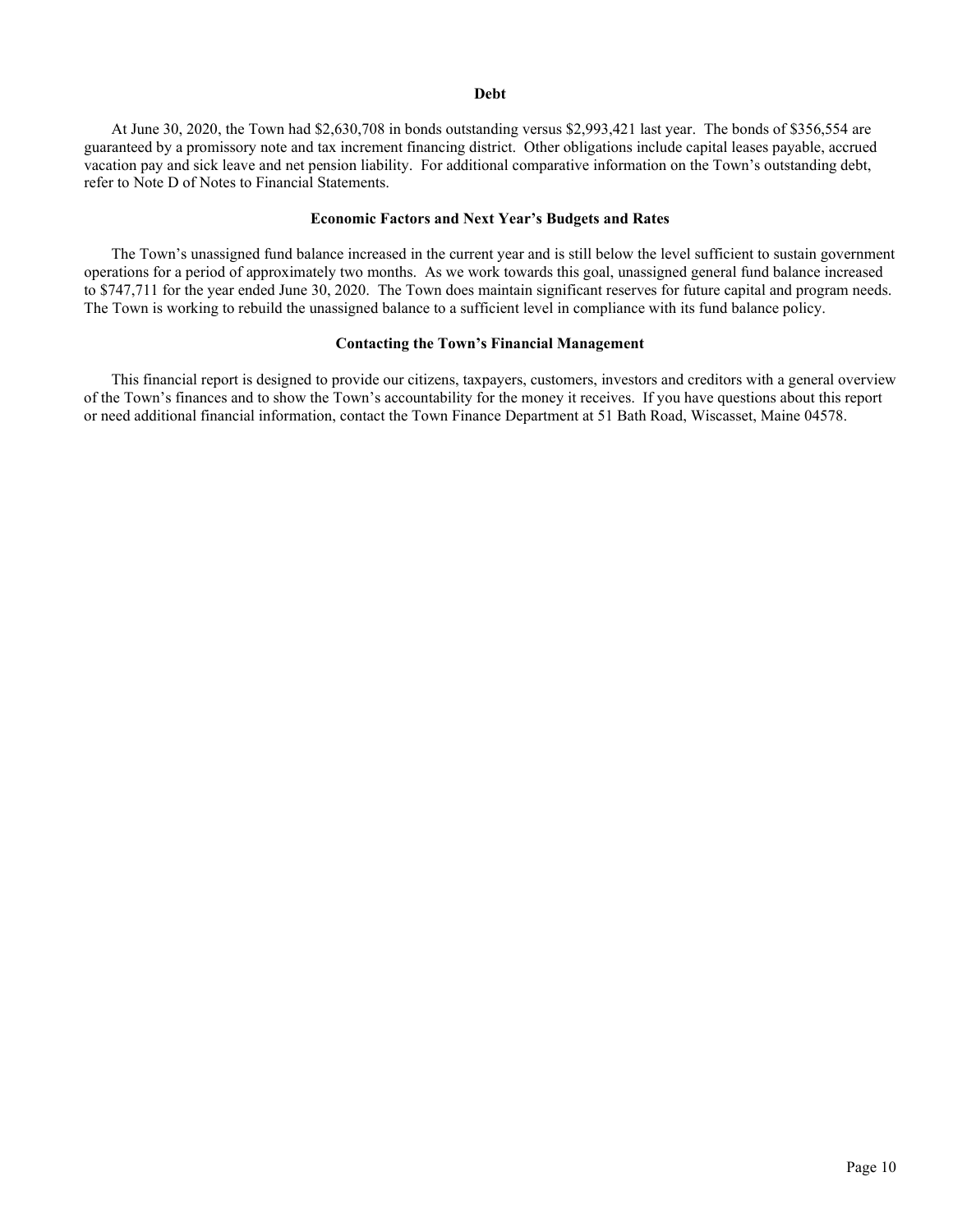## Debt

At June 30, 2020, the Town had $2,630,708 in bonds outstanding versus $2,993,421 last year. The bonds of $356,554 are guaranteed by a promissory note and tax increment financing district. Other obligations include capital leases payable, accrued vacation pay and sick leave and net pension liability. For additional comparative information on the Town's outstanding debt, refer to Note D of Notes to Financial Statements.

## Economic Factors and Next Year's Budgets and Rates

The Town's unassigned fund balance increased in the current year and is still below the level sufficient to sustain government operations for a period of approximately two months. As we work towards this goal, unassigned general fund balance increased to $747,711 for the year ended June 30, 2020. The Town does maintain significant reserves for future capital and program needs. The Town is working to rebuild the unassigned balance to a sufficient level in compliance with its fund balance policy.

## Contacting the Town's Financial Management

This financial report is designed to provide our citizens, taxpayers, customers, investors and creditors with a general overview of the Town's finances and to show the Town's accountability for the money it receives. If you have questions about this report or need additional financial information, contact the Town Finance Department at 51 Bath Road, Wiscasset, Maine 04578.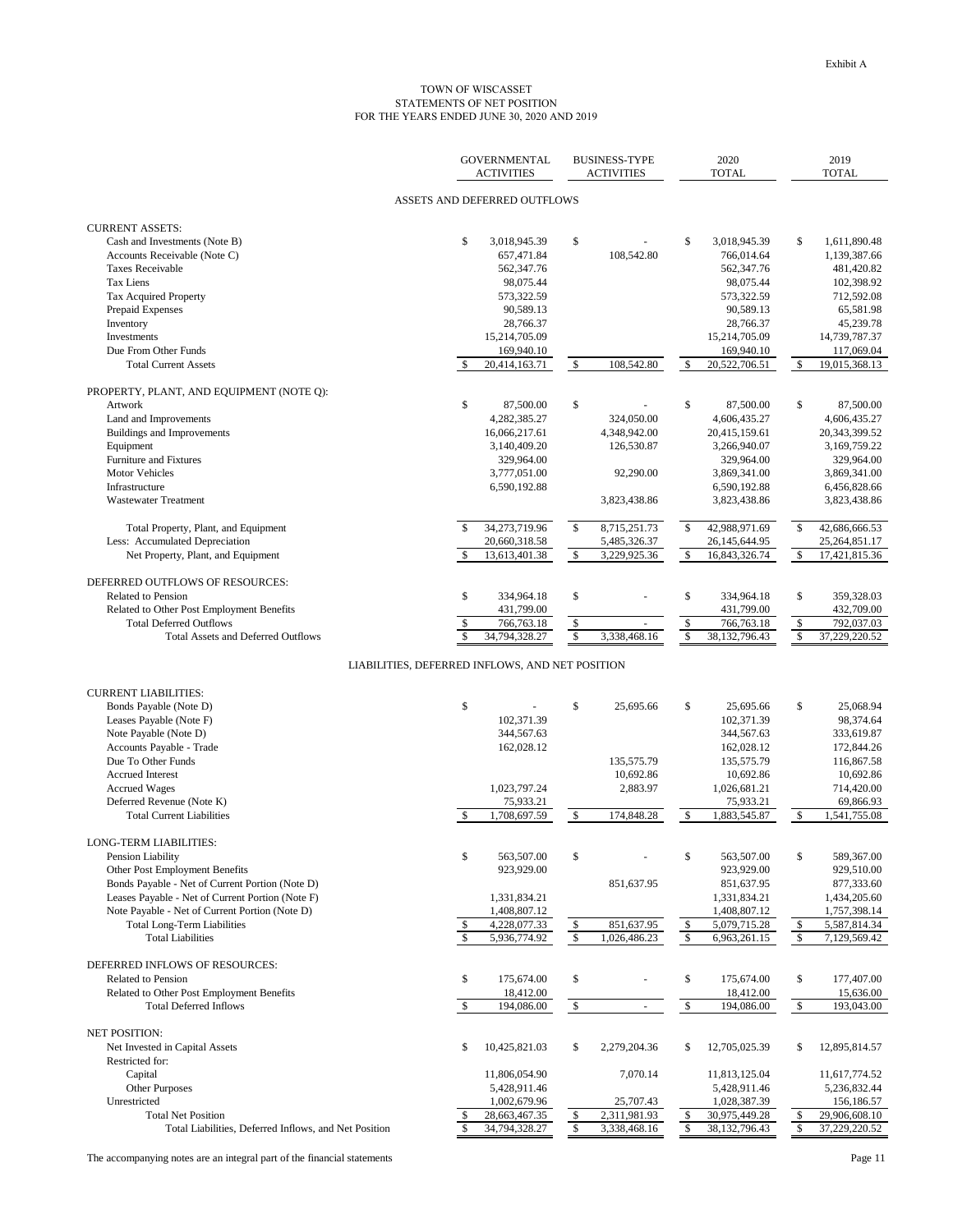Exhibit A

# TOWN OF WISCASSET
## STATEMENTS OF NET POSITION
### FOR THE YEARS ENDED JUNE 30, 2020 AND 2019

| | GOVERNMENTAL ACTIVITIES | BUSINESS-TYPE ACTIVITIES | 2020 TOTAL | 2019 TOTAL |
|---|---|---|---|---|
| **ASSETS AND DEFERRED OUTFLOWS** | | | | |
| CURRENT ASSETS: | | | | |
| Cash and Investments (Note B) | $ 3,018,945.39 | $ - | $ 3,018,945.39 | $ 1,611,890.48 |
| Accounts Receivable (Note C) | 657,471.84 | 108,542.80 | 766,014.64 | 1,139,387.66 |
| Taxes Receivable | 562,347.76 | | 562,347.76 | 481,420.82 |
| Tax Liens | 98,075.44 | | 98,075.44 | 102,398.92 |
| Tax Acquired Property | 573,322.59 | | 573,322.59 | 712,592.08 |
| Prepaid Expenses | 90,589.13 | | 90,589.13 | 65,581.98 |
| Inventory | 28,766.37 | | 28,766.37 | 45,239.78 |
| Investments | 15,214,705.09 | | 15,214,705.09 | 14,739,787.37 |
| Due From Other Funds | 169,940.10 | | 169,940.10 | 117,069.04 |
| Total Current Assets | $ 20,414,163.71 | $ 108,542.80 | $ 20,522,706.51 | $ 19,015,368.13 |
| PROPERTY, PLANT, AND EQUIPMENT (NOTE Q): | | | | |
| Artwork | $ 87,500.00 | $ - | $ 87,500.00 | $ 87,500.00 |
| Land and Improvements | 4,282,385.27 | 324,050.00 | 4,606,435.27 | 4,606,435.27 |
| Buildings and Improvements | 16,066,217.61 | 4,348,942.00 | 20,415,159.61 | 20,343,399.52 |
| Equipment | 3,140,409.20 | 126,530.87 | 3,266,940.07 | 3,169,759.22 |
| Furniture and Fixtures | 329,964.00 | | 329,964.00 | 329,964.00 |
| Motor Vehicles | 3,777,051.00 | 92,290.00 | 3,869,341.00 | 3,869,341.00 |
| Infrastructure | 6,590,192.88 | | 6,590,192.88 | 6,456,828.66 |
| Wastewater Treatment | | 3,823,438.86 | 3,823,438.86 | 3,823,438.86 |
| Total Property, Plant, and Equipment | $ 34,273,719.96 | $ 8,715,251.73 | $ 42,988,971.69 | $ 42,686,666.53 |
| Less: Accumulated Depreciation | 20,660,318.58 | 5,485,326.37 | 26,145,644.95 | 25,264,851.17 |
| Net Property, Plant, and Equipment | $ 13,613,401.38 | $ 3,229,925.36 | $ 16,843,326.74 | $ 17,421,815.36 |
| DEFERRED OUTFLOWS OF RESOURCES: | | | | |
| Related to Pension | $ 334,964.18 | $ - | $ 334,964.18 | $ 359,328.03 |
| Related to Other Post Employment Benefits | 431,799.00 | | 431,799.00 | 432,709.00 |
| Total Deferred Outflows | $ 766,763.18 | $ - | $ 766,763.18 | $ 792,037.03 |
| Total Assets and Deferred Outflows | $ 34,794,328.27 | $ 3,338,468.16 | $ 38,132,796.43 | $ 37,229,220.52 |
| **LIABILITIES, DEFERRED INFLOWS, AND NET POSITION** | | | | |
| CURRENT LIABILITIES: | | | | |
| Bonds Payable (Note D) | $ - | $ 25,695.66 | $ 25,695.66 | $ 25,068.94 |
| Leases Payable (Note F) | 102,371.39 | | 102,371.39 | 98,374.64 |
| Note Payable (Note D) | 344,567.63 | | 344,567.63 | 333,619.87 |
| Accounts Payable - Trade | 162,028.12 | | 162,028.12 | 172,844.26 |
| Due To Other Funds | | 135,575.79 | 135,575.79 | 116,867.58 |
| Accrued Interest | | 10,692.86 | 10,692.86 | 10,692.86 |
| Accrued Wages | 1,023,797.24 | 2,883.97 | 1,026,681.21 | 714,420.00 |
| Deferred Revenue (Note K) | 75,933.21 | | 75,933.21 | 69,866.93 |
| Total Current Liabilities | $ 1,708,697.59 | $ 174,848.28 | $ 1,883,545.87 | $ 1,541,755.08 |
| LONG-TERM LIABILITIES: | | | | |
| Pension Liability | $ 563,507.00 | $ - | $ 563,507.00 | $ 589,367.00 |
| Other Post Employment Benefits | 923,929.00 | | 923,929.00 | 929,510.00 |
| Bonds Payable - Net of Current Portion (Note D) | | 851,637.95 | 851,637.95 | 877,333.60 |
| Leases Payable - Net of Current Portion (Note F) | 1,331,834.21 | | 1,331,834.21 | 1,434,205.60 |
| Note Payable - Net of Current Portion (Note D) | 1,408,807.12 | | 1,408,807.12 | 1,757,398.14 |
| Total Long-Term Liabilities | $ 4,228,077.33 | $ 851,637.95 | $ 5,079,715.28 | $ 5,587,814.34 |
| Total Liabilities | $ 5,936,774.92 | $ 1,026,486.23 | $ 6,963,261.15 | $ 7,129,569.42 |
| DEFERRED INFLOWS OF RESOURCES: | | | | |
| Related to Pension | $ 175,674.00 | $ - | $ 175,674.00 | $ 177,407.00 |
| Related to Other Post Employment Benefits | 18,412.00 | | 18,412.00 | 15,636.00 |
| Total Deferred Inflows | $ 194,086.00 | $ - | $ 194,086.00 | $ 193,043.00 |
| NET POSITION: | | | | |
| Net Invested in Capital Assets | $ 10,425,821.03 | $ 2,279,204.36 | $ 12,705,025.39 | $ 12,895,814.57 |
| Restricted for: | | | | |
| Capital | 11,806,054.90 | 7,070.14 | 11,813,125.04 | 11,617,774.52 |
| Other Purposes | 5,428,911.46 | | 5,428,911.46 | 5,236,832.44 |
| Unrestricted | 1,002,679.96 | 25,707.43 | 1,028,387.39 | 156,186.57 |
| Total Net Position | $ 28,663,467.35 | $ 2,311,981.93 | $ 30,975,449.28 | $ 29,906,608.10 |
| Total Liabilities, Deferred Inflows, and Net Position | $ 34,794,328.27 | $ 3,338,468.16 | $ 38,132,796.43 | $ 37,229,220.52 |

The accompanying notes are an integral part of the financial statements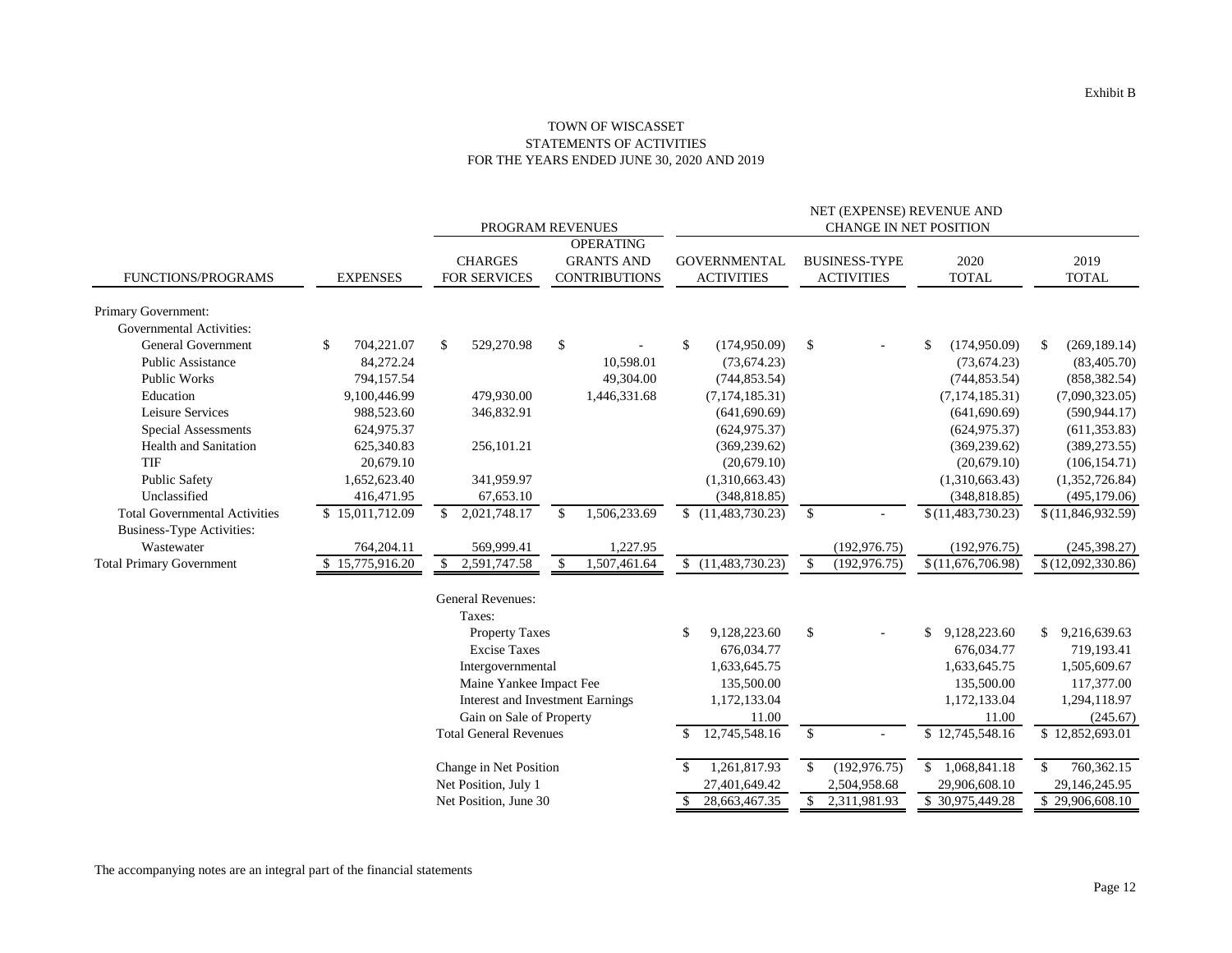Exhibit B

# TOWN OF WISCASSET
## STATEMENTS OF ACTIVITIES
### FOR THE YEARS ENDED JUNE 30, 2020 AND 2019

| | | PROGRAM REVENUES | | NET (EXPENSE) REVENUE AND CHANGE IN NET POSITION | | | |
|---|---|---|---|---|---|---|---|
| FUNCTIONS/PROGRAMS | EXPENSES | CHARGES FOR SERVICES | OPERATING GRANTS AND CONTRIBUTIONS | GOVERNMENTAL ACTIVITIES | BUSINESS-TYPE ACTIVITIES | 2020 TOTAL | 2019 TOTAL |
| Primary Government: | | | | | | | |
| Governmental Activities: | | | | | | | |
| General Government | $ 704,221.07 | $ 529,270.98 | $ - | $ (174,950.09) | $ - | $ (174,950.09) | $ (269,189.14) |
| Public Assistance | 84,272.24 | | 10,598.01 | (73,674.23) | | (73,674.23) | (83,405.70) |
| Public Works | 794,157.54 | | 49,304.00 | (744,853.54) | | (744,853.54) | (858,382.54) |
| Education | 9,100,446.99 | 479,930.00 | 1,446,331.68 | (7,174,185.31) | | (7,174,185.31) | (7,090,323.05) |
| Leisure Services | 988,523.60 | 346,832.91 | | (641,690.69) | | (641,690.69) | (590,944.17) |
| Special Assessments | 624,975.37 | | | (624,975.37) | | (624,975.37) | (611,353.83) |
| Health and Sanitation | 625,340.83 | 256,101.21 | | (369,239.62) | | (369,239.62) | (389,273.55) |
| TIF | 20,679.10 | | | (20,679.10) | | (20,679.10) | (106,154.71) |
| Public Safety | 1,652,623.40 | 341,959.97 | | (1,310,663.43) | | (1,310,663.43) | (1,352,726.84) |
| Unclassified | 416,471.95 | 67,653.10 | | (348,818.85) | | (348,818.85) | (495,179.06) |
| Total Governmental Activities | $ 15,011,712.09 | $ 2,021,748.17 | $ 1,506,233.69 | $ (11,483,730.23) | $ - | $ (11,483,730.23) | $ (11,846,932.59) |
| Business-Type Activities: | | | | | | | |
| Wastewater | 764,204.11 | 569,999.41 | 1,227.95 | | (192,976.75) | (192,976.75) | (245,398.27) |
| Total Primary Government | $ 15,775,916.20 | $ 2,591,747.58 | $ 1,507,461.64 | $ (11,483,730.23) | $ (192,976.75) | $ (11,676,706.98) | $ (12,092,330.86) |
| | | General Revenues: | | | | | |
| | | Taxes: | | | | | |
| | | Property Taxes | | $ 9,128,223.60 | $ - | $ 9,128,223.60 | $ 9,216,639.63 |
| | | Excise Taxes | | 676,034.77 | | 676,034.77 | 719,193.41 |
| | | Intergovernmental | | 1,633,645.75 | | 1,633,645.75 | 1,505,609.67 |
| | | Maine Yankee Impact Fee | | 135,500.00 | | 135,500.00 | 117,377.00 |
| | | Interest and Investment Earnings | | 1,172,133.04 | | 1,172,133.04 | 1,294,118.97 |
| | | Gain on Sale of Property | | 11.00 | | 11.00 | (245.67) |
| | | Total General Revenues | | $ 12,745,548.16 | $ - | $ 12,745,548.16 | $ 12,852,693.01 |
| | | Change in Net Position | | $ 1,261,817.93 | $ (192,976.75) | $ 1,068,841.18 | $ 760,362.15 |
| | | Net Position, July 1 | | 27,401,649.42 | 2,504,958.68 | 29,906,608.10 | 29,146,245.95 |
| | | Net Position, June 30 | | $ 28,663,467.35 | $ 2,311,981.93 | $ 30,975,449.28 | $ 29,906,608.10 |

The accompanying notes are an integral part of the financial statements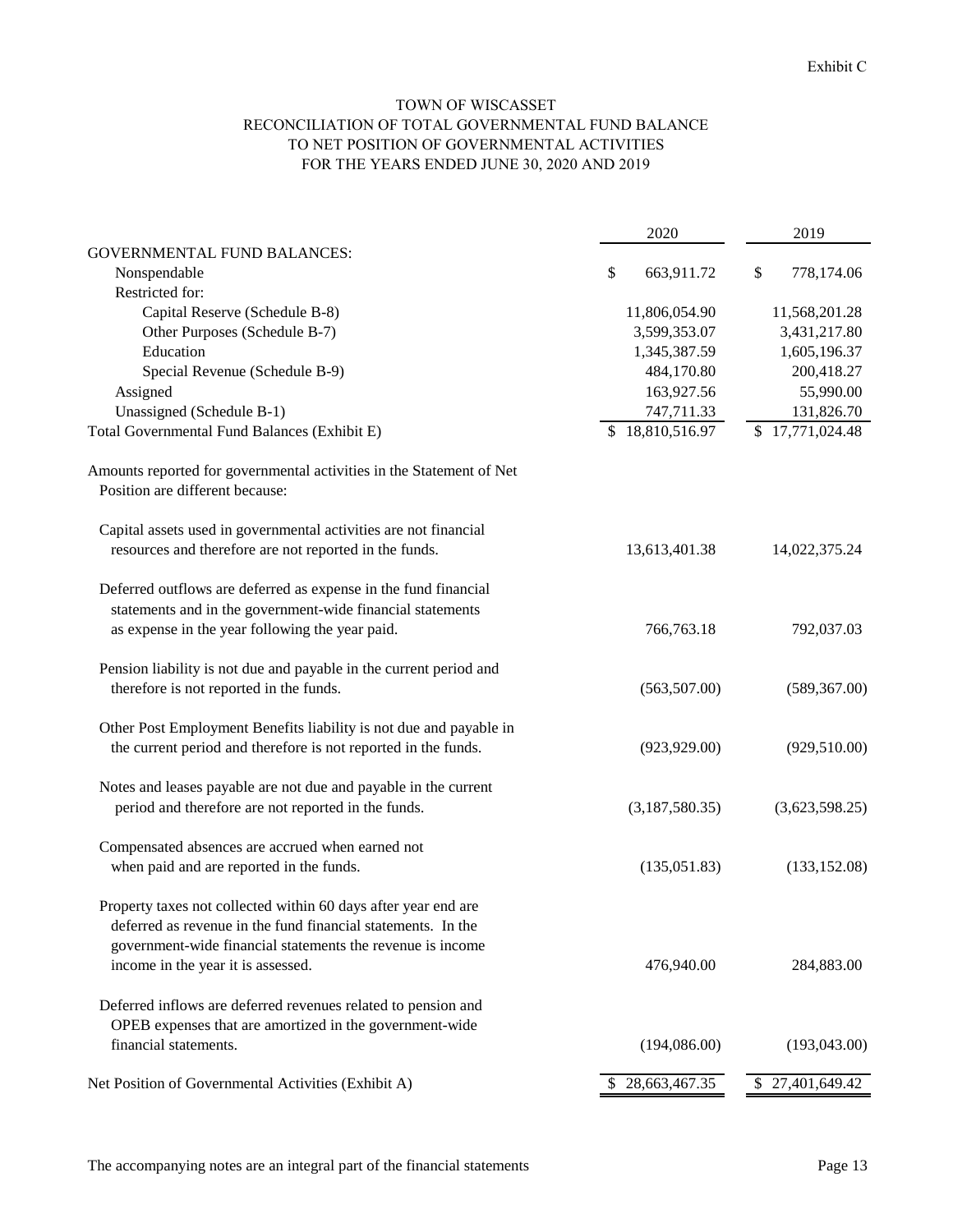Exhibit C

# TOWN OF WISCASSET
## RECONCILIATION OF TOTAL GOVERNMENTAL FUND BALANCE TO NET POSITION OF GOVERNMENTAL ACTIVITIES
### FOR THE YEARS ENDED JUNE 30, 2020 AND 2019

| | 2020 | 2019 |
|---|---|---|
| GOVERNMENTAL FUND BALANCES: | | |
| Nonspendable | $ 663,911.72 | $ 778,174.06 |
| Restricted for: | | |
| Capital Reserve (Schedule B-8) | 11,806,054.90 | 11,568,201.28 |
| Other Purposes (Schedule B-7) | 3,599,353.07 | 3,431,217.80 |
| Education | 1,345,387.59 | 1,605,196.37 |
| Special Revenue (Schedule B-9) | 484,170.80 | 200,418.27 |
| Assigned | 163,927.56 | 55,990.00 |
| Unassigned (Schedule B-1) | 747,711.33 | 131,826.70 |
| Total Governmental Fund Balances (Exhibit E) | $ 18,810,516.97 | $ 17,771,024.48 |
| Amounts reported for governmental activities in the Statement of Net Position are different because: | | |
| Capital assets used in governmental activities are not financial resources and therefore are not reported in the funds. | 13,613,401.38 | 14,022,375.24 |
| Deferred outflows are deferred as expense in the fund financial statements and in the government-wide financial statements as expense in the year following the year paid. | 766,763.18 | 792,037.03 |
| Pension liability is not due and payable in the current period and therefore is not reported in the funds. | (563,507.00) | (589,367.00) |
| Other Post Employment Benefits liability is not due and payable in the current period and therefore is not reported in the funds. | (923,929.00) | (929,510.00) |
| Notes and leases payable are not due and payable in the current period and therefore are not reported in the funds. | (3,187,580.35) | (3,623,598.25) |
| Compensated absences are accrued when earned not when paid and are reported in the funds. | (135,051.83) | (133,152.08) |
| Property taxes not collected within 60 days after year end are deferred as revenue in the fund financial statements. In the government-wide financial statements the revenue is income income in the year it is assessed. | 476,940.00 | 284,883.00 |
| Deferred inflows are deferred revenues related to pension and OPEB expenses that are amortized in the government-wide financial statements. | (194,086.00) | (193,043.00) |
| Net Position of Governmental Activities (Exhibit A) | $ 28,663,467.35 | $ 27,401,649.42 |

The accompanying notes are an integral part of the financial statements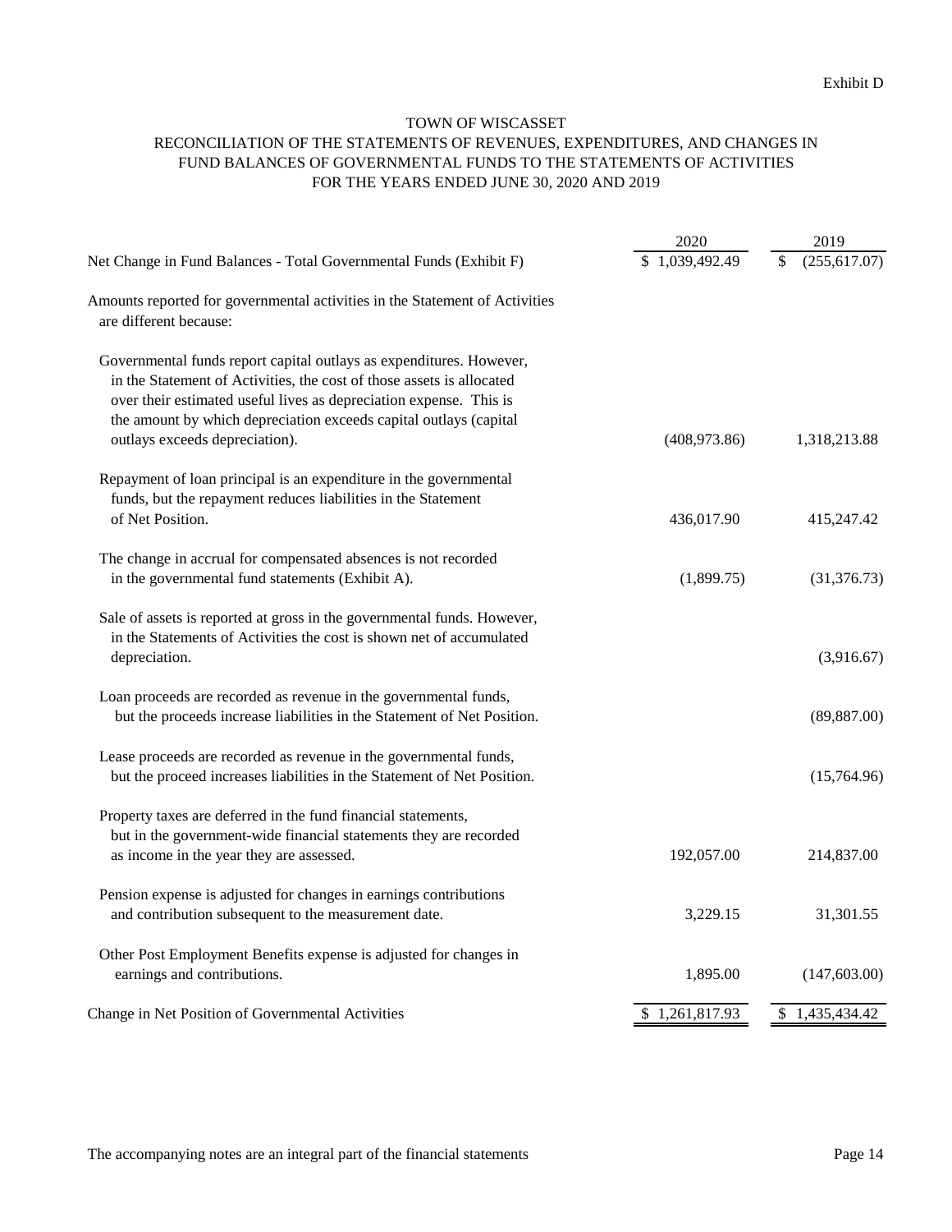Exhibit D

# TOWN OF WISCASSET

## RECONCILIATION OF THE STATEMENTS OF REVENUES, EXPENDITURES, AND CHANGES IN FUND BALANCES OF GOVERNMENTAL FUNDS TO THE STATEMENTS OF ACTIVITIES FOR THE YEARS ENDED JUNE 30, 2020 AND 2019

| | 2020 | 2019 |
|---|---|---|
| Net Change in Fund Balances - Total Governmental Funds (Exhibit F) | $ 1,039,492.49 | $ (255,617.07) |
| Amounts reported for governmental activities in the Statement of Activities are different because: | | |
| Governmental funds report capital outlays as expenditures. However, in the Statement of Activities, the cost of those assets is allocated over their estimated useful lives as depreciation expense. This is the amount by which depreciation exceeds capital outlays (capital outlays exceeds depreciation). | (408,973.86) | 1,318,213.88 |
| Repayment of loan principal is an expenditure in the governmental funds, but the repayment reduces liabilities in the Statement of Net Position. | 436,017.90 | 415,247.42 |
| The change in accrual for compensated absences is not recorded in the governmental fund statements (Exhibit A). | (1,899.75) | (31,376.73) |
| Sale of assets is reported at gross in the governmental funds. However, in the Statements of Activities the cost is shown net of accumulated depreciation. | | (3,916.67) |
| Loan proceeds are recorded as revenue in the governmental funds, but the proceeds increase liabilities in the Statement of Net Position. | | (89,887.00) |
| Lease proceeds are recorded as revenue in the governmental funds, but the proceed increases liabilities in the Statement of Net Position. | | (15,764.96) |
| Property taxes are deferred in the fund financial statements, but in the government-wide financial statements they are recorded as income in the year they are assessed. | 192,057.00 | 214,837.00 |
| Pension expense is adjusted for changes in earnings contributions and contribution subsequent to the measurement date. | 3,229.15 | 31,301.55 |
| Other Post Employment Benefits expense is adjusted for changes in earnings and contributions. | 1,895.00 | (147,603.00) |
| Change in Net Position of Governmental Activities | $ 1,261,817.93 | $ 1,435,434.42 |

The accompanying notes are an integral part of the financial statements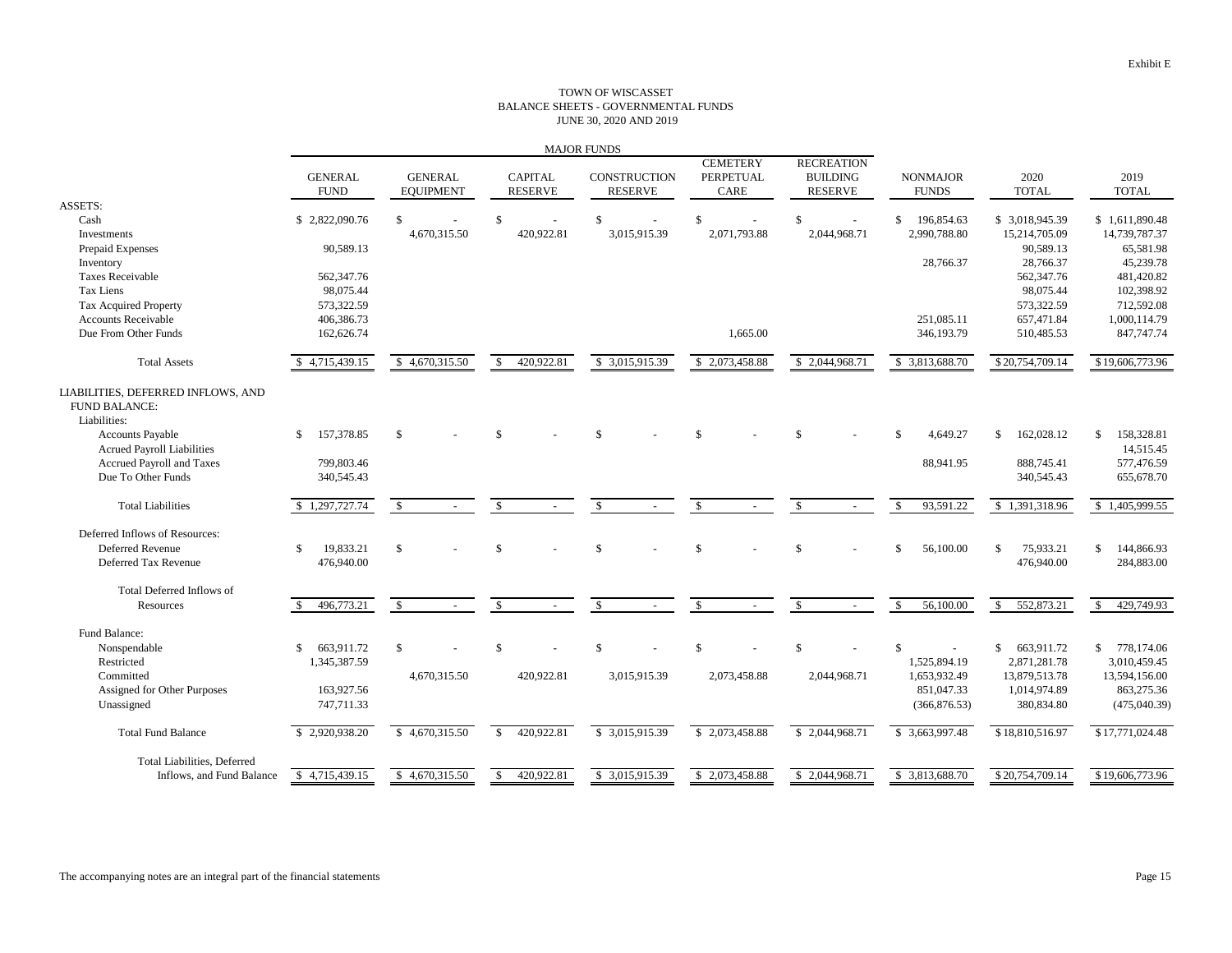Exhibit E

# TOWN OF WISCASSET
## BALANCE SHEETS - GOVERNMENTAL FUNDS
### JUNE 30, 2020 AND 2019

| | MAJOR FUNDS | | | | | | | | |
|---|---|---|---|---|---|---|---|---|---|
| | GENERAL FUND | GENERAL EQUIPMENT | CAPITAL RESERVE | CONSTRUCTION RESERVE | CEMETERY PERPETUAL CARE | RECREATION BUILDING RESERVE | NONMAJOR FUNDS | 2020 TOTAL | 2019 TOTAL |
| ASSETS: | | | | | | | | | |
| Cash | $ 2,822,090.76 | $ - | $ - | $ - | $ - | $ - | $ 196,854.63 | $ 3,018,945.39 | $ 1,611,890.48 |
| Investments | | 4,670,315.50 | 420,922.81 | 3,015,915.39 | 2,071,793.88 | 2,044,968.71 | 2,990,788.80 | 15,214,705.09 | 14,739,787.37 |
| Prepaid Expenses | 90,589.13 | | | | | | | 90,589.13 | 65,581.98 |
| Inventory | | | | | | | 28,766.37 | 28,766.37 | 45,239.78 |
| Taxes Receivable | 562,347.76 | | | | | | | 562,347.76 | 481,420.82 |
| Tax Liens | 98,075.44 | | | | | | | 98,075.44 | 102,398.92 |
| Tax Acquired Property | 573,322.59 | | | | | | | 573,322.59 | 712,592.08 |
| Accounts Receivable | 406,386.73 | | | | | | 251,085.11 | 657,471.84 | 1,000,114.79 |
| Due From Other Funds | 162,626.74 | | | | 1,665.00 | | 346,193.79 | 510,485.53 | 847,747.74 |
| Total Assets | $ 4,715,439.15 | $ 4,670,315.50 | $ 420,922.81 | $ 3,015,915.39 | $ 2,073,458.88 | $ 2,044,968.71 | $ 3,813,688.70 | $ 20,754,709.14 | $ 19,606,773.96 |
| LIABILITIES, DEFERRED INFLOWS, AND FUND BALANCE: | | | | | | | | | |
| Liabilities: | | | | | | | | | |
| Accounts Payable | $ 157,378.85 | $ - | $ - | $ - | $ - | $ - | $ 4,649.27 | $ 162,028.12 | $ 158,328.81 |
| Acrued Payroll Liabilities | | | | | | | | | 14,515.45 |
| Accrued Payroll and Taxes | 799,803.46 | | | | | | 88,941.95 | 888,745.41 | 577,476.59 |
| Due To Other Funds | 340,545.43 | | | | | | | 340,545.43 | 655,678.70 |
| Total Liabilities | $ 1,297,727.74 | $ - | $ - | $ - | $ - | $ - | $ 93,591.22 | $ 1,391,318.96 | $ 1,405,999.55 |
| Deferred Inflows of Resources: | | | | | | | | | |
| Deferred Revenue | $ 19,833.21 | $ - | $ - | $ - | $ - | $ - | $ 56,100.00 | $ 75,933.21 | $ 144,866.93 |
| Deferred Tax Revenue | 476,940.00 | | | | | | | 476,940.00 | 284,883.00 |
| Total Deferred Inflows of Resources | $ 496,773.21 | $ - | $ - | $ - | $ - | $ - | $ 56,100.00 | $ 552,873.21 | $ 429,749.93 |
| Fund Balance: | | | | | | | | | |
| Nonspendable | $ 663,911.72 | $ - | $ - | $ - | $ - | $ - | $ - | $ 663,911.72 | $ 778,174.06 |
| Restricted | 1,345,387.59 | | | | | | 1,525,894.19 | 2,871,281.78 | 3,010,459.45 |
| Committed | | 4,670,315.50 | 420,922.81 | 3,015,915.39 | 2,073,458.88 | 2,044,968.71 | 1,653,932.49 | 13,879,513.78 | 13,594,156.00 |
| Assigned for Other Purposes | 163,927.56 | | | | | | 851,047.33 | 1,014,974.89 | 863,275.36 |
| Unassigned | 747,711.33 | | | | | | (366,876.53) | 380,834.80 | (475,040.39) |
| Total Fund Balance | $ 2,920,938.20 | $ 4,670,315.50 | $ 420,922.81 | $ 3,015,915.39 | $ 2,073,458.88 | $ 2,044,968.71 | $ 3,663,997.48 | $ 18,810,516.97 | $ 17,771,024.48 |
| Total Liabilities, Deferred Inflows, and Fund Balance | $ 4,715,439.15 | $ 4,670,315.50 | $ 420,922.81 | $ 3,015,915.39 | $ 2,073,458.88 | $ 2,044,968.71 | $ 3,813,688.70 | $ 20,754,709.14 | $ 19,606,773.96 |

The accompanying notes are an integral part of the financial statements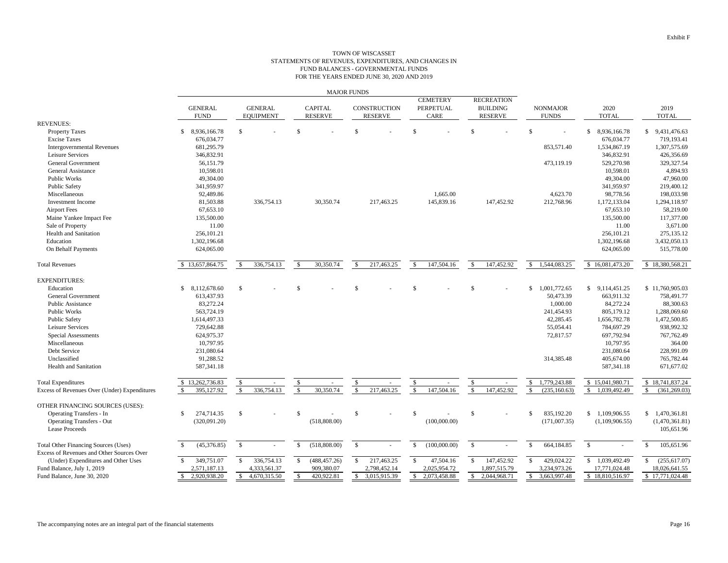Exhibit F

# TOWN OF WISCASSET
## STATEMENTS OF REVENUES, EXPENDITURES, AND CHANGES IN FUND BALANCES - GOVERNMENTAL FUNDS
### FOR THE YEARS ENDED JUNE 30, 2020 AND 2019

| | MAJOR FUNDS | | | | | | | | |
|---|---|---|---|---|---|---|---|---|---|
| | GENERAL FUND | GENERAL EQUIPMENT | CAPITAL RESERVE | CONSTRUCTION RESERVE | CEMETERY PERPETUAL CARE | RECREATION BUILDING RESERVE | NONMAJOR FUNDS | 2020 TOTAL | 2019 TOTAL |
| **REVENUES:** | | | | | | | | | |
| Property Taxes | $ 8,936,166.78 | $ - | $ - | $ - | $ - | $ - | $ - | $ 8,936,166.78 | $ 9,431,476.63 |
| Excise Taxes | 676,034.77 | | | | | | | 676,034.77 | 719,193.41 |
| Intergovernmental Revenues | 681,295.79 | | | | | | 853,571.40 | 1,534,867.19 | 1,307,575.69 |
| Leisure Services | 346,832.91 | | | | | | | 346,832.91 | 426,356.69 |
| General Government | 56,151.79 | | | | | | 473,119.19 | 529,270.98 | 329,327.54 |
| General Assistance | 10,598.01 | | | | | | | 10,598.01 | 4,894.93 |
| Public Works | 49,304.00 | | | | | | | 49,304.00 | 47,960.00 |
| Public Safety | 341,959.97 | | | | | | | 341,959.97 | 219,400.12 |
| Miscellaneous | 92,489.86 | | | | 1,665.00 | | 4,623.70 | 98,778.56 | 198,033.98 |
| Investment Income | 81,503.88 | 336,754.13 | 30,350.74 | 217,463.25 | 145,839.16 | 147,452.92 | 212,768.96 | 1,172,133.04 | 1,294,118.97 |
| Airport Fees | 67,653.10 | | | | | | | 67,653.10 | 58,219.00 |
| Maine Yankee Impact Fee | 135,500.00 | | | | | | | 135,500.00 | 117,377.00 |
| Sale of Property | 11.00 | | | | | | | 11.00 | 3,671.00 |
| Health and Sanitation | 256,101.21 | | | | | | | 256,101.21 | 275,135.12 |
| Education | 1,302,196.68 | | | | | | | 1,302,196.68 | 3,432,050.13 |
| On Behalf Payments | 624,065.00 | | | | | | | 624,065.00 | 515,778.00 |
| Total Revenues | $ 13,657,864.75 | $ 336,754.13 | $ 30,350.74 | $ 217,463.25 | $ 147,504.16 | $ 147,452.92 | $ 1,544,083.25 | $ 16,081,473.20 | $ 18,380,568.21 |
| **EXPENDITURES:** | | | | | | | | | |
| Education | $ 8,112,678.60 | $ - | $ - | $ - | $ - | $ - | $ 1,001,772.65 | $ 9,114,451.25 | $ 11,760,905.03 |
| General Government | 613,437.93 | | | | | | 50,473.39 | 663,911.32 | 758,491.77 |
| Public Assistance | 83,272.24 | | | | | | 1,000.00 | 84,272.24 | 88,300.63 |
| Public Works | 563,724.19 | | | | | | 241,454.93 | 805,179.12 | 1,288,069.60 |
| Public Safety | 1,614,497.33 | | | | | | 42,285.45 | 1,656,782.78 | 1,472,500.85 |
| Leisure Services | 729,642.88 | | | | | | 55,054.41 | 784,697.29 | 938,992.32 |
| Special Assessments | 624,975.37 | | | | | | 72,817.57 | 697,792.94 | 767,762.49 |
| Miscellaneous | 10,797.95 | | | | | | | 10,797.95 | 364.00 |
| Debt Service | 231,080.64 | | | | | | | 231,080.64 | 228,991.09 |
| Unclassified | 91,288.52 | | | | | | 314,385.48 | 405,674.00 | 765,782.44 |
| Health and Sanitation | 587,341.18 | | | | | | | 587,341.18 | 671,677.02 |
| Total Expenditures | $ 13,262,736.83 | $ - | $ - | $ - | $ - | $ - | $ 1,779,243.88 | $ 15,041,980.71 | $ 18,741,837.24 |
| Excess of Revenues Over (Under) Expenditures | $ 395,127.92 | $ 336,754.13 | $ 30,350.74 | $ 217,463.25 | $ 147,504.16 | $ 147,452.92 | $ (235,160.63) | $ 1,039,492.49 | $ (361,269.03) |
| **OTHER FINANCING SOURCES (USES):** | | | | | | | | | |
| Operating Transfers - In | $ 274,714.35 | $ - | $ - | $ - | $ - | $ - | $ 835,192.20 | $ 1,109,906.55 | $ 1,470,361.81 |
| Operating Transfers - Out | (320,091.20) | | (518,808.00) | | (100,000.00) | | (171,007.35) | (1,109,906.55) | (1,470,361.81) |
| Lease Proceeds | | | | | | | | | 105,651.96 |
| Total Other Financing Sources (Uses) | $ (45,376.85) | $ - | $ (518,808.00) | $ - | $ (100,000.00) | $ - | $ 664,184.85 | $ - | $ 105,651.96 |
| Excess of Revenues and Other Sources Over (Under) Expenditures and Other Uses | $ 349,751.07 | $ 336,754.13 | $ (488,457.26) | $ 217,463.25 | $ 47,504.16 | $ 147,452.92 | $ 429,024.22 | $ 1,039,492.49 | $ (255,617.07) |
| Fund Balance, July 1, 2019 | 2,571,187.13 | 4,333,561.37 | 909,380.07 | 2,798,452.14 | 2,025,954.72 | 1,897,515.79 | 3,234,973.26 | 17,771,024.48 | 18,026,641.55 |
| Fund Balance, June 30, 2020 | $ 2,920,938.20 | $ 4,670,315.50 | $ 420,922.81 | $ 3,015,915.39 | $ 2,073,458.88 | $ 2,044,968.71 | $ 3,663,997.48 | $ 18,810,516.97 | $ 17,771,024.48 |

The accompanying notes are an integral part of the financial statements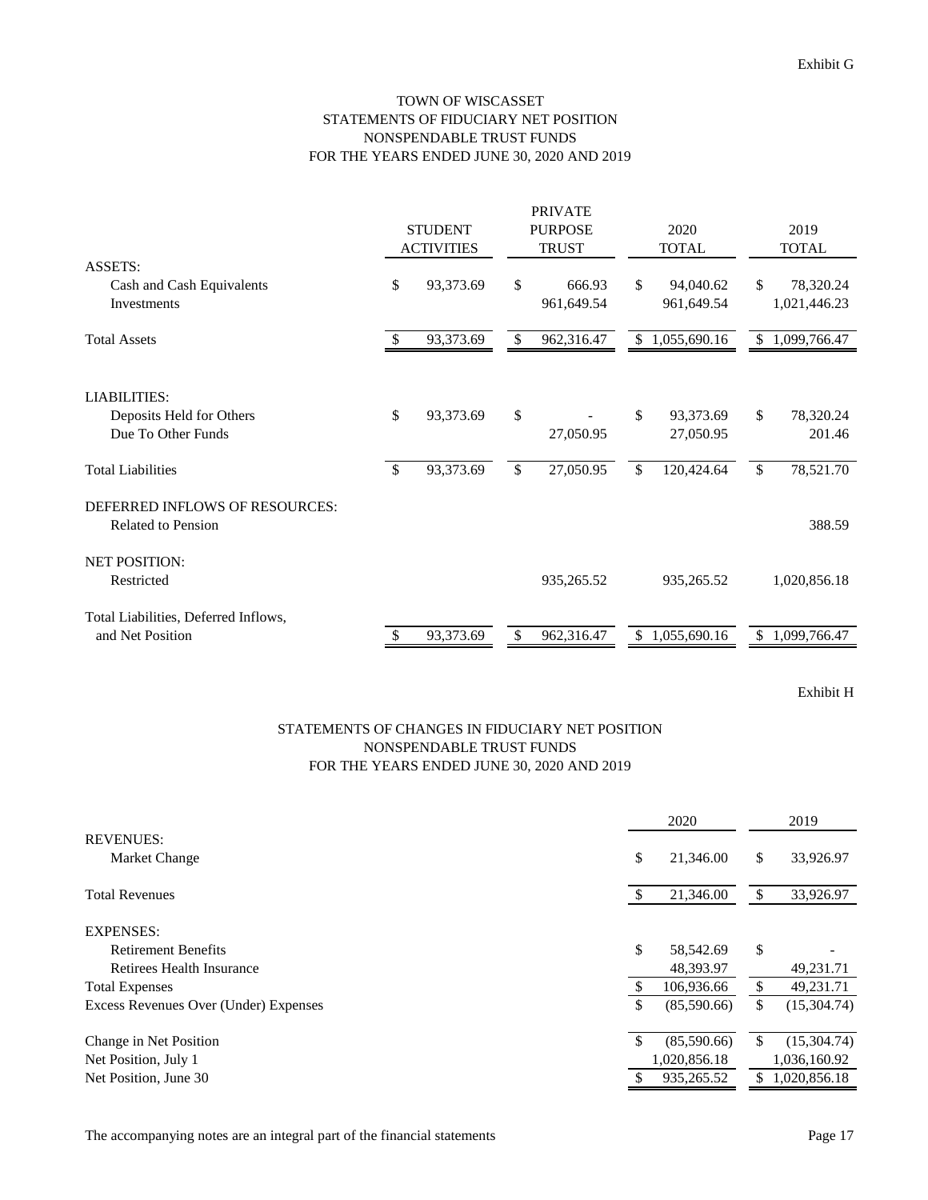Exhibit G

# TOWN OF WISCASSET
## STATEMENTS OF FIDUCIARY NET POSITION
## NONSPENDABLE TRUST FUNDS
## FOR THE YEARS ENDED JUNE 30, 2020 AND 2019

| | STUDENT ACTIVITIES | PRIVATE PURPOSE TRUST | 2020 TOTAL | 2019 TOTAL |
|---|---|---|---|---|
| ASSETS: | | | | |
| Cash and Cash Equivalents | $ 93,373.69 | $ 666.93 | $ 94,040.62 | $ 78,320.24 |
| Investments | | 961,649.54 | 961,649.54 | 1,021,446.23 |
| Total Assets | $ 93,373.69 | $ 962,316.47 | $ 1,055,690.16 | $ 1,099,766.47 |
| LIABILITIES: | | | | |
| Deposits Held for Others | $ 93,373.69 | $ - | $ 93,373.69 | $ 78,320.24 |
| Due To Other Funds | | 27,050.95 | 27,050.95 | 201.46 |
| Total Liabilities | $ 93,373.69 | $ 27,050.95 | $ 120,424.64 | $ 78,521.70 |
| DEFERRED INFLOWS OF RESOURCES: | | | | |
| Related to Pension | | | | 388.59 |
| NET POSITION: | | | | |
| Restricted | | 935,265.52 | 935,265.52 | 1,020,856.18 |
| Total Liabilities, Deferred Inflows, and Net Position | $ 93,373.69 | $ 962,316.47 | $ 1,055,690.16 | $ 1,099,766.47 |

Exhibit H

## STATEMENTS OF CHANGES IN FIDUCIARY NET POSITION
## NONSPENDABLE TRUST FUNDS
## FOR THE YEARS ENDED JUNE 30, 2020 AND 2019

| | 2020 | 2019 |
|---|---|---|
| REVENUES: | | |
| Market Change | $ 21,346.00 | $ 33,926.97 |
| Total Revenues | $ 21,346.00 | $ 33,926.97 |
| EXPENSES: | | |
| Retirement Benefits | $ 58,542.69 | $ - |
| Retirees Health Insurance | 48,393.97 | 49,231.71 |
| Total Expenses | $ 106,936.66 | $ 49,231.71 |
| Excess Revenues Over (Under) Expenses | $ (85,590.66) | $ (15,304.74) |
| Change in Net Position | $ (85,590.66) | $ (15,304.74) |
| Net Position, July 1 | 1,020,856.18 | 1,036,160.92 |
| Net Position, June 30 | $ 935,265.52 | $ 1,020,856.18 |

The accompanying notes are an integral part of the financial statements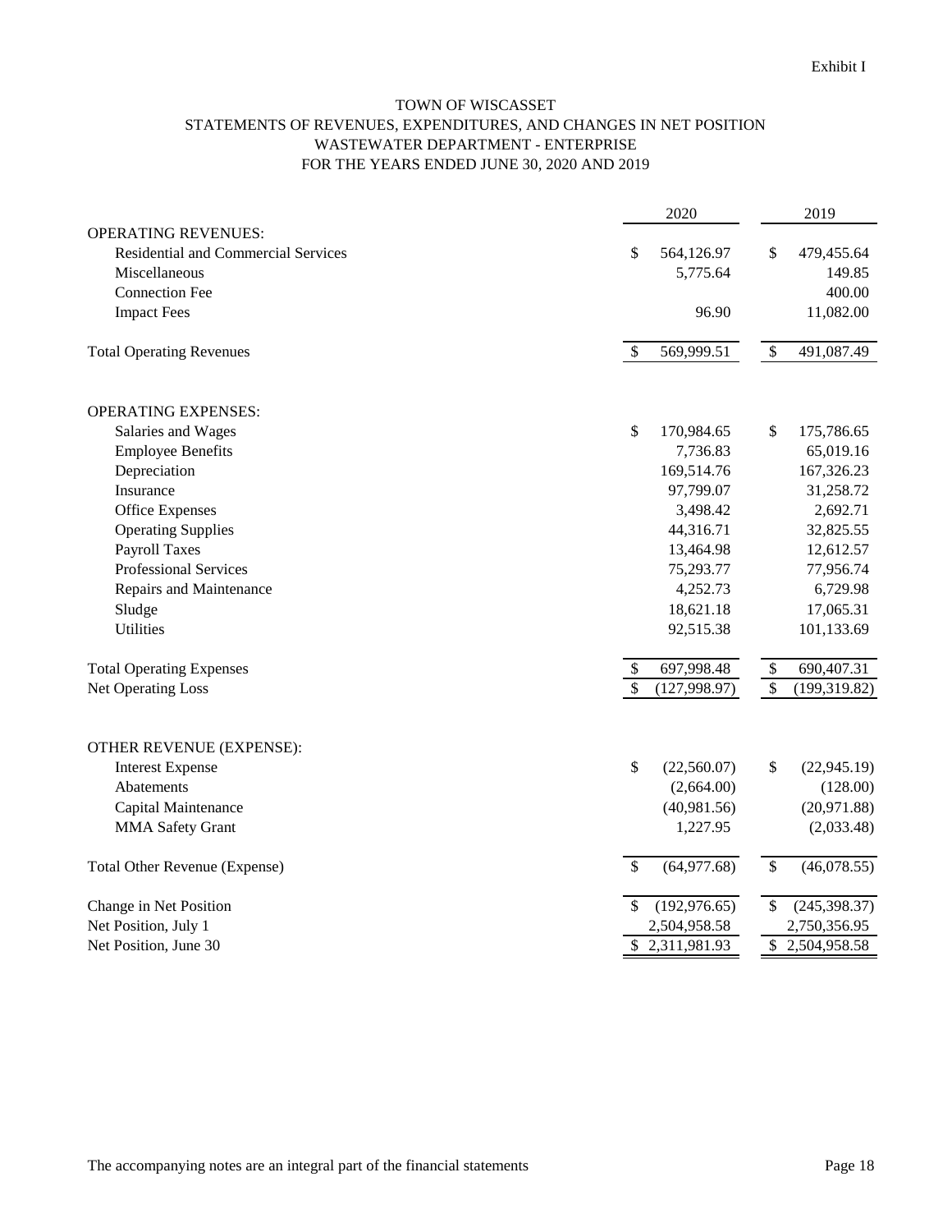Exhibit I

# TOWN OF WISCASSET
## STATEMENTS OF REVENUES, EXPENDITURES, AND CHANGES IN NET POSITION
## WASTEWATER DEPARTMENT - ENTERPRISE
## FOR THE YEARS ENDED JUNE 30, 2020 AND 2019

| | 2020 | 2019 |
|---|---|---|
| OPERATING REVENUES: | | |
| Residential and Commercial Services | $ 564,126.97 | $ 479,455.64 |
| Miscellaneous | 5,775.64 | 149.85 |
| Connection Fee | | 400.00 |
| Impact Fees | 96.90 | 11,082.00 |
| Total Operating Revenues | $ 569,999.51 | $ 491,087.49 |
| | | |
| OPERATING EXPENSES: | | |
| Salaries and Wages | $ 170,984.65 | $ 175,786.65 |
| Employee Benefits | 7,736.83 | 65,019.16 |
| Depreciation | 169,514.76 | 167,326.23 |
| Insurance | 97,799.07 | 31,258.72 |
| Office Expenses | 3,498.42 | 2,692.71 |
| Operating Supplies | 44,316.71 | 32,825.55 |
| Payroll Taxes | 13,464.98 | 12,612.57 |
| Professional Services | 75,293.77 | 77,956.74 |
| Repairs and Maintenance | 4,252.73 | 6,729.98 |
| Sludge | 18,621.18 | 17,065.31 |
| Utilities | 92,515.38 | 101,133.69 |
| Total Operating Expenses | $ 697,998.48 | $ 690,407.31 |
| Net Operating Loss | $ (127,998.97) | $ (199,319.82) |
| | | |
| OTHER REVENUE (EXPENSE): | | |
| Interest Expense | $ (22,560.07) | $ (22,945.19) |
| Abatements | (2,664.00) | (128.00) |
| Capital Maintenance | (40,981.56) | (20,971.88) |
| MMA Safety Grant | 1,227.95 | (2,033.48) |
| Total Other Revenue (Expense) | $ (64,977.68) | $ (46,078.55) |
| | | |
| Change in Net Position | $ (192,976.65) | $ (245,398.37) |
| Net Position, July 1 | 2,504,958.58 | 2,750,356.95 |
| Net Position, June 30 | $ 2,311,981.93 | $ 2,504,958.58 |

The accompanying notes are an integral part of the financial statements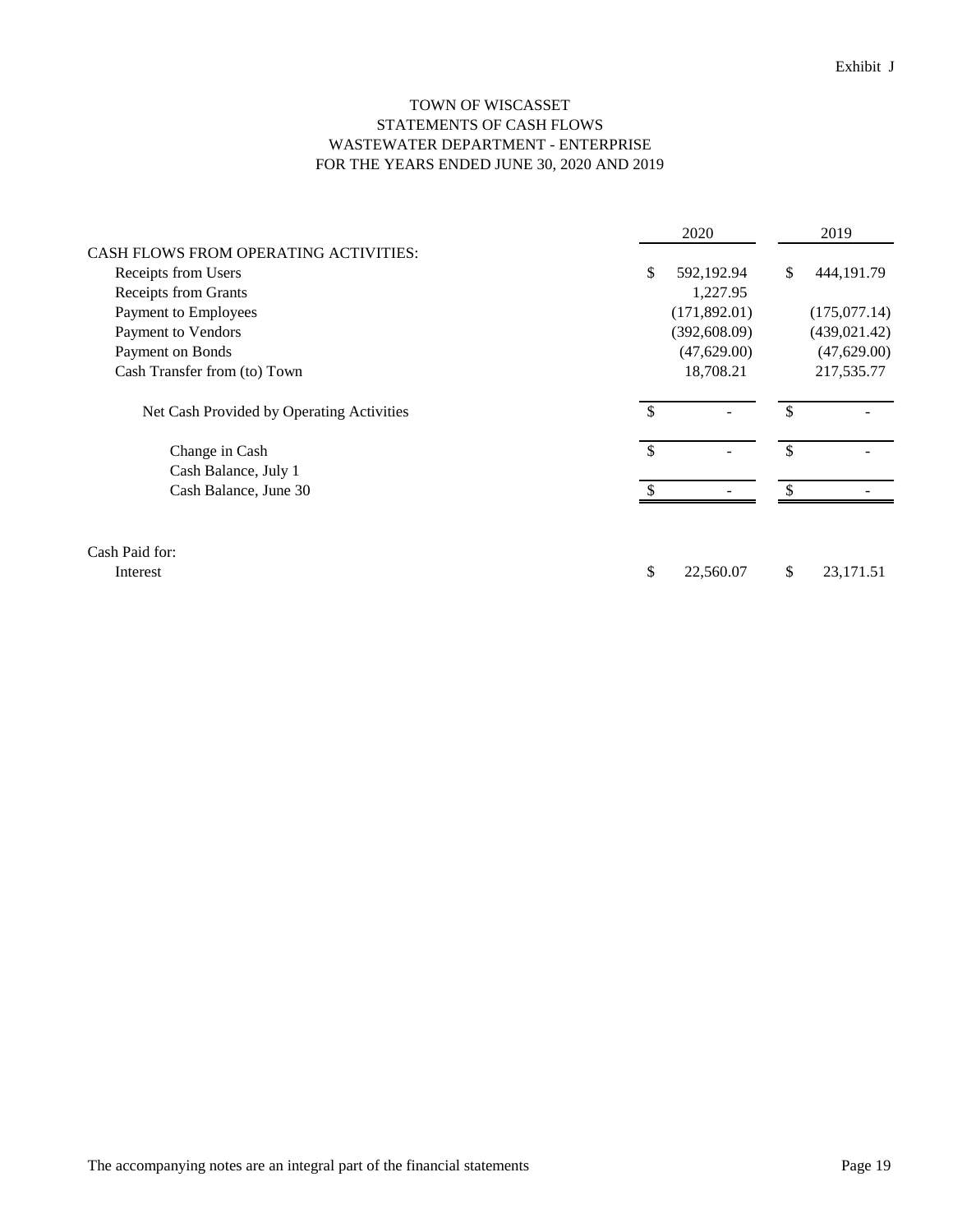Exhibit J

# TOWN OF WISCASSET
## STATEMENTS OF CASH FLOWS
## WASTEWATER DEPARTMENT - ENTERPRISE
## FOR THE YEARS ENDED JUNE 30, 2020 AND 2019

| | 2020 | 2019 |
|---|---|---|
| CASH FLOWS FROM OPERATING ACTIVITIES: | | |
| Receipts from Users | $ 592,192.94 | $ 444,191.79 |
| Receipts from Grants | 1,227.95 | |
| Payment to Employees | (171,892.01) | (175,077.14) |
| Payment to Vendors | (392,608.09) | (439,021.42) |
| Payment on Bonds | (47,629.00) | (47,629.00) |
| Cash Transfer from (to) Town | 18,708.21 | 217,535.77 |
| Net Cash Provided by Operating Activities | $ - | $ - |
| Change in Cash | $ - | $ - |
| Cash Balance, July 1 | | |
| Cash Balance, June 30 | $ - | $ - |
| | | |
| Cash Paid for: | | |
| Interest | $ 22,560.07 | $ 23,171.51 |

The accompanying notes are an integral part of the financial statements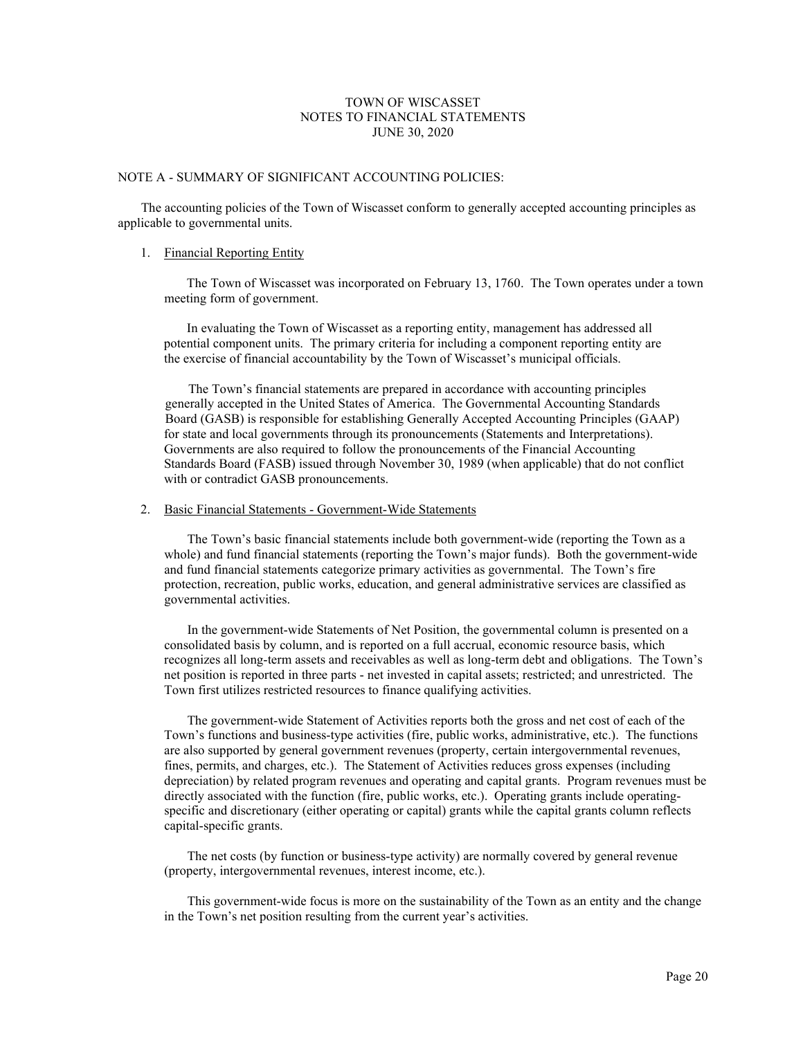# TOWN OF WISCASSET
# NOTES TO FINANCIAL STATEMENTS
# JUNE 30, 2020

## NOTE A - SUMMARY OF SIGNIFICANT ACCOUNTING POLICIES:

The accounting policies of the Town of Wiscasset conform to generally accepted accounting principles as applicable to governmental units.

### 1. Financial Reporting Entity

The Town of Wiscasset was incorporated on February 13, 1760. The Town operates under a town meeting form of government.

In evaluating the Town of Wiscasset as a reporting entity, management has addressed all potential component units. The primary criteria for including a component reporting entity are the exercise of financial accountability by the Town of Wiscasset's municipal officials.

The Town's financial statements are prepared in accordance with accounting principles generally accepted in the United States of America. The Governmental Accounting Standards Board (GASB) is responsible for establishing Generally Accepted Accounting Principles (GAAP) for state and local governments through its pronouncements (Statements and Interpretations). Governments are also required to follow the pronouncements of the Financial Accounting Standards Board (FASB) issued through November 30, 1989 (when applicable) that do not conflict with or contradict GASB pronouncements.

### 2. Basic Financial Statements - Government-Wide Statements

The Town's basic financial statements include both government-wide (reporting the Town as a whole) and fund financial statements (reporting the Town's major funds). Both the government-wide and fund financial statements categorize primary activities as governmental. The Town's fire protection, recreation, public works, education, and general administrative services are classified as governmental activities.

In the government-wide Statements of Net Position, the governmental column is presented on a consolidated basis by column, and is reported on a full accrual, economic resource basis, which recognizes all long-term assets and receivables as well as long-term debt and obligations. The Town's net position is reported in three parts - net invested in capital assets; restricted; and unrestricted. The Town first utilizes restricted resources to finance qualifying activities.

The government-wide Statement of Activities reports both the gross and net cost of each of the Town's functions and business-type activities (fire, public works, administrative, etc.). The functions are also supported by general government revenues (property, certain intergovernmental revenues, fines, permits, and charges, etc.). The Statement of Activities reduces gross expenses (including depreciation) by related program revenues and operating and capital grants. Program revenues must be directly associated with the function (fire, public works, etc.). Operating grants include operating-specific and discretionary (either operating or capital) grants while the capital grants column reflects capital-specific grants.

The net costs (by function or business-type activity) are normally covered by general revenue (property, intergovernmental revenues, interest income, etc.).

This government-wide focus is more on the sustainability of the Town as an entity and the change in the Town's net position resulting from the current year's activities.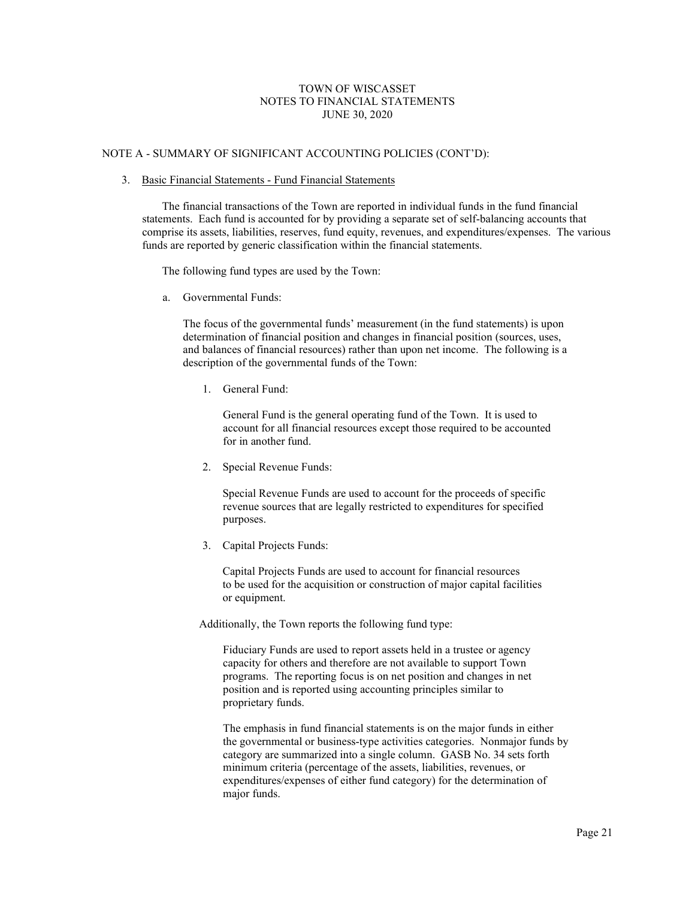## NOTE A - SUMMARY OF SIGNIFICANT ACCOUNTING POLICIES (CONT'D):

3. Basic Financial Statements - Fund Financial Statements

The financial transactions of the Town are reported in individual funds in the fund financial statements. Each fund is accounted for by providing a separate set of self-balancing accounts that comprise its assets, liabilities, reserves, fund equity, revenues, and expenditures/expenses. The various funds are reported by generic classification within the financial statements.

The following fund types are used by the Town:

a. Governmental Funds:

The focus of the governmental funds' measurement (in the fund statements) is upon determination of financial position and changes in financial position (sources, uses, and balances of financial resources) rather than upon net income. The following is a description of the governmental funds of the Town:

1. General Fund:

   General Fund is the general operating fund of the Town. It is used to account for all financial resources except those required to be accounted for in another fund.

2. Special Revenue Funds:

   Special Revenue Funds are used to account for the proceeds of specific revenue sources that are legally restricted to expenditures for specified purposes.

3. Capital Projects Funds:

   Capital Projects Funds are used to account for financial resources to be used for the acquisition or construction of major capital facilities or equipment.

Additionally, the Town reports the following fund type:

Fiduciary Funds are used to report assets held in a trustee or agency capacity for others and therefore are not available to support Town programs. The reporting focus is on net position and changes in net position and is reported using accounting principles similar to proprietary funds.

The emphasis in fund financial statements is on the major funds in either the governmental or business-type activities categories. Nonmajor funds by category are summarized into a single column. GASB No. 34 sets forth minimum criteria (percentage of the assets, liabilities, revenues, or expenditures/expenses of either fund category) for the determination of major funds.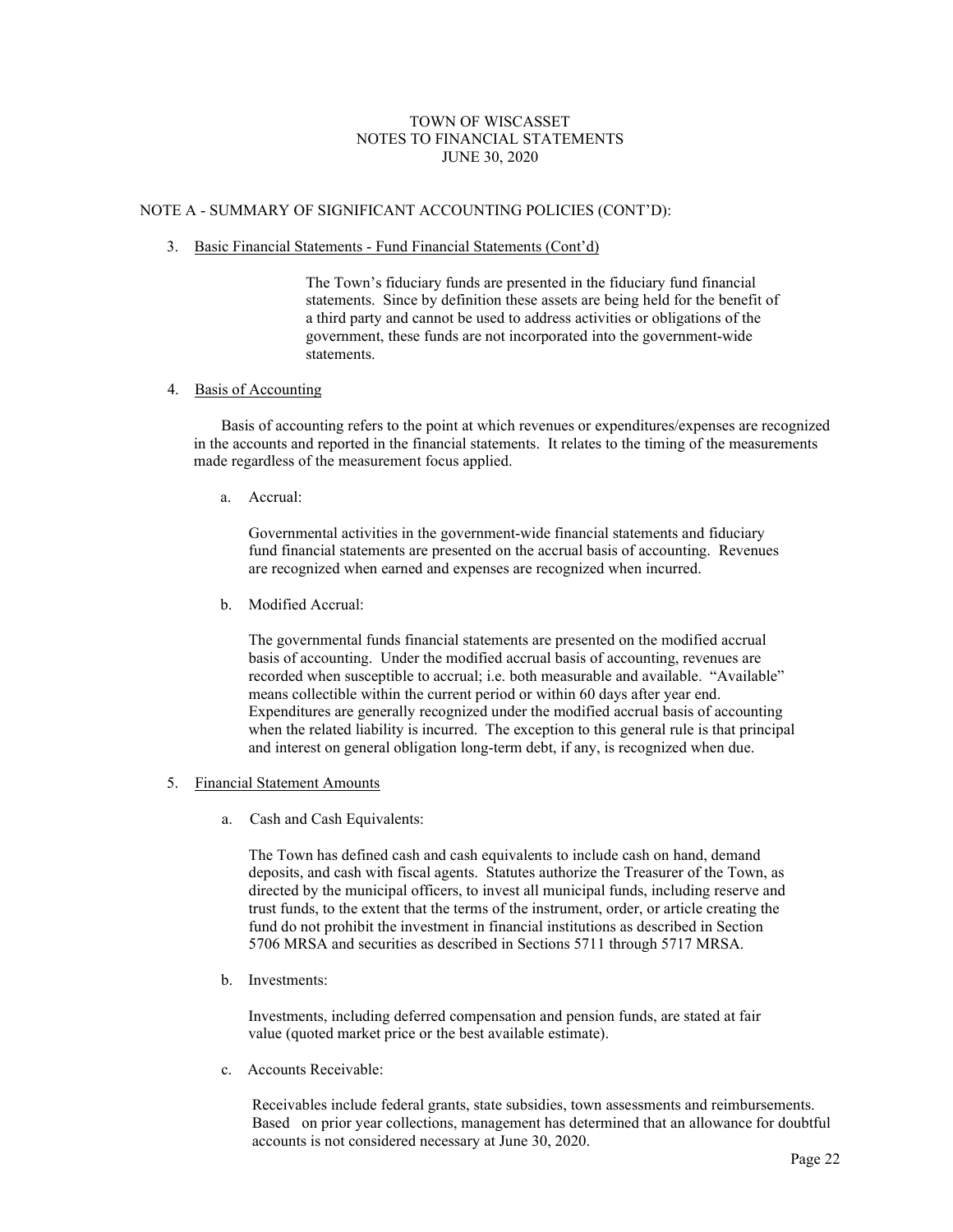TOWN OF WISCASSET
NOTES TO FINANCIAL STATEMENTS
JUNE 30, 2020

NOTE A - SUMMARY OF SIGNIFICANT ACCOUNTING POLICIES (CONT'D):

3. Basic Financial Statements - Fund Financial Statements (Cont'd)

The Town's fiduciary funds are presented in the fiduciary fund financial statements. Since by definition these assets are being held for the benefit of a third party and cannot be used to address activities or obligations of the government, these funds are not incorporated into the government-wide statements.

4. Basis of Accounting

Basis of accounting refers to the point at which revenues or expenditures/expenses are recognized in the accounts and reported in the financial statements. It relates to the timing of the measurements made regardless of the measurement focus applied.

a. Accrual:

Governmental activities in the government-wide financial statements and fiduciary fund financial statements are presented on the accrual basis of accounting. Revenues are recognized when earned and expenses are recognized when incurred.

b. Modified Accrual:

The governmental funds financial statements are presented on the modified accrual basis of accounting. Under the modified accrual basis of accounting, revenues are recorded when susceptible to accrual; i.e. both measurable and available. "Available" means collectible within the current period or within 60 days after year end. Expenditures are generally recognized under the modified accrual basis of accounting when the related liability is incurred. The exception to this general rule is that principal and interest on general obligation long-term debt, if any, is recognized when due.

5. Financial Statement Amounts

a. Cash and Cash Equivalents:

The Town has defined cash and cash equivalents to include cash on hand, demand deposits, and cash with fiscal agents. Statutes authorize the Treasurer of the Town, as directed by the municipal officers, to invest all municipal funds, including reserve and trust funds, to the extent that the terms of the instrument, order, or article creating the fund do not prohibit the investment in financial institutions as described in Section 5706 MRSA and securities as described in Sections 5711 through 5717 MRSA.

b. Investments:

Investments, including deferred compensation and pension funds, are stated at fair value (quoted market price or the best available estimate).

c. Accounts Receivable:

Receivables include federal grants, state subsidies, town assessments and reimbursements. Based on prior year collections, management has determined that an allowance for doubtful accounts is not considered necessary at June 30, 2020.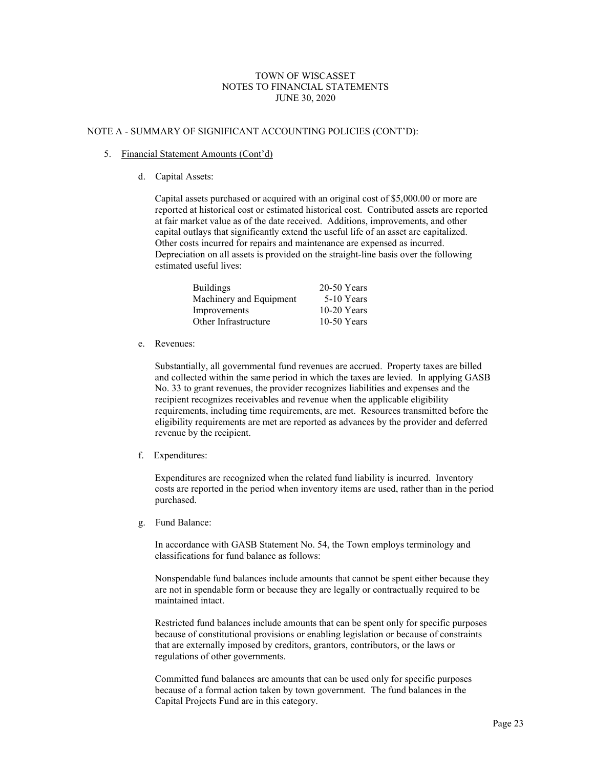TOWN OF WISCASSET
NOTES TO FINANCIAL STATEMENTS
JUNE 30, 2020

NOTE A - SUMMARY OF SIGNIFICANT ACCOUNTING POLICIES (CONT'D):

5. Financial Statement Amounts (Cont'd)

d. Capital Assets:

Capital assets purchased or acquired with an original cost of $5,000.00 or more are reported at historical cost or estimated historical cost. Contributed assets are reported at fair market value as of the date received. Additions, improvements, and other capital outlays that significantly extend the useful life of an asset are capitalized. Other costs incurred for repairs and maintenance are expensed as incurred. Depreciation on all assets is provided on the straight-line basis over the following estimated useful lives:

| | |
|---|---|
| Buildings | 20-50 Years |
| Machinery and Equipment | 5-10 Years |
| Improvements | 10-20 Years |
| Other Infrastructure | 10-50 Years |

e. Revenues:

Substantially, all governmental fund revenues are accrued. Property taxes are billed and collected within the same period in which the taxes are levied. In applying GASB No. 33 to grant revenues, the provider recognizes liabilities and expenses and the recipient recognizes receivables and revenue when the applicable eligibility requirements, including time requirements, are met. Resources transmitted before the eligibility requirements are met are reported as advances by the provider and deferred revenue by the recipient.

f. Expenditures:

Expenditures are recognized when the related fund liability is incurred. Inventory costs are reported in the period when inventory items are used, rather than in the period purchased.

g. Fund Balance:

In accordance with GASB Statement No. 54, the Town employs terminology and classifications for fund balance as follows:

Nonspendable fund balances include amounts that cannot be spent either because they are not in spendable form or because they are legally or contractually required to be maintained intact.

Restricted fund balances include amounts that can be spent only for specific purposes because of constitutional provisions or enabling legislation or because of constraints that are externally imposed by creditors, grantors, contributors, or the laws or regulations of other governments.

Committed fund balances are amounts that can be used only for specific purposes because of a formal action taken by town government. The fund balances in the Capital Projects Fund are in this category.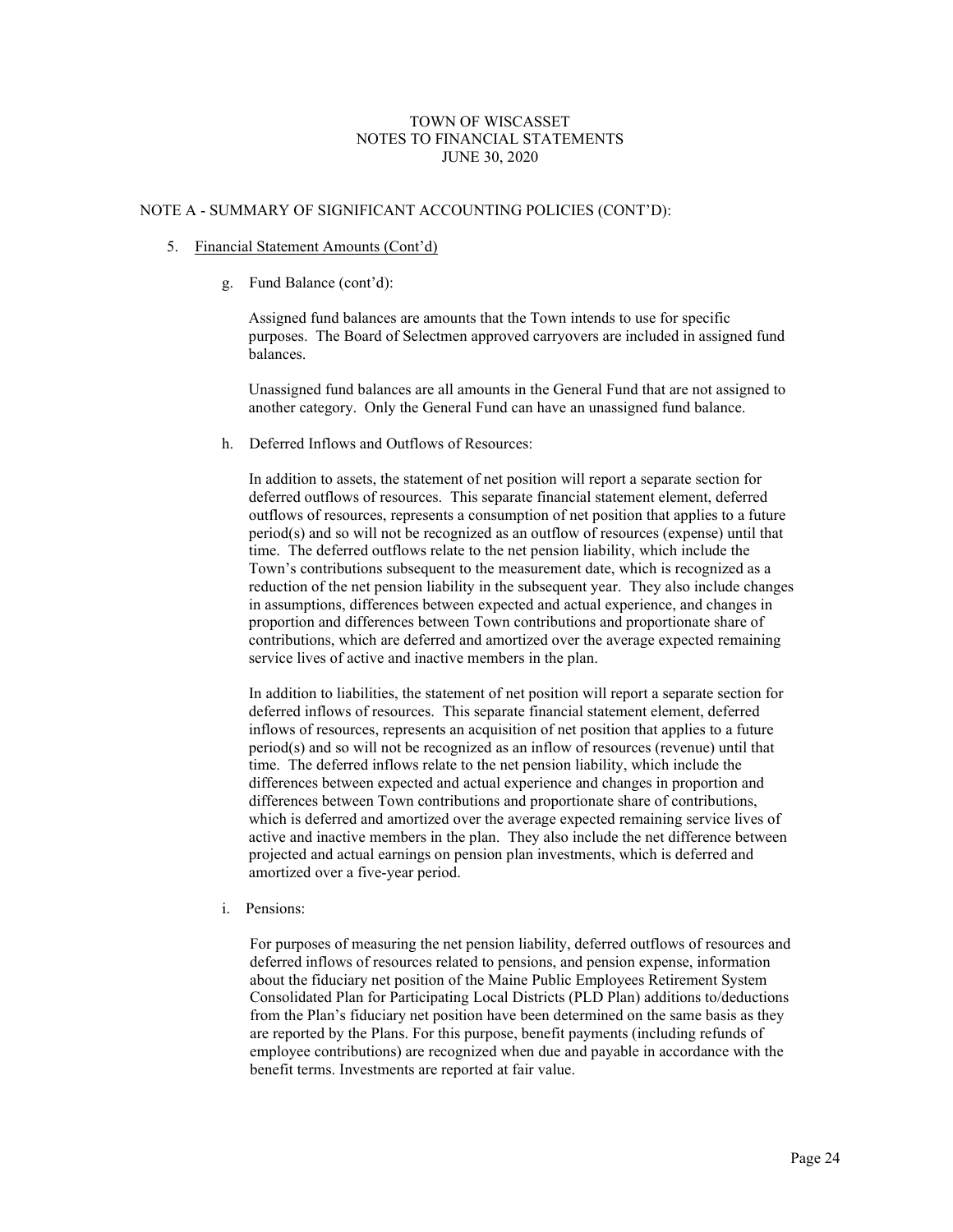TOWN OF WISCASSET
NOTES TO FINANCIAL STATEMENTS
JUNE 30, 2020

## NOTE A - SUMMARY OF SIGNIFICANT ACCOUNTING POLICIES (CONT'D):

5. Financial Statement Amounts (Cont'd)

   g. Fund Balance (cont'd):

   Assigned fund balances are amounts that the Town intends to use for specific purposes. The Board of Selectmen approved carryovers are included in assigned fund balances.

   Unassigned fund balances are all amounts in the General Fund that are not assigned to another category. Only the General Fund can have an unassigned fund balance.

   h. Deferred Inflows and Outflows of Resources:

   In addition to assets, the statement of net position will report a separate section for deferred outflows of resources. This separate financial statement element, deferred outflows of resources, represents a consumption of net position that applies to a future period(s) and so will not be recognized as an outflow of resources (expense) until that time. The deferred outflows relate to the net pension liability, which include the Town's contributions subsequent to the measurement date, which is recognized as a reduction of the net pension liability in the subsequent year. They also include changes in assumptions, differences between expected and actual experience, and changes in proportion and differences between Town contributions and proportionate share of contributions, which are deferred and amortized over the average expected remaining service lives of active and inactive members in the plan.

   In addition to liabilities, the statement of net position will report a separate section for deferred inflows of resources. This separate financial statement element, deferred inflows of resources, represents an acquisition of net position that applies to a future period(s) and so will not be recognized as an inflow of resources (revenue) until that time. The deferred inflows relate to the net pension liability, which include the differences between expected and actual experience and changes in proportion and differences between Town contributions and proportionate share of contributions, which is deferred and amortized over the average expected remaining service lives of active and inactive members in the plan. They also include the net difference between projected and actual earnings on pension plan investments, which is deferred and amortized over a five-year period.

   i. Pensions:

   For purposes of measuring the net pension liability, deferred outflows of resources and deferred inflows of resources related to pensions, and pension expense, information about the fiduciary net position of the Maine Public Employees Retirement System Consolidated Plan for Participating Local Districts (PLD Plan) additions to/deductions from the Plan's fiduciary net position have been determined on the same basis as they are reported by the Plans. For this purpose, benefit payments (including refunds of employee contributions) are recognized when due and payable in accordance with the benefit terms. Investments are reported at fair value.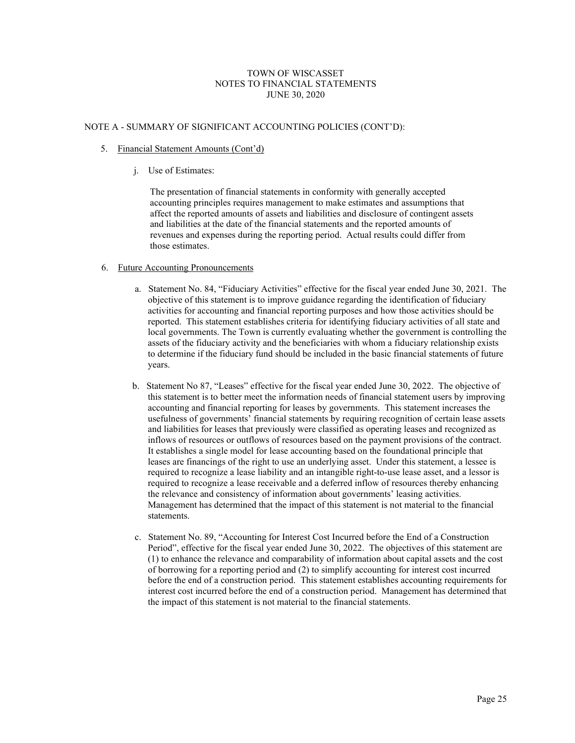TOWN OF WISCASSET
NOTES TO FINANCIAL STATEMENTS
JUNE 30, 2020

NOTE A - SUMMARY OF SIGNIFICANT ACCOUNTING POLICIES (CONT'D):

5. Financial Statement Amounts (Cont'd)

   j. Use of Estimates:

      The presentation of financial statements in conformity with generally accepted accounting principles requires management to make estimates and assumptions that affect the reported amounts of assets and liabilities and disclosure of contingent assets and liabilities at the date of the financial statements and the reported amounts of revenues and expenses during the reporting period. Actual results could differ from those estimates.

6. Future Accounting Pronouncements

   a. Statement No. 84, "Fiduciary Activities" effective for the fiscal year ended June 30, 2021. The objective of this statement is to improve guidance regarding the identification of fiduciary activities for accounting and financial reporting purposes and how those activities should be reported. This statement establishes criteria for identifying fiduciary activities of all state and local governments. The Town is currently evaluating whether the government is controlling the assets of the fiduciary activity and the beneficiaries with whom a fiduciary relationship exists to determine if the fiduciary fund should be included in the basic financial statements of future years.

   b. Statement No 87, "Leases" effective for the fiscal year ended June 30, 2022. The objective of this statement is to better meet the information needs of financial statement users by improving accounting and financial reporting for leases by governments. This statement increases the usefulness of governments' financial statements by requiring recognition of certain lease assets and liabilities for leases that previously were classified as operating leases and recognized as inflows of resources or outflows of resources based on the payment provisions of the contract. It establishes a single model for lease accounting based on the foundational principle that leases are financings of the right to use an underlying asset. Under this statement, a lessee is required to recognize a lease liability and an intangible right-to-use lease asset, and a lessor is required to recognize a lease receivable and a deferred inflow of resources thereby enhancing the relevance and consistency of information about governments' leasing activities. Management has determined that the impact of this statement is not material to the financial statements.

   c. Statement No. 89, "Accounting for Interest Cost Incurred before the End of a Construction Period", effective for the fiscal year ended June 30, 2022. The objectives of this statement are (1) to enhance the relevance and comparability of information about capital assets and the cost of borrowing for a reporting period and (2) to simplify accounting for interest cost incurred before the end of a construction period. This statement establishes accounting requirements for interest cost incurred before the end of a construction period. Management has determined that the impact of this statement is not material to the financial statements.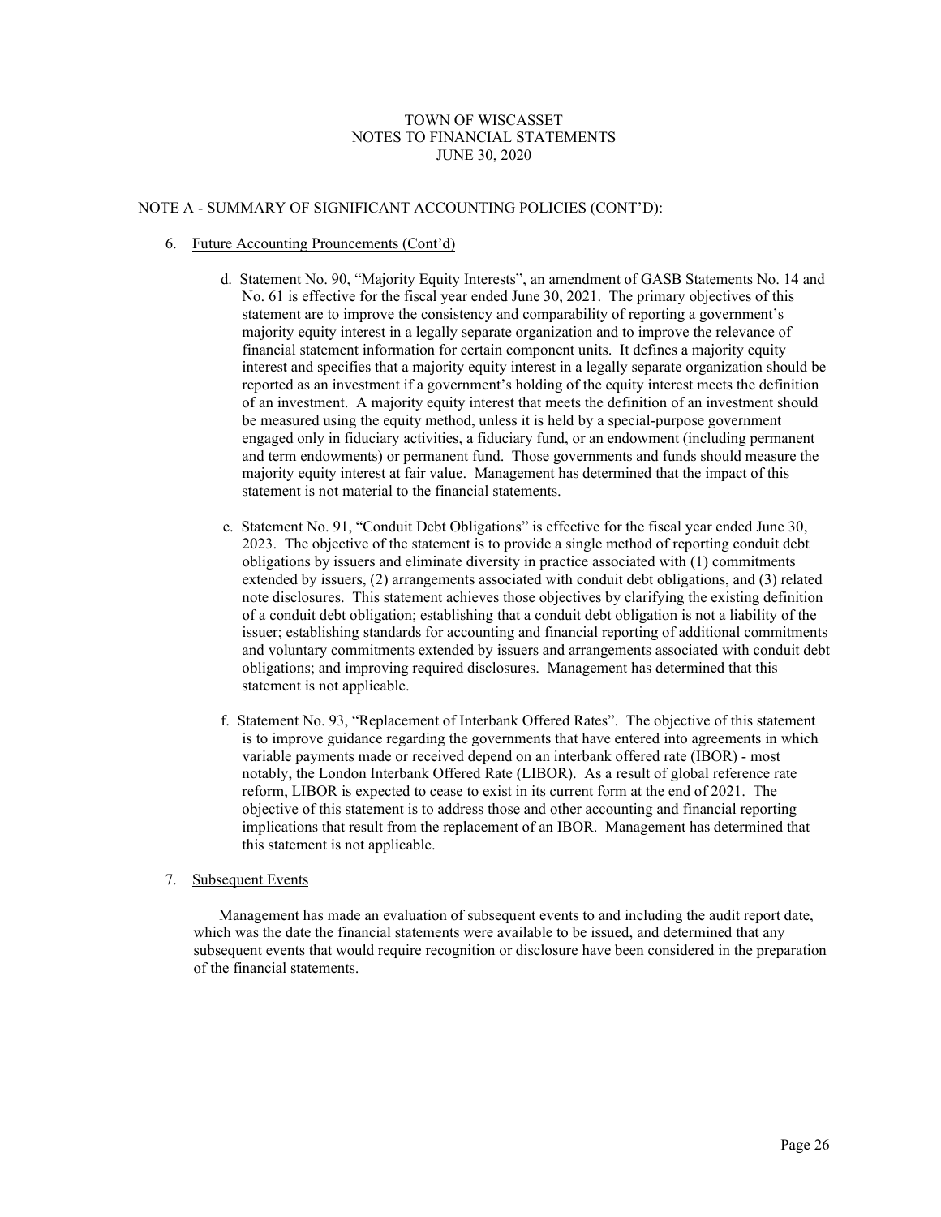TOWN OF WISCASSET
NOTES TO FINANCIAL STATEMENTS
JUNE 30, 2020

NOTE A - SUMMARY OF SIGNIFICANT ACCOUNTING POLICIES (CONT'D):

6. Future Accounting Prouncements (Cont'd)

d. Statement No. 90, "Majority Equity Interests", an amendment of GASB Statements No. 14 and No. 61 is effective for the fiscal year ended June 30, 2021. The primary objectives of this statement are to improve the consistency and comparability of reporting a government's majority equity interest in a legally separate organization and to improve the relevance of financial statement information for certain component units. It defines a majority equity interest and specifies that a majority equity interest in a legally separate organization should be reported as an investment if a government's holding of the equity interest meets the definition of an investment. A majority equity interest that meets the definition of an investment should be measured using the equity method, unless it is held by a special-purpose government engaged only in fiduciary activities, a fiduciary fund, or an endowment (including permanent and term endowments) or permanent fund. Those governments and funds should measure the majority equity interest at fair value. Management has determined that the impact of this statement is not material to the financial statements.

e. Statement No. 91, "Conduit Debt Obligations" is effective for the fiscal year ended June 30, 2023. The objective of the statement is to provide a single method of reporting conduit debt obligations by issuers and eliminate diversity in practice associated with (1) commitments extended by issuers, (2) arrangements associated with conduit debt obligations, and (3) related note disclosures. This statement achieves those objectives by clarifying the existing definition of a conduit debt obligation; establishing that a conduit debt obligation is not a liability of the issuer; establishing standards for accounting and financial reporting of additional commitments and voluntary commitments extended by issuers and arrangements associated with conduit debt obligations; and improving required disclosures. Management has determined that this statement is not applicable.

f. Statement No. 93, "Replacement of Interbank Offered Rates". The objective of this statement is to improve guidance regarding the governments that have entered into agreements in which variable payments made or received depend on an interbank offered rate (IBOR) - most notably, the London Interbank Offered Rate (LIBOR). As a result of global reference rate reform, LIBOR is expected to cease to exist in its current form at the end of 2021. The objective of this statement is to address those and other accounting and financial reporting implications that result from the replacement of an IBOR. Management has determined that this statement is not applicable.

7. Subsequent Events

Management has made an evaluation of subsequent events to and including the audit report date, which was the date the financial statements were available to be issued, and determined that any subsequent events that would require recognition or disclosure have been considered in the preparation of the financial statements.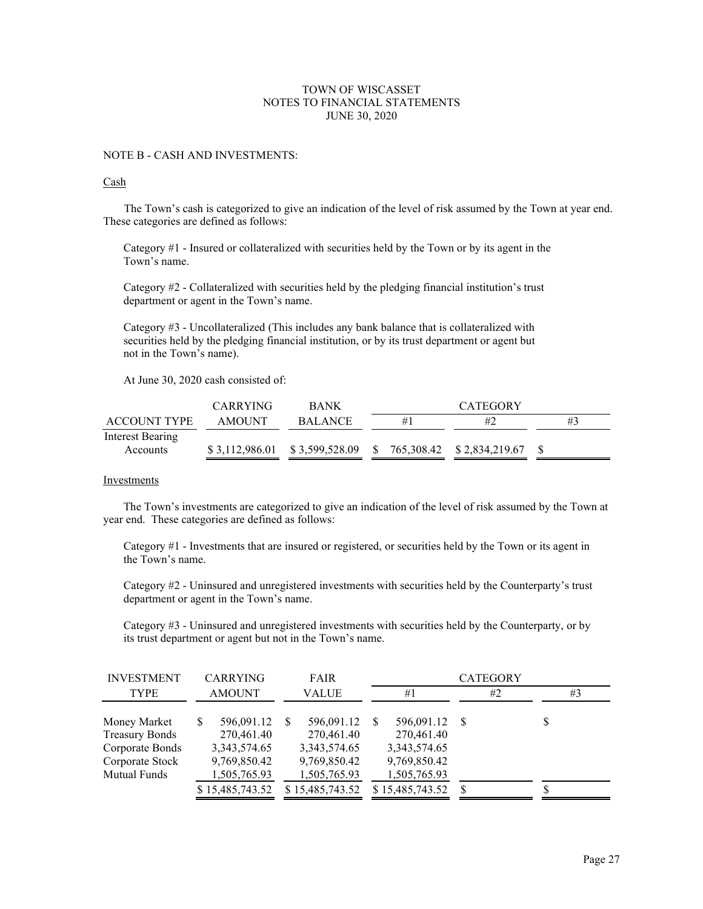TOWN OF WISCASSET
NOTES TO FINANCIAL STATEMENTS
JUNE 30, 2020

## NOTE B - CASH AND INVESTMENTS:

### Cash

The Town's cash is categorized to give an indication of the level of risk assumed by the Town at year end. These categories are defined as follows:

Category #1 - Insured or collateralized with securities held by the Town or by its agent in the Town's name.

Category #2 - Collateralized with securities held by the pledging financial institution's trust department or agent in the Town's name.

Category #3 - Uncollateralized (This includes any bank balance that is collateralized with securities held by the pledging financial institution, or by its trust department or agent but not in the Town's name).

At June 30, 2020 cash consisted of:

| ACCOUNT TYPE | CARRYING AMOUNT | BANK BALANCE | CATEGORY #1 | CATEGORY #2 | CATEGORY #3 |
|---|---|---|---|---|---|
| Interest Bearing Accounts | $ 3,112,986.01 | $ 3,599,528.09 | $ 765,308.42 | $ 2,834,219.67 | $ |

### Investments

The Town's investments are categorized to give an indication of the level of risk assumed by the Town at year end. These categories are defined as follows:

Category #1 - Investments that are insured or registered, or securities held by the Town or its agent in the Town's name.

Category #2 - Uninsured and unregistered investments with securities held by the Counterparty's trust department or agent in the Town's name.

Category #3 - Uninsured and unregistered investments with securities held by the Counterparty, or by its trust department or agent but not in the Town's name.

| INVESTMENT TYPE | CARRYING AMOUNT | FAIR VALUE | CATEGORY #1 | CATEGORY #2 | CATEGORY #3 |
|---|---|---|---|---|---|
| Money Market | $ 596,091.12 | $ 596,091.12 | $ 596,091.12 | $ | $ |
| Treasury Bonds | 270,461.40 | 270,461.40 | 270,461.40 | | |
| Corporate Bonds | 3,343,574.65 | 3,343,574.65 | 3,343,574.65 | | |
| Corporate Stock | 9,769,850.42 | 9,769,850.42 | 9,769,850.42 | | |
| Mutual Funds | 1,505,765.93 | 1,505,765.93 | 1,505,765.93 | | |
| | $ 15,485,743.52 | $ 15,485,743.52 | $ 15,485,743.52 | $ | $ |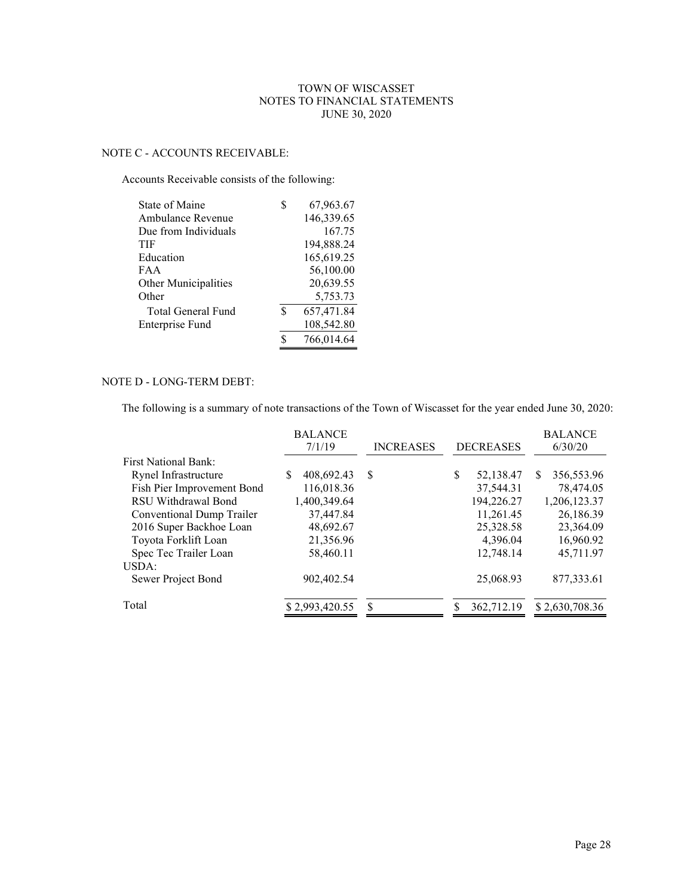TOWN OF WISCASSET
NOTES TO FINANCIAL STATEMENTS
JUNE 30, 2020

## NOTE C - ACCOUNTS RECEIVABLE:

Accounts Receivable consists of the following:

| | |
|---|---|
| State of Maine | $ 67,963.67 |
| Ambulance Revenue | 146,339.65 |
| Due from Individuals | 167.75 |
| TIF | 194,888.24 |
| Education | 165,619.25 |
| FAA | 56,100.00 |
| Other Municipalities | 20,639.55 |
| Other | 5,753.73 |
| Total General Fund | $ 657,471.84 |
| Enterprise Fund | 108,542.80 |
| | $ 766,014.64 |

## NOTE D - LONG-TERM DEBT:

The following is a summary of note transactions of the Town of Wiscasset for the year ended June 30, 2020:

| | BALANCE 7/1/19 | INCREASES | DECREASES | BALANCE 6/30/20 |
|---|---|---|---|---|
| First National Bank: | | | | |
| Rynel Infrastructure | $ 408,692.43 | $ | $ 52,138.47 | $ 356,553.96 |
| Fish Pier Improvement Bond | 116,018.36 | | 37,544.31 | 78,474.05 |
| RSU Withdrawal Bond | 1,400,349.64 | | 194,226.27 | 1,206,123.37 |
| Conventional Dump Trailer | 37,447.84 | | 11,261.45 | 26,186.39 |
| 2016 Super Backhoe Loan | 48,692.67 | | 25,328.58 | 23,364.09 |
| Toyota Forklift Loan | 21,356.96 | | 4,396.04 | 16,960.92 |
| Spec Tec Trailer Loan | 58,460.11 | | 12,748.14 | 45,711.97 |
| USDA: | | | | |
| Sewer Project Bond | 902,402.54 | | 25,068.93 | 877,333.61 |
| Total | $ 2,993,420.55 | $ | $ 362,712.19 | $ 2,630,708.36 |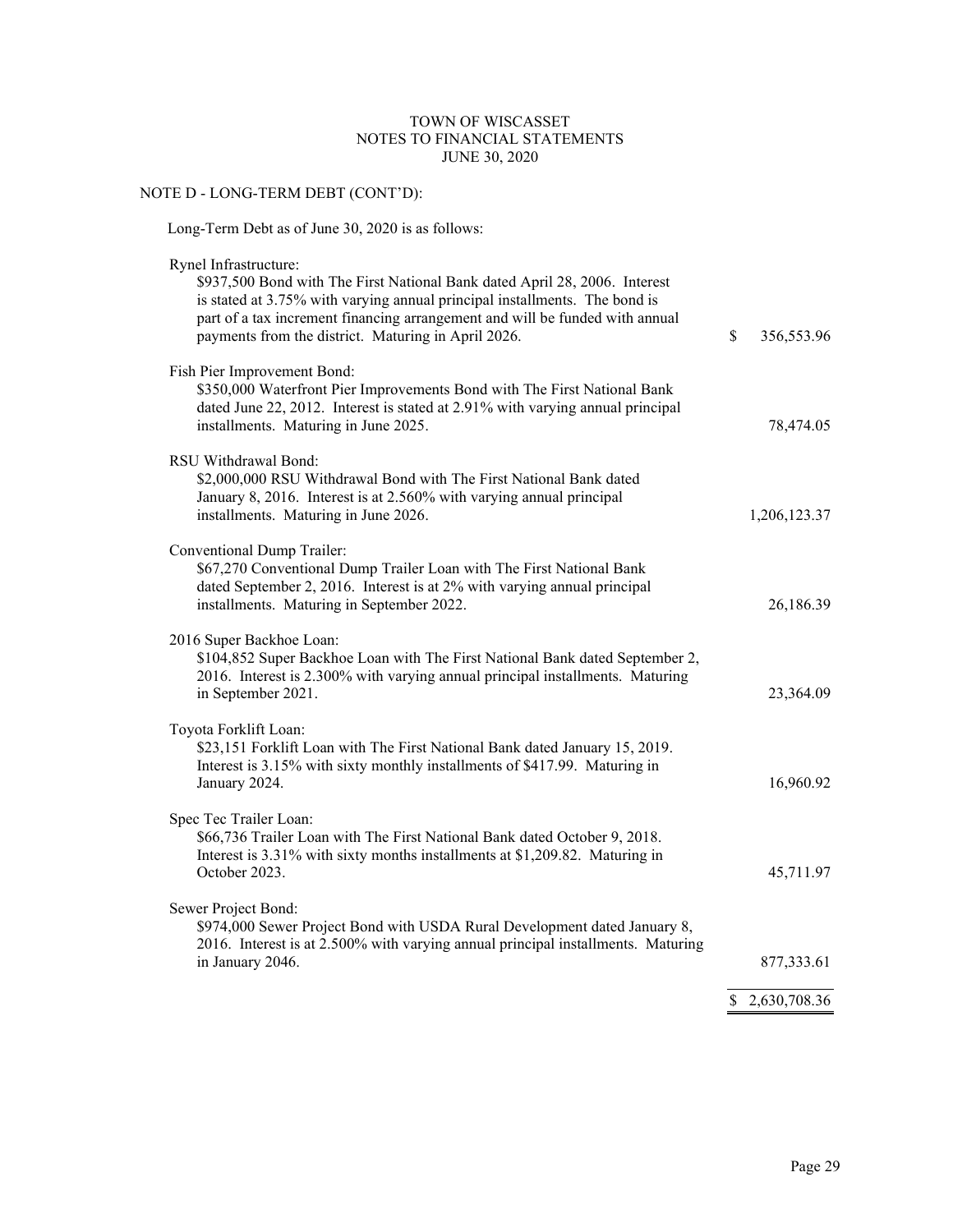TOWN OF WISCASSET
NOTES TO FINANCIAL STATEMENTS
JUNE 30, 2020

## NOTE D - LONG-TERM DEBT (CONT'D):

Long-Term Debt as of June 30, 2020 is as follows:

| Description | Amount |
|---|---|
| **Rynel Infrastructure:** $937,500 Bond with The First National Bank dated April 28, 2006. Interest is stated at 3.75% with varying annual principal installments. The bond is part of a tax increment financing arrangement and will be funded with annual payments from the district. Maturing in April 2026. | $ 356,553.96 |
| **Fish Pier Improvement Bond:** $350,000 Waterfront Pier Improvements Bond with The First National Bank dated June 22, 2012. Interest is stated at 2.91% with varying annual principal installments. Maturing in June 2025. | 78,474.05 |
| **RSU Withdrawal Bond:** $2,000,000 RSU Withdrawal Bond with The First National Bank dated January 8, 2016. Interest is at 2.560% with varying annual principal installments. Maturing in June 2026. | 1,206,123.37 |
| **Conventional Dump Trailer:** $67,270 Conventional Dump Trailer Loan with The First National Bank dated September 2, 2016. Interest is at 2% with varying annual principal installments. Maturing in September 2022. | 26,186.39 |
| **2016 Super Backhoe Loan:** $104,852 Super Backhoe Loan with The First National Bank dated September 2, 2016. Interest is 2.300% with varying annual principal installments. Maturing in September 2021. | 23,364.09 |
| **Toyota Forklift Loan:** $23,151 Forklift Loan with The First National Bank dated January 15, 2019. Interest is 3.15% with sixty monthly installments of $417.99. Maturing in January 2024. | 16,960.92 |
| **Spec Tec Trailer Loan:** $66,736 Trailer Loan with The First National Bank dated October 9, 2018. Interest is 3.31% with sixty months installments at $1,209.82. Maturing in October 2023. | 45,711.97 |
| **Sewer Project Bond:** $974,000 Sewer Project Bond with USDA Rural Development dated January 8, 2016. Interest is at 2.500% with varying annual principal installments. Maturing in January 2046. | 877,333.61 |
| | $ 2,630,708.36 |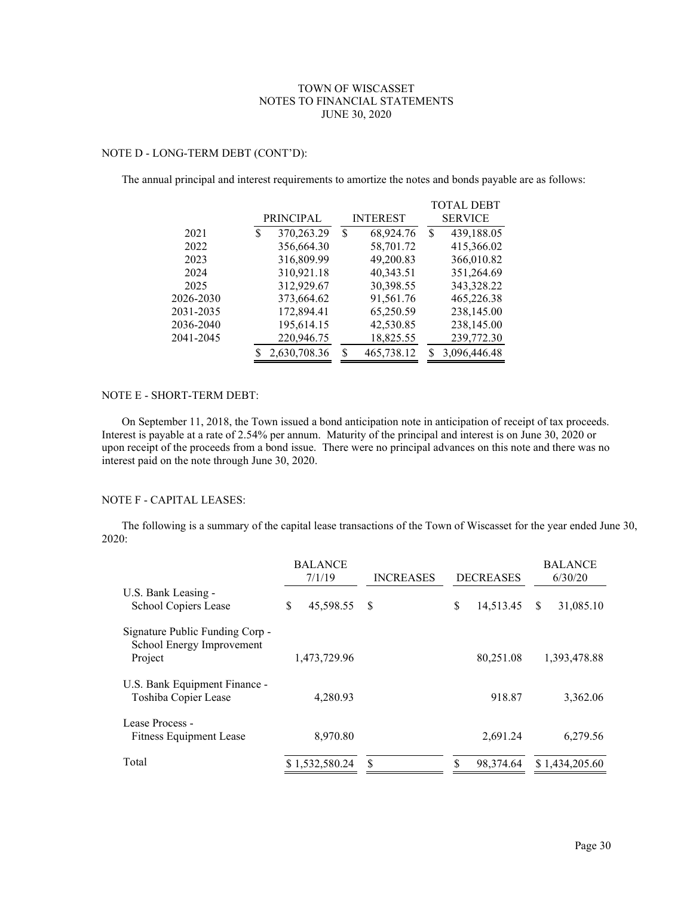TOWN OF WISCASSET
NOTES TO FINANCIAL STATEMENTS
JUNE 30, 2020

NOTE D - LONG-TERM DEBT (CONT'D):

The annual principal and interest requirements to amortize the notes and bonds payable are as follows:

| | PRINCIPAL | INTEREST | TOTAL DEBT SERVICE |
|---|---|---|---|
| 2021 | $ 370,263.29 | $ 68,924.76 | $ 439,188.05 |
| 2022 | 356,664.30 | 58,701.72 | 415,366.02 |
| 2023 | 316,809.99 | 49,200.83 | 366,010.82 |
| 2024 | 310,921.18 | 40,343.51 | 351,264.69 |
| 2025 | 312,929.67 | 30,398.55 | 343,328.22 |
| 2026-2030 | 373,664.62 | 91,561.76 | 465,226.38 |
| 2031-2035 | 172,894.41 | 65,250.59 | 238,145.00 |
| 2036-2040 | 195,614.15 | 42,530.85 | 238,145.00 |
| 2041-2045 | 220,946.75 | 18,825.55 | 239,772.30 |
| | $ 2,630,708.36 | $ 465,738.12 | $ 3,096,446.48 |

NOTE E - SHORT-TERM DEBT:

On September 11, 2018, the Town issued a bond anticipation note in anticipation of receipt of tax proceeds. Interest is payable at a rate of 2.54% per annum. Maturity of the principal and interest is on June 30, 2020 or upon receipt of the proceeds from a bond issue. There were no principal advances on this note and there was no interest paid on the note through June 30, 2020.

NOTE F - CAPITAL LEASES:

The following is a summary of the capital lease transactions of the Town of Wiscasset for the year ended June 30, 2020:

| | BALANCE 7/1/19 | INCREASES | DECREASES | BALANCE 6/30/20 |
|---|---|---|---|---|
| U.S. Bank Leasing - School Copiers Lease | $ 45,598.55 | $ | $ 14,513.45 | $ 31,085.10 |
| Signature Public Funding Corp - School Energy Improvement Project | 1,473,729.96 | | 80,251.08 | 1,393,478.88 |
| U.S. Bank Equipment Finance - Toshiba Copier Lease | 4,280.93 | | 918.87 | 3,362.06 |
| Lease Process - Fitness Equipment Lease | 8,970.80 | | 2,691.24 | 6,279.56 |
| Total | $ 1,532,580.24 | $ | $ 98,374.64 | $ 1,434,205.60 |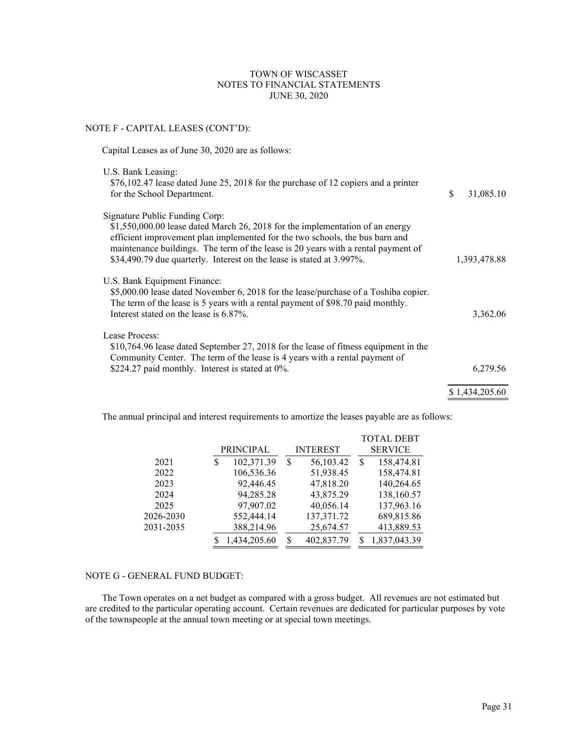TOWN OF WISCASSET
NOTES TO FINANCIAL STATEMENTS
JUNE 30, 2020

## NOTE F - CAPITAL LEASES (CONT'D):

Capital Leases as of June 30, 2020 are as follows:

| Description | Amount |
|---|---|
| U.S. Bank Leasing:<br>$76,102.47 lease dated June 25, 2018 for the purchase of 12 copiers and a printer for the School Department. | $ 31,085.10 |
| Signature Public Funding Corp:<br>$1,550,000.00 lease dated March 26, 2018 for the implementation of an energy efficient improvement plan implemented for the two schools, the bus barn and maintenance buildings. The term of the lease is 20 years with a rental payment of $34,490.79 due quarterly. Interest on the lease is stated at 3.997%. | 1,393,478.88 |
| U.S. Bank Equipment Finance:<br>$5,000.00 lease dated November 6, 2018 for the lease/purchase of a Toshiba copier. The term of the lease is 5 years with a rental payment of $98.70 paid monthly. Interest stated on the lease is 6.87%. | 3,362.06 |
| Lease Process:<br>$10,764.96 lease dated September 27, 2018 for the lease of fitness equipment in the Community Center. The term of the lease is 4 years with a rental payment of $224.27 paid monthly. Interest is stated at 0%. | 6,279.56 |
| | $ 1,434,205.60 |

The annual principal and interest requirements to amortize the leases payable are as follows:

| | PRINCIPAL | INTEREST | TOTAL DEBT SERVICE |
|---|---|---|---|
| 2021 | $ 102,371.39 | $ 56,103.42 | $ 158,474.81 |
| 2022 | 106,536.36 | 51,938.45 | 158,474.81 |
| 2023 | 92,446.45 | 47,818.20 | 140,264.65 |
| 2024 | 94,285.28 | 43,875.29 | 138,160.57 |
| 2025 | 97,907.02 | 40,056.14 | 137,963.16 |
| 2026-2030 | 552,444.14 | 137,371.72 | 689,815.86 |
| 2031-2035 | 388,214.96 | 25,674.57 | 413,889.53 |
| | $ 1,434,205.60 | $ 402,837.79 | $ 1,837,043.39 |

## NOTE G - GENERAL FUND BUDGET:

The Town operates on a net budget as compared with a gross budget. All revenues are not estimated but are credited to the particular operating account. Certain revenues are dedicated for particular purposes by vote of the townspeople at the annual town meeting or at special town meetings.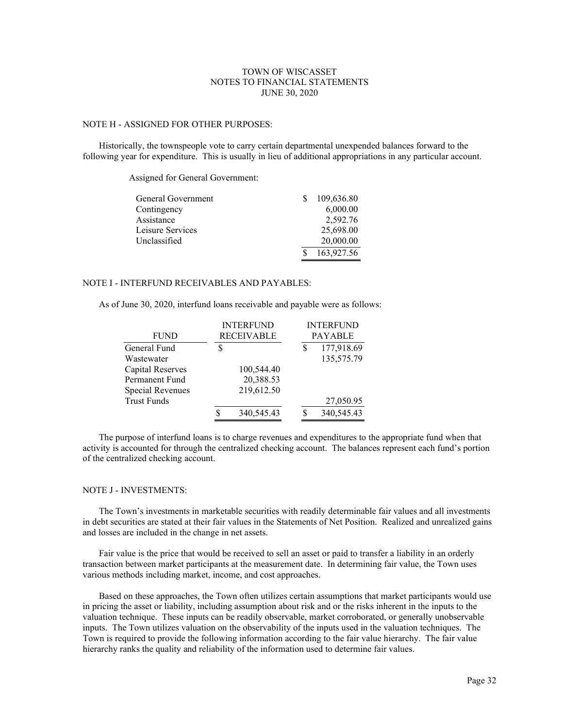TOWN OF WISCASSET
NOTES TO FINANCIAL STATEMENTS
JUNE 30, 2020

## NOTE H - ASSIGNED FOR OTHER PURPOSES:

Historically, the townspeople vote to carry certain departmental unexpended balances forward to the following year for expenditure. This is usually in lieu of additional appropriations in any particular account.

Assigned for General Government:

| | |
|---|---|
| General Government | $ 109,636.80 |
| Contingency | 6,000.00 |
| Assistance | 2,592.76 |
| Leisure Services | 25,698.00 |
| Unclassified | 20,000.00 |
| | $ 163,927.56 |

## NOTE I - INTERFUND RECEIVABLES AND PAYABLES:

As of June 30, 2020, interfund loans receivable and payable were as follows:

| FUND | INTERFUND RECEIVABLE | INTERFUND PAYABLE |
|---|---|---|
| General Fund | $ | $ 177,918.69 |
| Wastewater | | 135,575.79 |
| Capital Reserves | 100,544.40 | |
| Permanent Fund | 20,388.53 | |
| Special Revenues | 219,612.50 | |
| Trust Funds | | 27,050.95 |
| | $ 340,545.43 | $ 340,545.43 |

The purpose of interfund loans is to charge revenues and expenditures to the appropriate fund when that activity is accounted for through the centralized checking account. The balances represent each fund's portion of the centralized checking account.

## NOTE J - INVESTMENTS:

The Town's investments in marketable securities with readily determinable fair values and all investments in debt securities are stated at their fair values in the Statements of Net Position. Realized and unrealized gains and losses are included in the change in net assets.

Fair value is the price that would be received to sell an asset or paid to transfer a liability in an orderly transaction between market participants at the measurement date. In determining fair value, the Town uses various methods including market, income, and cost approaches.

Based on these approaches, the Town often utilizes certain assumptions that market participants would use in pricing the asset or liability, including assumption about risk and or the risks inherent in the inputs to the valuation technique. These inputs can be readily observable, market corroborated, or generally unobservable inputs. The Town utilizes valuation on the observability of the inputs used in the valuation techniques. The Town is required to provide the following information according to the fair value hierarchy. The fair value hierarchy ranks the quality and reliability of the information used to determine fair values.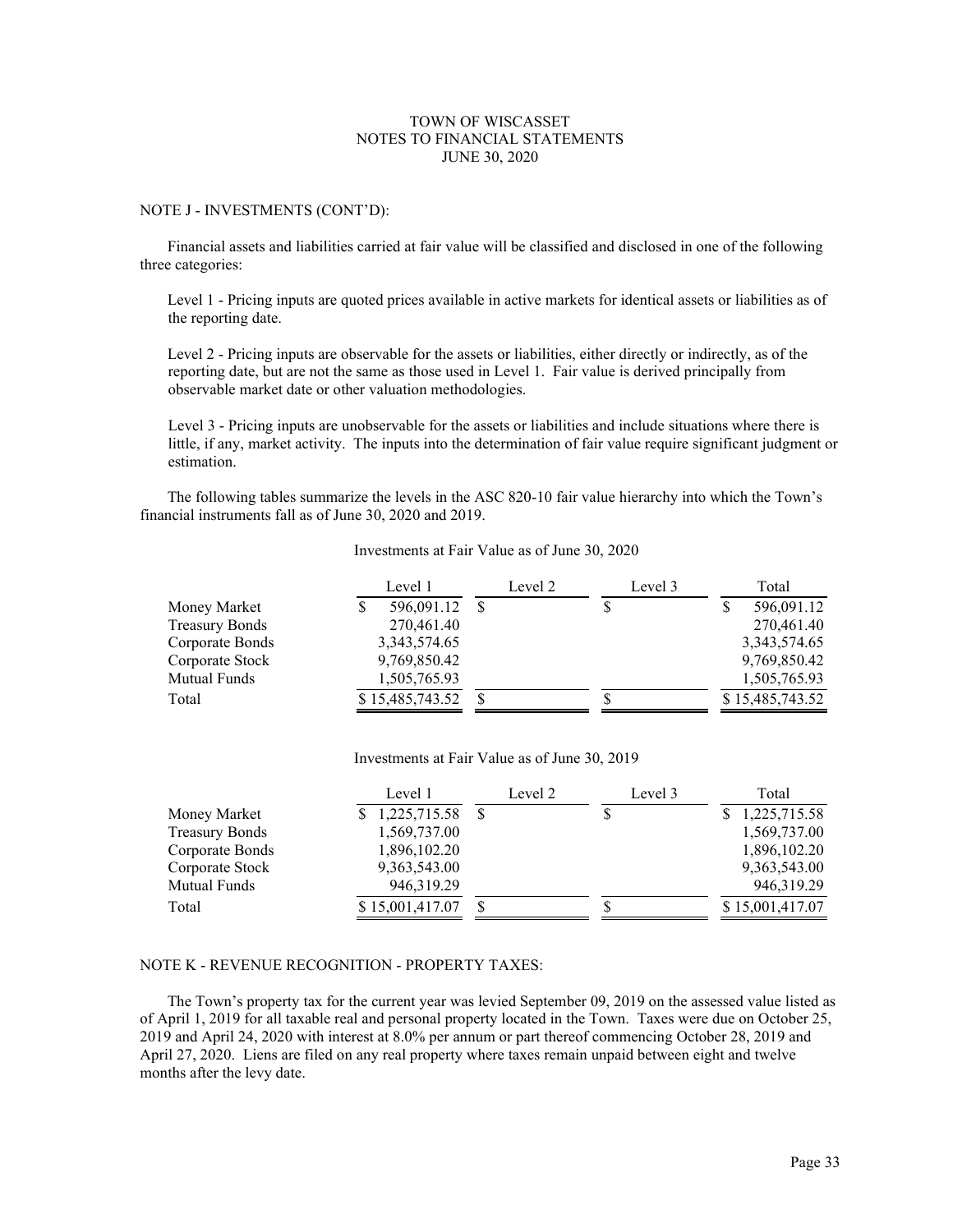TOWN OF WISCASSET
NOTES TO FINANCIAL STATEMENTS
JUNE 30, 2020

## NOTE J - INVESTMENTS (CONT'D):

Financial assets and liabilities carried at fair value will be classified and disclosed in one of the following three categories:

Level 1 - Pricing inputs are quoted prices available in active markets for identical assets or liabilities as of the reporting date.

Level 2 - Pricing inputs are observable for the assets or liabilities, either directly or indirectly, as of the reporting date, but are not the same as those used in Level 1. Fair value is derived principally from observable market date or other valuation methodologies.

Level 3 - Pricing inputs are unobservable for the assets or liabilities and include situations where there is little, if any, market activity. The inputs into the determination of fair value require significant judgment or estimation.

The following tables summarize the levels in the ASC 820-10 fair value hierarchy into which the Town's financial instruments fall as of June 30, 2020 and 2019.

Investments at Fair Value as of June 30, 2020

| | Level 1 | Level 2 | Level 3 | Total |
|---|---|---|---|---|
| Money Market | $ 596,091.12 | $ | $ | $ 596,091.12 |
| Treasury Bonds | 270,461.40 | | | 270,461.40 |
| Corporate Bonds | 3,343,574.65 | | | 3,343,574.65 |
| Corporate Stock | 9,769,850.42 | | | 9,769,850.42 |
| Mutual Funds | 1,505,765.93 | | | 1,505,765.93 |
| Total | $ 15,485,743.52 | $ | $ | $ 15,485,743.52 |

Investments at Fair Value as of June 30, 2019

| | Level 1 | Level 2 | Level 3 | Total |
|---|---|---|---|---|
| Money Market | $ 1,225,715.58 | $ | $ | $ 1,225,715.58 |
| Treasury Bonds | 1,569,737.00 | | | 1,569,737.00 |
| Corporate Bonds | 1,896,102.20 | | | 1,896,102.20 |
| Corporate Stock | 9,363,543.00 | | | 9,363,543.00 |
| Mutual Funds | 946,319.29 | | | 946,319.29 |
| Total | $ 15,001,417.07 | $ | $ | $ 15,001,417.07 |

## NOTE K - REVENUE RECOGNITION - PROPERTY TAXES:

The Town's property tax for the current year was levied September 09, 2019 on the assessed value listed as of April 1, 2019 for all taxable real and personal property located in the Town. Taxes were due on October 25, 2019 and April 24, 2020 with interest at 8.0% per annum or part thereof commencing October 28, 2019 and April 27, 2020. Liens are filed on any real property where taxes remain unpaid between eight and twelve months after the levy date.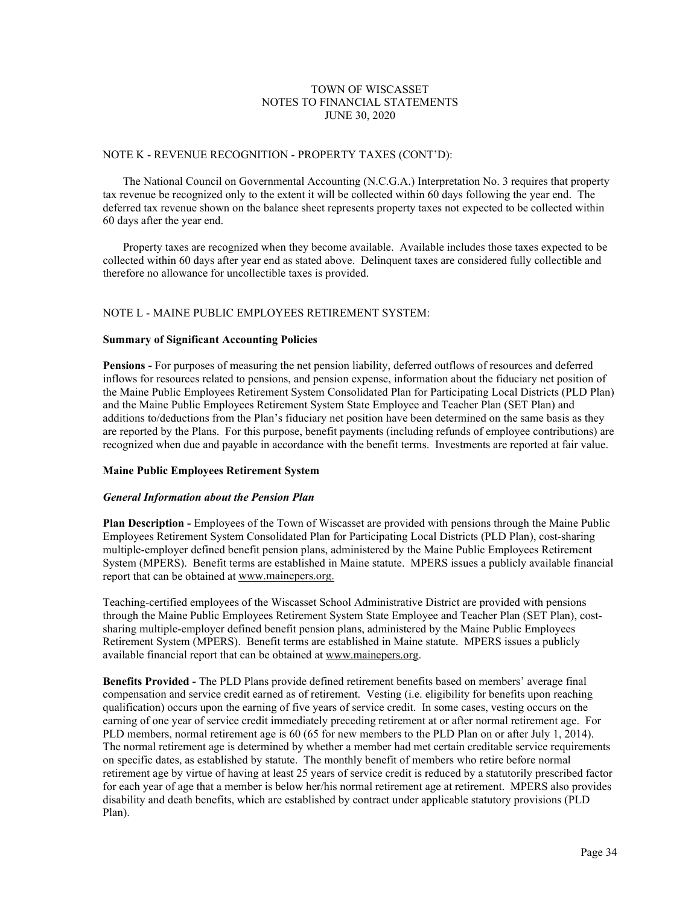TOWN OF WISCASSET
NOTES TO FINANCIAL STATEMENTS
JUNE 30, 2020

NOTE K - REVENUE RECOGNITION - PROPERTY TAXES (CONT'D):

The National Council on Governmental Accounting (N.C.G.A.) Interpretation No. 3 requires that property tax revenue be recognized only to the extent it will be collected within 60 days following the year end. The deferred tax revenue shown on the balance sheet represents property taxes not expected to be collected within 60 days after the year end.

Property taxes are recognized when they become available. Available includes those taxes expected to be collected within 60 days after year end as stated above. Delinquent taxes are considered fully collectible and therefore no allowance for uncollectible taxes is provided.

NOTE L - MAINE PUBLIC EMPLOYEES RETIREMENT SYSTEM:

**Summary of Significant Accounting Policies**

**Pensions -** For purposes of measuring the net pension liability, deferred outflows of resources and deferred inflows for resources related to pensions, and pension expense, information about the fiduciary net position of the Maine Public Employees Retirement System Consolidated Plan for Participating Local Districts (PLD Plan) and the Maine Public Employees Retirement System State Employee and Teacher Plan (SET Plan) and additions to/deductions from the Plan's fiduciary net position have been determined on the same basis as they are reported by the Plans. For this purpose, benefit payments (including refunds of employee contributions) are recognized when due and payable in accordance with the benefit terms. Investments are reported at fair value.

**Maine Public Employees Retirement System**

***General Information about the Pension Plan***

**Plan Description -** Employees of the Town of Wiscasset are provided with pensions through the Maine Public Employees Retirement System Consolidated Plan for Participating Local Districts (PLD Plan), cost-sharing multiple-employer defined benefit pension plans, administered by the Maine Public Employees Retirement System (MPERS). Benefit terms are established in Maine statute. MPERS issues a publicly available financial report that can be obtained at www.mainepers.org.

Teaching-certified employees of the Wiscasset School Administrative District are provided with pensions through the Maine Public Employees Retirement System State Employee and Teacher Plan (SET Plan), cost-sharing multiple-employer defined benefit pension plans, administered by the Maine Public Employees Retirement System (MPERS). Benefit terms are established in Maine statute. MPERS issues a publicly available financial report that can be obtained at www.mainepers.org.

**Benefits Provided -** The PLD Plans provide defined retirement benefits based on members' average final compensation and service credit earned as of retirement. Vesting (i.e. eligibility for benefits upon reaching qualification) occurs upon the earning of five years of service credit. In some cases, vesting occurs on the earning of one year of service credit immediately preceding retirement at or after normal retirement age. For PLD members, normal retirement age is 60 (65 for new members to the PLD Plan on or after July 1, 2014). The normal retirement age is determined by whether a member had met certain creditable service requirements on specific dates, as established by statute. The monthly benefit of members who retire before normal retirement age by virtue of having at least 25 years of service credit is reduced by a statutorily prescribed factor for each year of age that a member is below her/his normal retirement age at retirement. MPERS also provides disability and death benefits, which are established by contract under applicable statutory provisions (PLD Plan).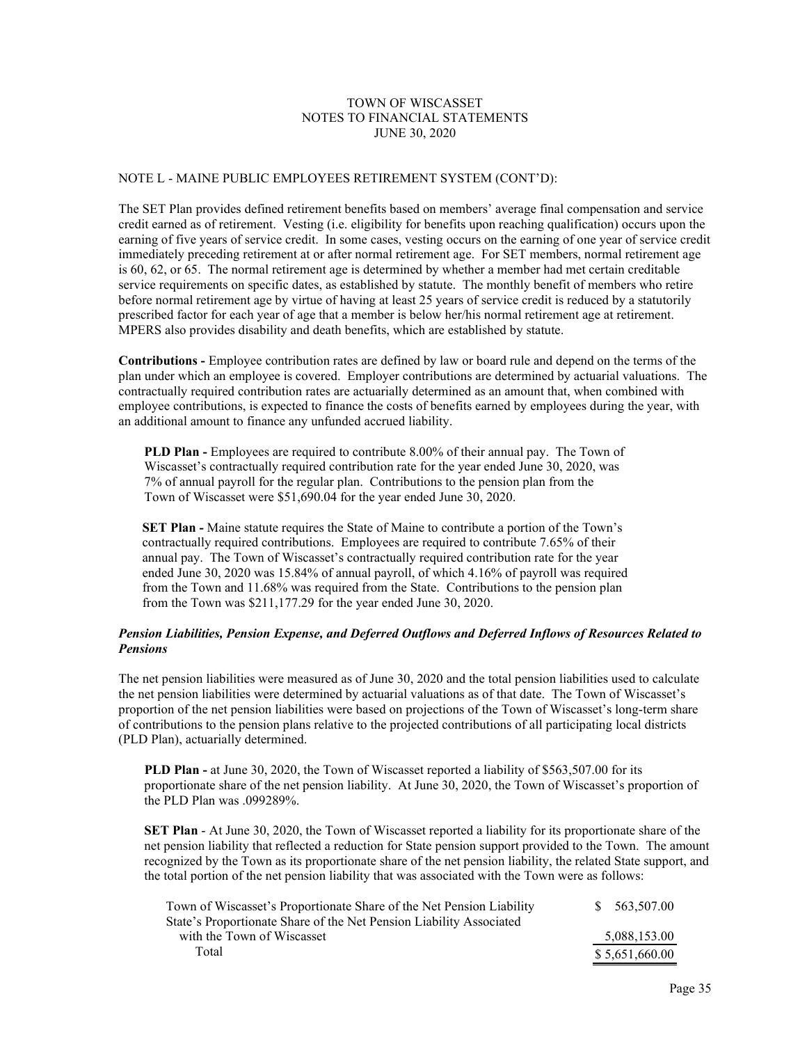TOWN OF WISCASSET
NOTES TO FINANCIAL STATEMENTS
JUNE 30, 2020

NOTE L - MAINE PUBLIC EMPLOYEES RETIREMENT SYSTEM (CONT'D):

The SET Plan provides defined retirement benefits based on members' average final compensation and service credit earned as of retirement. Vesting (i.e. eligibility for benefits upon reaching qualification) occurs upon the earning of five years of service credit. In some cases, vesting occurs on the earning of one year of service credit immediately preceding retirement at or after normal retirement age. For SET members, normal retirement age is 60, 62, or 65. The normal retirement age is determined by whether a member had met certain creditable service requirements on specific dates, as established by statute. The monthly benefit of members who retire before normal retirement age by virtue of having at least 25 years of service credit is reduced by a statutorily prescribed factor for each year of age that a member is below her/his normal retirement age at retirement. MPERS also provides disability and death benefits, which are established by statute.

**Contributions -** Employee contribution rates are defined by law or board rule and depend on the terms of the plan under which an employee is covered. Employer contributions are determined by actuarial valuations. The contractually required contribution rates are actuarially determined as an amount that, when combined with employee contributions, is expected to finance the costs of benefits earned by employees during the year, with an additional amount to finance any unfunded accrued liability.

**PLD Plan -** Employees are required to contribute 8.00% of their annual pay. The Town of Wiscasset's contractually required contribution rate for the year ended June 30, 2020, was 7% of annual payroll for the regular plan. Contributions to the pension plan from the Town of Wiscasset were $51,690.04 for the year ended June 30, 2020.

**SET Plan -** Maine statute requires the State of Maine to contribute a portion of the Town's contractually required contributions. Employees are required to contribute 7.65% of their annual pay. The Town of Wiscasset's contractually required contribution rate for the year ended June 30, 2020 was 15.84% of annual payroll, of which 4.16% of payroll was required from the Town and 11.68% was required from the State. Contributions to the pension plan from the Town was $211,177.29 for the year ended June 30, 2020.

***Pension Liabilities, Pension Expense, and Deferred Outflows and Deferred Inflows of Resources Related to Pensions***

The net pension liabilities were measured as of June 30, 2020 and the total pension liabilities used to calculate the net pension liabilities were determined by actuarial valuations as of that date. The Town of Wiscasset's proportion of the net pension liabilities were based on projections of the Town of Wiscasset's long-term share of contributions to the pension plans relative to the projected contributions of all participating local districts (PLD Plan), actuarially determined.

**PLD Plan -** at June 30, 2020, the Town of Wiscasset reported a liability of $563,507.00 for its proportionate share of the net pension liability. At June 30, 2020, the Town of Wiscasset's proportion of the PLD Plan was .099289%.

**SET Plan** - At June 30, 2020, the Town of Wiscasset reported a liability for its proportionate share of the net pension liability that reflected a reduction for State pension support provided to the Town. The amount recognized by the Town as its proportionate share of the net pension liability, the related State support, and the total portion of the net pension liability that was associated with the Town were as follows:

| | |
|---|---|
| Town of Wiscasset's Proportionate Share of the Net Pension Liability | $ 563,507.00 |
| State's Proportionate Share of the Net Pension Liability Associated with the Town of Wiscasset | 5,088,153.00 |
| Total | $ 5,651,660.00 |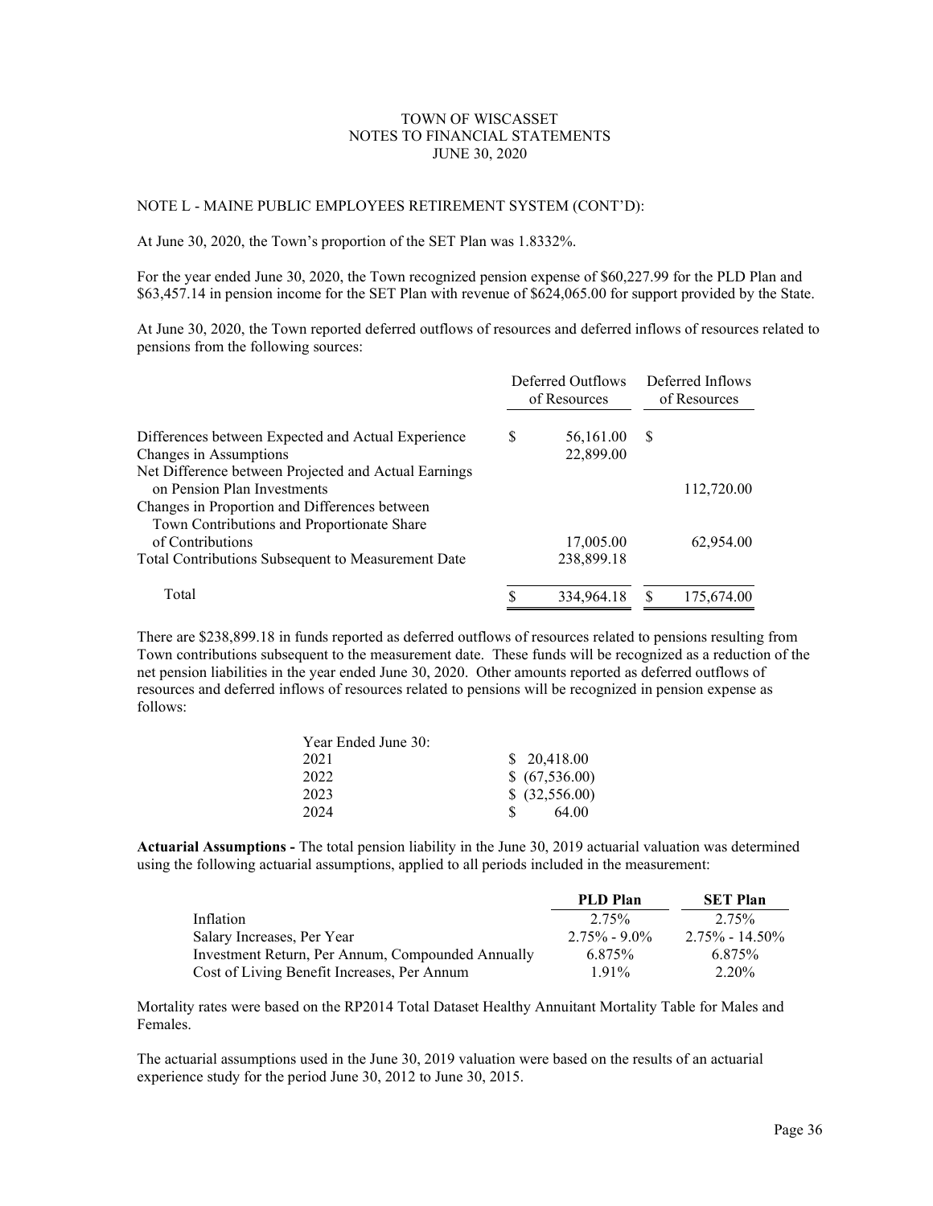TOWN OF WISCASSET
NOTES TO FINANCIAL STATEMENTS
JUNE 30, 2020

NOTE L - MAINE PUBLIC EMPLOYEES RETIREMENT SYSTEM (CONT'D):

At June 30, 2020, the Town's proportion of the SET Plan was 1.8332%.

For the year ended June 30, 2020, the Town recognized pension expense of $60,227.99 for the PLD Plan and $63,457.14 in pension income for the SET Plan with revenue of $624,065.00 for support provided by the State.

At June 30, 2020, the Town reported deferred outflows of resources and deferred inflows of resources related to pensions from the following sources:

| | Deferred Outflows of Resources | Deferred Inflows of Resources |
|---|---|---|
| Differences between Expected and Actual Experience | $ 56,161.00 | $ |
| Changes in Assumptions | 22,899.00 | |
| Net Difference between Projected and Actual Earnings on Pension Plan Investments | | 112,720.00 |
| Changes in Proportion and Differences between Town Contributions and Proportionate Share of Contributions | 17,005.00 | 62,954.00 |
| Total Contributions Subsequent to Measurement Date | 238,899.18 | |
| Total | $ 334,964.18 | $ 175,674.00 |

There are $238,899.18 in funds reported as deferred outflows of resources related to pensions resulting from Town contributions subsequent to the measurement date. These funds will be recognized as a reduction of the net pension liabilities in the year ended June 30, 2020. Other amounts reported as deferred outflows of resources and deferred inflows of resources related to pensions will be recognized in pension expense as follows:

| Year Ended June 30: | |
|---|---|
| 2021 | $ 20,418.00 |
| 2022 | $ (67,536.00) |
| 2023 | $ (32,556.00) |
| 2024 | $ 64.00 |

**Actuarial Assumptions -** The total pension liability in the June 30, 2019 actuarial valuation was determined using the following actuarial assumptions, applied to all periods included in the measurement:

| | **PLD Plan** | **SET Plan** |
|---|---|---|
| Inflation | 2.75% | 2.75% |
| Salary Increases, Per Year | 2.75% - 9.0% | 2.75% - 14.50% |
| Investment Return, Per Annum, Compounded Annually | 6.875% | 6.875% |
| Cost of Living Benefit Increases, Per Annum | 1.91% | 2.20% |

Mortality rates were based on the RP2014 Total Dataset Healthy Annuitant Mortality Table for Males and Females.

The actuarial assumptions used in the June 30, 2019 valuation were based on the results of an actuarial experience study for the period June 30, 2012 to June 30, 2015.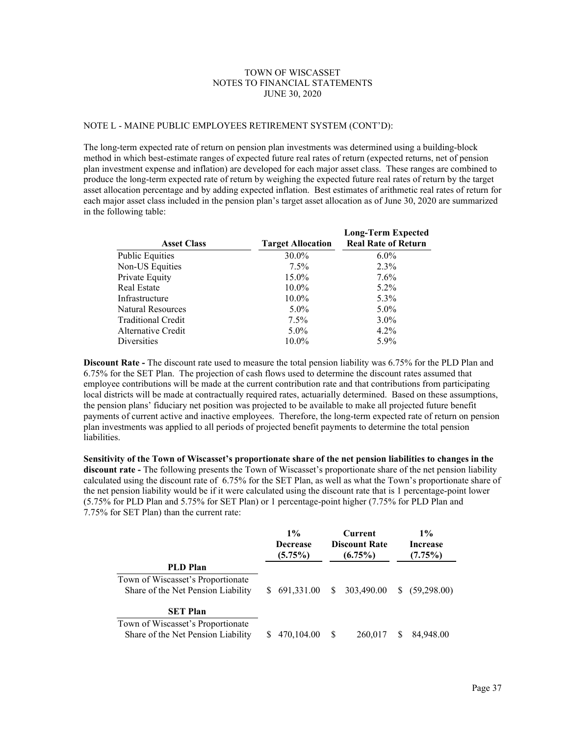TOWN OF WISCASSET
NOTES TO FINANCIAL STATEMENTS
JUNE 30, 2020

NOTE L - MAINE PUBLIC EMPLOYEES RETIREMENT SYSTEM (CONT'D):

The long-term expected rate of return on pension plan investments was determined using a building-block method in which best-estimate ranges of expected future real rates of return (expected returns, net of pension plan investment expense and inflation) are developed for each major asset class. These ranges are combined to produce the long-term expected rate of return by weighing the expected future real rates of return by the target asset allocation percentage and by adding expected inflation. Best estimates of arithmetic real rates of return for each major asset class included in the pension plan's target asset allocation as of June 30, 2020 are summarized in the following table:

| Asset Class | Target Allocation | Long-Term Expected Real Rate of Return |
|---|---|---|
| Public Equities | 30.0% | 6.0% |
| Non-US Equities | 7.5% | 2.3% |
| Private Equity | 15.0% | 7.6% |
| Real Estate | 10.0% | 5.2% |
| Infrastructure | 10.0% | 5.3% |
| Natural Resources | 5.0% | 5.0% |
| Traditional Credit | 7.5% | 3.0% |
| Alternative Credit | 5.0% | 4.2% |
| Diversities | 10.0% | 5.9% |

**Discount Rate -** The discount rate used to measure the total pension liability was 6.75% for the PLD Plan and 6.75% for the SET Plan. The projection of cash flows used to determine the discount rates assumed that employee contributions will be made at the current contribution rate and that contributions from participating local districts will be made at contractually required rates, actuarially determined. Based on these assumptions, the pension plans' fiduciary net position was projected to be available to make all projected future benefit payments of current active and inactive employees. Therefore, the long-term expected rate of return on pension plan investments was applied to all periods of projected benefit payments to determine the total pension liabilities.

**Sensitivity of the Town of Wiscasset's proportionate share of the net pension liabilities to changes in the discount rate -** The following presents the Town of Wiscasset's proportionate share of the net pension liability calculated using the discount rate of 6.75% for the SET Plan, as well as what the Town's proportionate share of the net pension liability would be if it were calculated using the discount rate that is 1 percentage-point lower (5.75% for PLD Plan and 5.75% for SET Plan) or 1 percentage-point higher (7.75% for PLD Plan and 7.75% for SET Plan) than the current rate:

| | 1% Decrease (5.75%) | Current Discount Rate (6.75%) | 1% Increase (7.75%) |
|---|---|---|---|
| **PLD Plan** | | | |
| Town of Wiscasset's Proportionate Share of the Net Pension Liability | $ 691,331.00 | $ 303,490.00 | $ (59,298.00) |
| **SET Plan** | | | |
| Town of Wiscasset's Proportionate Share of the Net Pension Liability | $ 470,104.00 | $ 260,017 | $ 84,948.00 |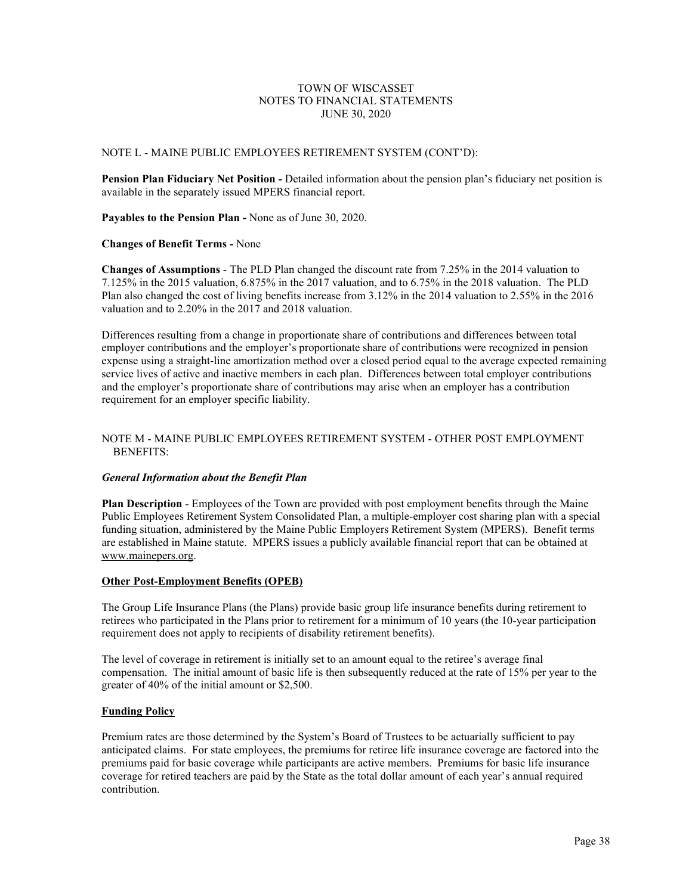NOTE L - MAINE PUBLIC EMPLOYEES RETIREMENT SYSTEM (CONT'D):

**Pension Plan Fiduciary Net Position -** Detailed information about the pension plan's fiduciary net position is available in the separately issued MPERS financial report.

**Payables to the Pension Plan -** None as of June 30, 2020.

**Changes of Benefit Terms -** None

**Changes of Assumptions** - The PLD Plan changed the discount rate from 7.25% in the 2014 valuation to 7.125% in the 2015 valuation, 6.875% in the 2017 valuation, and to 6.75% in the 2018 valuation. The PLD Plan also changed the cost of living benefits increase from 3.12% in the 2014 valuation to 2.55% in the 2016 valuation and to 2.20% in the 2017 and 2018 valuation.

Differences resulting from a change in proportionate share of contributions and differences between total employer contributions and the employer's proportionate share of contributions were recognized in pension expense using a straight-line amortization method over a closed period equal to the average expected remaining service lives of active and inactive members in each plan. Differences between total employer contributions and the employer's proportionate share of contributions may arise when an employer has a contribution requirement for an employer specific liability.

## NOTE M - MAINE PUBLIC EMPLOYEES RETIREMENT SYSTEM - OTHER POST EMPLOYMENT BENEFITS:

***General Information about the Benefit Plan***

**Plan Description** - Employees of the Town are provided with post employment benefits through the Maine Public Employees Retirement System Consolidated Plan, a multiple-employer cost sharing plan with a special funding situation, administered by the Maine Public Employers Retirement System (MPERS). Benefit terms are established in Maine statute. MPERS issues a publicly available financial report that can be obtained at www.mainepers.org.

**Other Post-Employment Benefits (OPEB)**

The Group Life Insurance Plans (the Plans) provide basic group life insurance benefits during retirement to retirees who participated in the Plans prior to retirement for a minimum of 10 years (the 10-year participation requirement does not apply to recipients of disability retirement benefits).

The level of coverage in retirement is initially set to an amount equal to the retiree's average final compensation. The initial amount of basic life is then subsequently reduced at the rate of 15% per year to the greater of 40% of the initial amount or $2,500.

**Funding Policy**

Premium rates are those determined by the System's Board of Trustees to be actuarially sufficient to pay anticipated claims. For state employees, the premiums for retiree life insurance coverage are factored into the premiums paid for basic coverage while participants are active members. Premiums for basic life insurance coverage for retired teachers are paid by the State as the total dollar amount of each year's annual required contribution.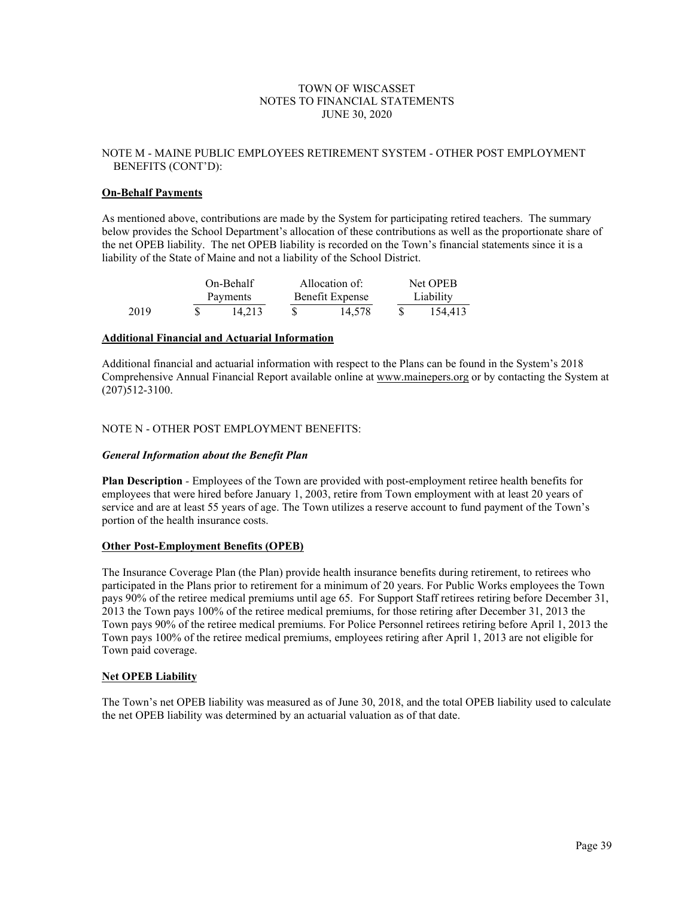TOWN OF WISCASSET
NOTES TO FINANCIAL STATEMENTS
JUNE 30, 2020

NOTE M - MAINE PUBLIC EMPLOYEES RETIREMENT SYSTEM - OTHER POST EMPLOYMENT BENEFITS (CONT'D):

**On-Behalf Payments**

As mentioned above, contributions are made by the System for participating retired teachers. The summary below provides the School Department's allocation of these contributions as well as the proportionate share of the net OPEB liability. The net OPEB liability is recorded on the Town's financial statements since it is a liability of the State of Maine and not a liability of the School District.

| | On-Behalf Payments | Allocation of: Benefit Expense | Net OPEB Liability |
|---|---|---|---|
| 2019 | $ 14,213 | $ 14,578 | $ 154,413 |

**Additional Financial and Actuarial Information**

Additional financial and actuarial information with respect to the Plans can be found in the System's 2018 Comprehensive Annual Financial Report available online at www.mainepers.org or by contacting the System at (207)512-3100.

NOTE N - OTHER POST EMPLOYMENT BENEFITS:

***General Information about the Benefit Plan***

**Plan Description** - Employees of the Town are provided with post-employment retiree health benefits for employees that were hired before January 1, 2003, retire from Town employment with at least 20 years of service and are at least 55 years of age. The Town utilizes a reserve account to fund payment of the Town's portion of the health insurance costs.

**Other Post-Employment Benefits (OPEB)**

The Insurance Coverage Plan (the Plan) provide health insurance benefits during retirement, to retirees who participated in the Plans prior to retirement for a minimum of 20 years. For Public Works employees the Town pays 90% of the retiree medical premiums until age 65. For Support Staff retirees retiring before December 31, 2013 the Town pays 100% of the retiree medical premiums, for those retiring after December 31, 2013 the Town pays 90% of the retiree medical premiums. For Police Personnel retirees retiring before April 1, 2013 the Town pays 100% of the retiree medical premiums, employees retiring after April 1, 2013 are not eligible for Town paid coverage.

**Net OPEB Liability**

The Town's net OPEB liability was measured as of June 30, 2018, and the total OPEB liability used to calculate the net OPEB liability was determined by an actuarial valuation as of that date.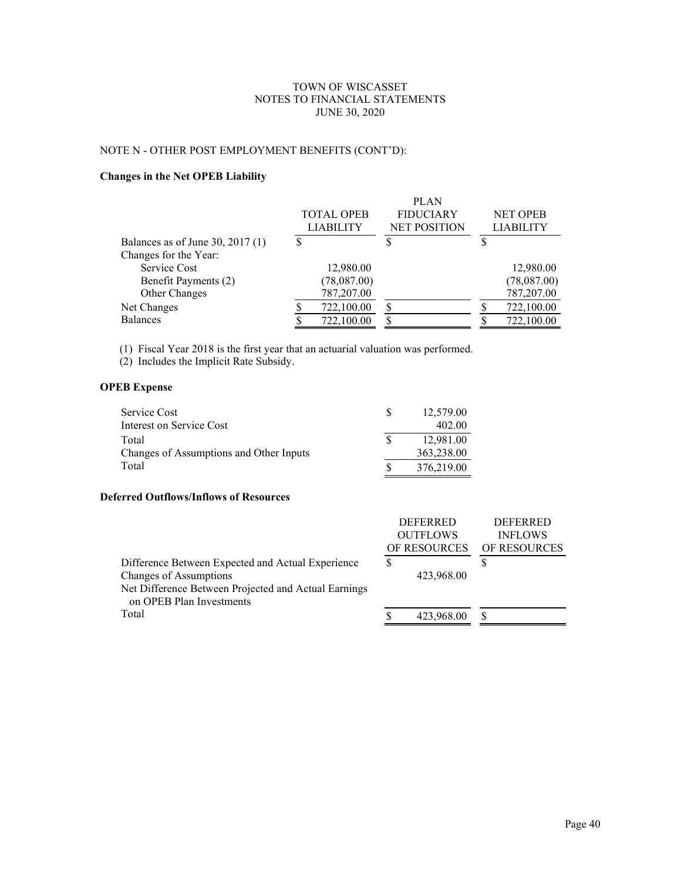TOWN OF WISCASSET
NOTES TO FINANCIAL STATEMENTS
JUNE 30, 2020

NOTE N - OTHER POST EMPLOYMENT BENEFITS (CONT'D):

**Changes in the Net OPEB Liability**

| | TOTAL OPEB LIABILITY | PLAN FIDUCIARY NET POSITION | NET OPEB LIABILITY |
|---|---|---|---|
| Balances as of June 30, 2017 (1) | $ | $ | $ |
| Changes for the Year: | | | |
| Service Cost | 12,980.00 | | 12,980.00 |
| Benefit Payments (2) | (78,087.00) | | (78,087.00) |
| Other Changes | 787,207.00 | | 787,207.00 |
| Net Changes | $ 722,100.00 | $ | $ 722,100.00 |
| Balances | $ 722,100.00 | $ | $ 722,100.00 |

(1) Fiscal Year 2018 is the first year that an actuarial valuation was performed.
(2) Includes the Implicit Rate Subsidy.

**OPEB Expense**

| | |
|---|---|
| Service Cost | $ 12,579.00 |
| Interest on Service Cost | 402.00 |
| Total | $ 12,981.00 |
| Changes of Assumptions and Other Inputs | 363,238.00 |
| Total | $ 376,219.00 |

**Deferred Outflows/Inflows of Resources**

| | DEFERRED OUTFLOWS OF RESOURCES | DEFERRED INFLOWS OF RESOURCES |
|---|---|---|
| Difference Between Expected and Actual Experience | $ | $ |
| Changes of Assumptions | 423,968.00 | |
| Net Difference Between Projected and Actual Earnings on OPEB Plan Investments | | |
| Total | $ 423,968.00 | $ |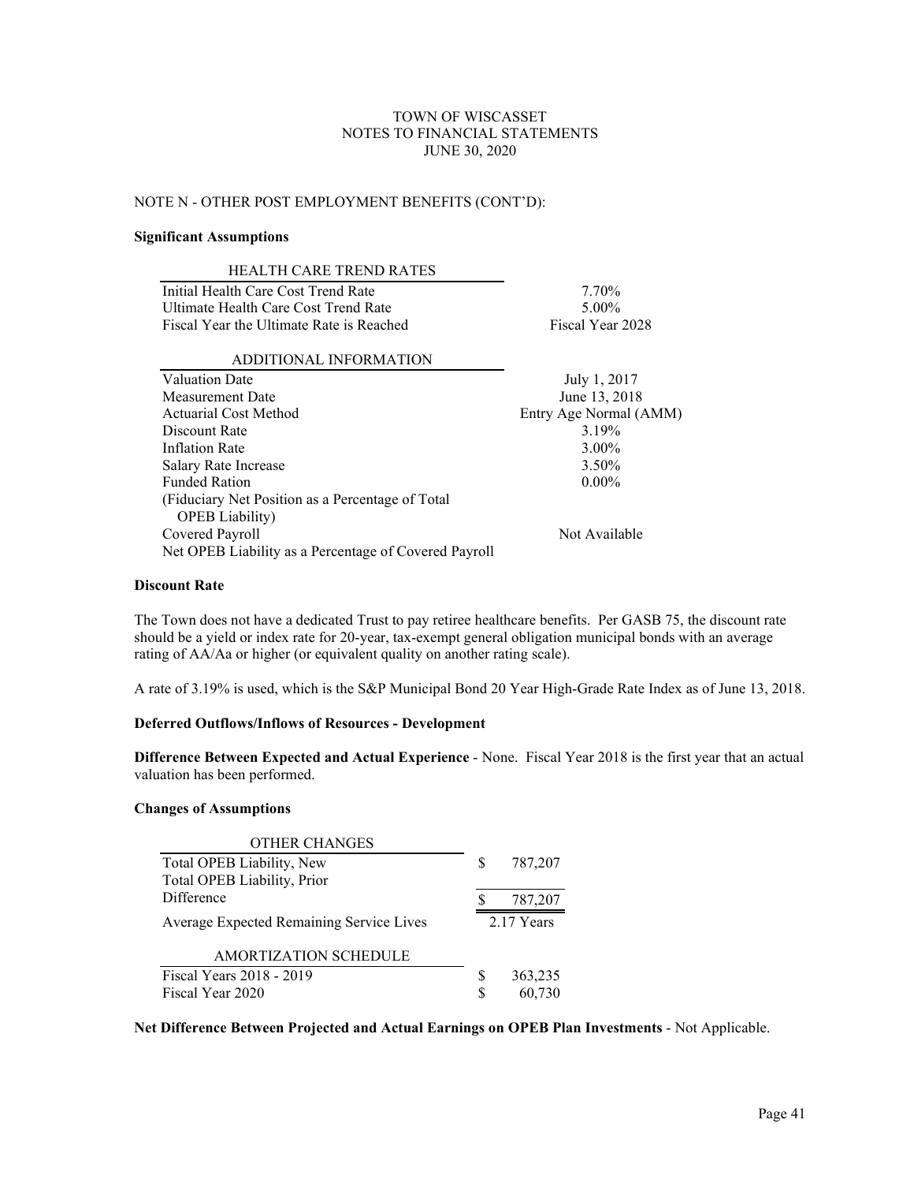TOWN OF WISCASSET
NOTES TO FINANCIAL STATEMENTS
JUNE 30, 2020

NOTE N - OTHER POST EMPLOYMENT BENEFITS (CONT'D):

**Significant Assumptions**

| HEALTH CARE TREND RATES | |
|---|---|
| Initial Health Care Cost Trend Rate | 7.70% |
| Ultimate Health Care Cost Trend Rate | 5.00% |
| Fiscal Year the Ultimate Rate is Reached | Fiscal Year 2028 |

| ADDITIONAL INFORMATION | |
|---|---|
| Valuation Date | July 1, 2017 |
| Measurement Date | June 13, 2018 |
| Actuarial Cost Method | Entry Age Normal (AMM) |
| Discount Rate | 3.19% |
| Inflation Rate | 3.00% |
| Salary Rate Increase | 3.50% |
| Funded Ration (Fiduciary Net Position as a Percentage of Total OPEB Liability) | 0.00% |
| Covered Payroll | Not Available |
| Net OPEB Liability as a Percentage of Covered Payroll | |

**Discount Rate**

The Town does not have a dedicated Trust to pay retiree healthcare benefits. Per GASB 75, the discount rate should be a yield or index rate for 20-year, tax-exempt general obligation municipal bonds with an average rating of AA/Aa or higher (or equivalent quality on another rating scale).

A rate of 3.19% is used, which is the S&P Municipal Bond 20 Year High-Grade Rate Index as of June 13, 2018.

**Deferred Outflows/Inflows of Resources - Development**

**Difference Between Expected and Actual Experience** - None. Fiscal Year 2018 is the first year that an actual valuation has been performed.

**Changes of Assumptions**

| OTHER CHANGES | |
|---|---|
| Total OPEB Liability, New | $ 787,207 |
| Total OPEB Liability, Prior | |
| Difference | $ 787,207 |
| Average Expected Remaining Service Lives | 2.17 Years |

| AMORTIZATION SCHEDULE | |
|---|---|
| Fiscal Years 2018 - 2019 | $ 363,235 |
| Fiscal Year 2020 | $ 60,730 |

**Net Difference Between Projected and Actual Earnings on OPEB Plan Investments** - Not Applicable.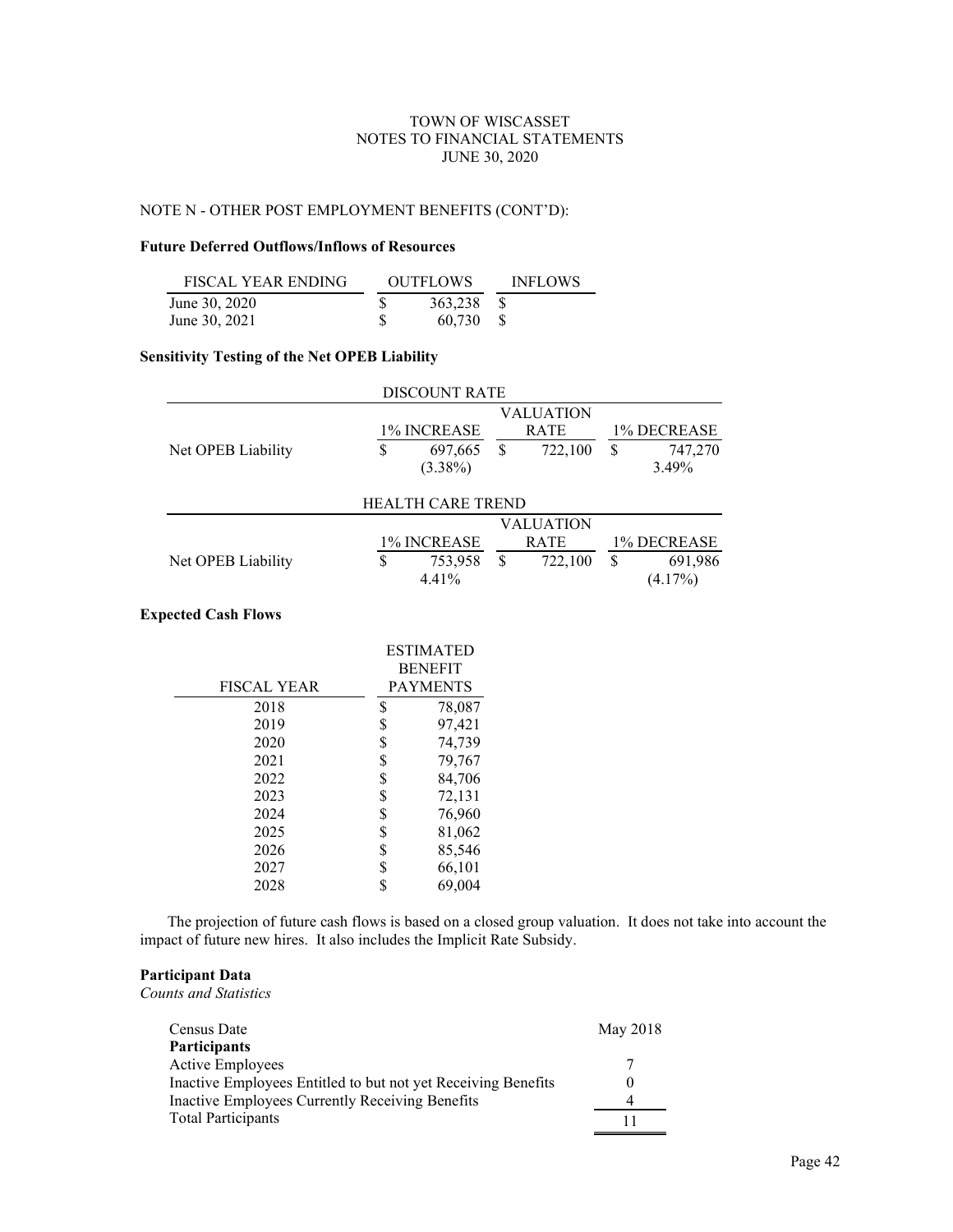TOWN OF WISCASSET
NOTES TO FINANCIAL STATEMENTS
JUNE 30, 2020

NOTE N - OTHER POST EMPLOYMENT BENEFITS (CONT'D):

**Future Deferred Outflows/Inflows of Resources**

| FISCAL YEAR ENDING | OUTFLOWS | INFLOWS |
|---|---|---|
| June 30, 2020 | $ 363,238 | $ |
| June 30, 2021 | $ 60,730 | $ |

**Sensitivity Testing of the Net OPEB Liability**

| | DISCOUNT RATE | | |
|---|---|---|---|
| | 1% INCREASE | VALUATION RATE | 1% DECREASE |
| Net OPEB Liability | $ 697,665 | $ 722,100 | $ 747,270 |
| | (3.38%) | | 3.49% |

| | HEALTH CARE TREND | | |
|---|---|---|---|
| | 1% INCREASE | VALUATION RATE | 1% DECREASE |
| Net OPEB Liability | $ 753,958 | $ 722,100 | $ 691,986 |
| | 4.41% | | (4.17%) |

**Expected Cash Flows**

| FISCAL YEAR | ESTIMATED BENEFIT PAYMENTS |
|---|---|
| 2018 | $ 78,087 |
| 2019 | $ 97,421 |
| 2020 | $ 74,739 |
| 2021 | $ 79,767 |
| 2022 | $ 84,706 |
| 2023 | $ 72,131 |
| 2024 | $ 76,960 |
| 2025 | $ 81,062 |
| 2026 | $ 85,546 |
| 2027 | $ 66,101 |
| 2028 | $ 69,004 |

The projection of future cash flows is based on a closed group valuation. It does not take into account the impact of future new hires. It also includes the Implicit Rate Subsidy.

**Participant Data**
*Counts and Statistics*

| Census Date | May 2018 |
|---|---|
| **Participants** | |
| Active Employees | 7 |
| Inactive Employees Entitled to but not yet Receiving Benefits | 0 |
| Inactive Employees Currently Receiving Benefits | 4 |
| Total Participants | 11 |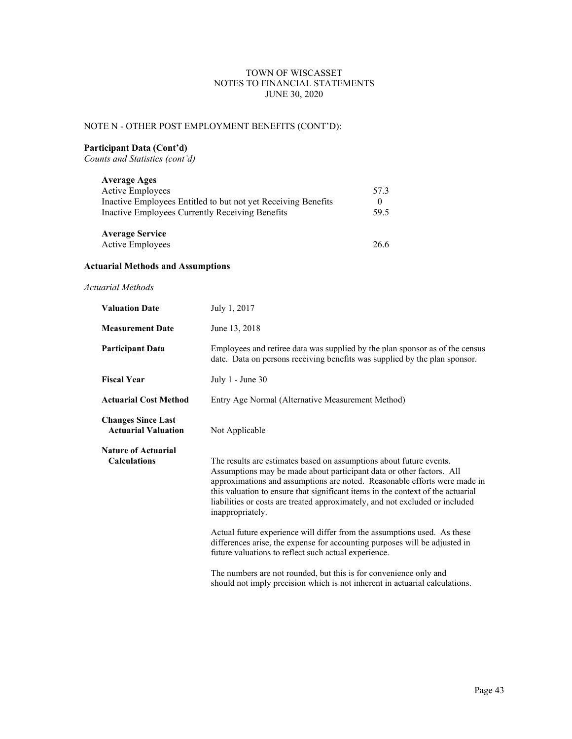TOWN OF WISCASSET
NOTES TO FINANCIAL STATEMENTS
JUNE 30, 2020

NOTE N - OTHER POST EMPLOYMENT BENEFITS (CONT'D):

**Participant Data (Cont'd)**

*Counts and Statistics (cont'd)*

| **Average Ages** | |
|---|---|
| Active Employees | 57.3 |
| Inactive Employees Entitled to but not yet Receiving Benefits | 0 |
| Inactive Employees Currently Receiving Benefits | 59.5 |
| | |
| **Average Service** | |
| Active Employees | 26.6 |

**Actuarial Methods and Assumptions**

*Actuarial Methods*

**Valuation Date** July 1, 2017

**Measurement Date** June 13, 2018

**Participant Data** Employees and retiree data was supplied by the plan sponsor as of the census date. Data on persons receiving benefits was supplied by the plan sponsor.

**Fiscal Year** July 1 - June 30

**Actuarial Cost Method** Entry Age Normal (Alternative Measurement Method)

**Changes Since Last Actuarial Valuation** Not Applicable

**Nature of Actuarial Calculations**

The results are estimates based on assumptions about future events. Assumptions may be made about participant data or other factors. All approximations and assumptions are noted. Reasonable efforts were made in this valuation to ensure that significant items in the context of the actuarial liabilities or costs are treated approximately, and not excluded or included inappropriately.

Actual future experience will differ from the assumptions used. As these differences arise, the expense for accounting purposes will be adjusted in future valuations to reflect such actual experience.

The numbers are not rounded, but this is for convenience only and should not imply precision which is not inherent in actuarial calculations.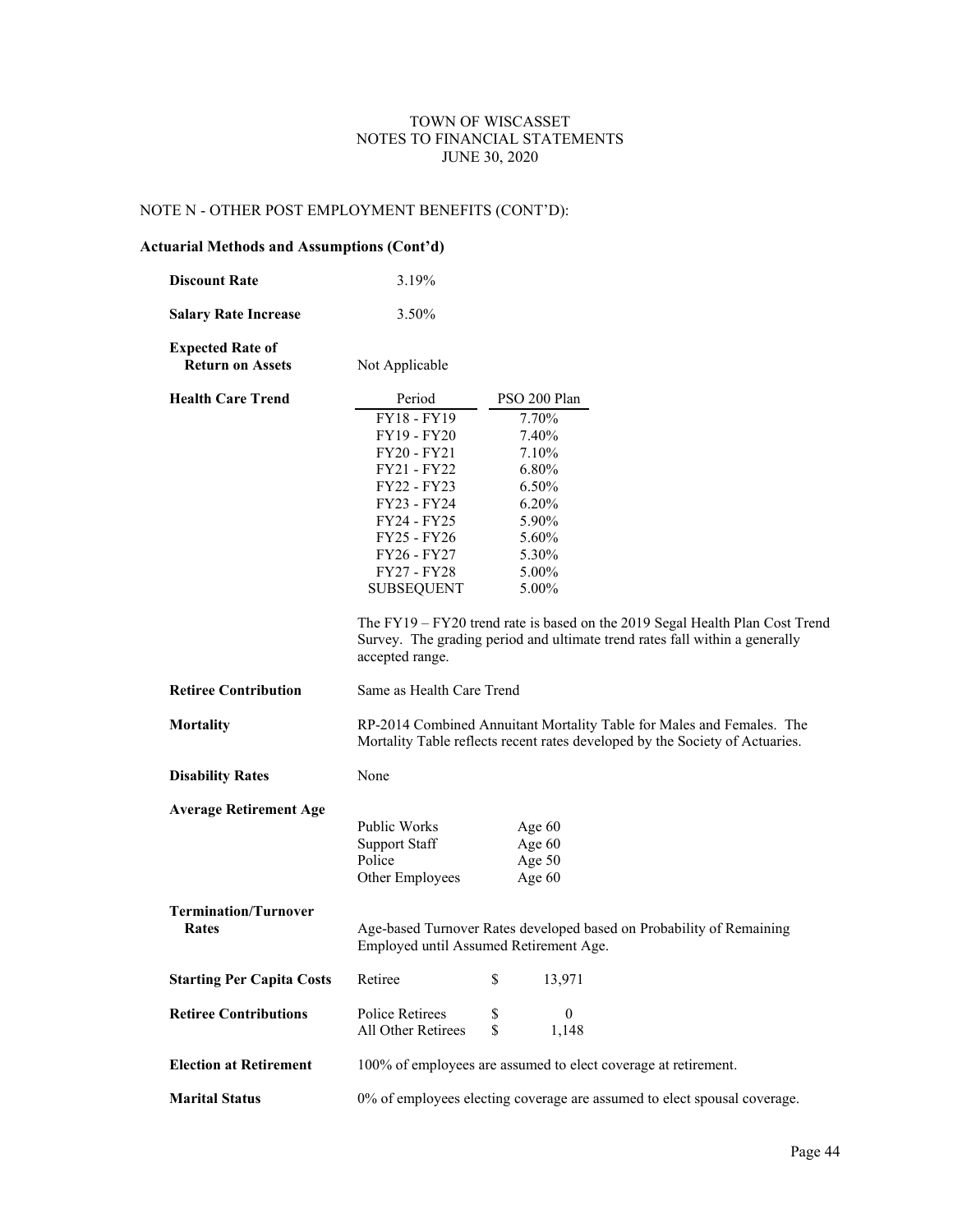TOWN OF WISCASSET
NOTES TO FINANCIAL STATEMENTS
JUNE 30, 2020

NOTE N - OTHER POST EMPLOYMENT BENEFITS (CONT'D):

**Actuarial Methods and Assumptions (Cont'd)**

**Discount Rate** 3.19%

**Salary Rate Increase** 3.50%

**Expected Rate of Return on Assets** Not Applicable

**Health Care Trend**

| Period | PSO 200 Plan |
|---|---|
| FY18 - FY19 | 7.70% |
| FY19 - FY20 | 7.40% |
| FY20 - FY21 | 7.10% |
| FY21 - FY22 | 6.80% |
| FY22 - FY23 | 6.50% |
| FY23 - FY24 | 6.20% |
| FY24 - FY25 | 5.90% |
| FY25 - FY26 | 5.60% |
| FY26 - FY27 | 5.30% |
| FY27 - FY28 | 5.00% |
| SUBSEQUENT | 5.00% |

The FY19 – FY20 trend rate is based on the 2019 Segal Health Plan Cost Trend Survey. The grading period and ultimate trend rates fall within a generally accepted range.

**Retiree Contribution** Same as Health Care Trend

**Mortality** RP-2014 Combined Annuitant Mortality Table for Males and Females. The Mortality Table reflects recent rates developed by the Society of Actuaries.

**Disability Rates** None

**Average Retirement Age**

| | |
|---|---|
| Public Works | Age 60 |
| Support Staff | Age 60 |
| Police | Age 50 |
| Other Employees | Age 60 |

**Termination/Turnover Rates** Age-based Turnover Rates developed based on Probability of Remaining Employed until Assumed Retirement Age.

**Starting Per Capita Costs** Retiree $ 13,971

**Retiree Contributions**

| | |
|---|---|
| Police Retirees | $ 0 |
| All Other Retirees | $ 1,148 |

**Election at Retirement** 100% of employees are assumed to elect coverage at retirement.

**Marital Status** 0% of employees electing coverage are assumed to elect spousal coverage.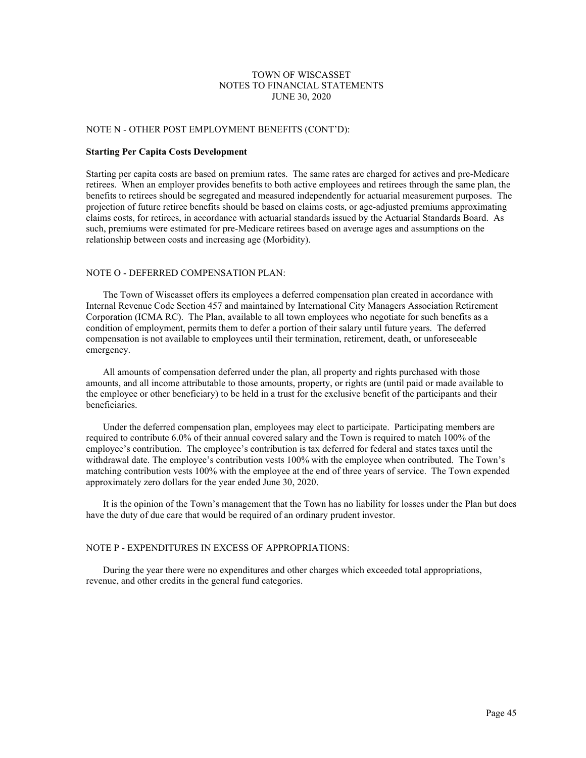## NOTE N - OTHER POST EMPLOYMENT BENEFITS (CONT'D):

**Starting Per Capita Costs Development**

Starting per capita costs are based on premium rates. The same rates are charged for actives and pre-Medicare retirees. When an employer provides benefits to both active employees and retirees through the same plan, the benefits to retirees should be segregated and measured independently for actuarial measurement purposes. The projection of future retiree benefits should be based on claims costs, or age-adjusted premiums approximating claims costs, for retirees, in accordance with actuarial standards issued by the Actuarial Standards Board. As such, premiums were estimated for pre-Medicare retirees based on average ages and assumptions on the relationship between costs and increasing age (Morbidity).

## NOTE O - DEFERRED COMPENSATION PLAN:

The Town of Wiscasset offers its employees a deferred compensation plan created in accordance with Internal Revenue Code Section 457 and maintained by International City Managers Association Retirement Corporation (ICMA RC). The Plan, available to all town employees who negotiate for such benefits as a condition of employment, permits them to defer a portion of their salary until future years. The deferred compensation is not available to employees until their termination, retirement, death, or unforeseeable emergency.

All amounts of compensation deferred under the plan, all property and rights purchased with those amounts, and all income attributable to those amounts, property, or rights are (until paid or made available to the employee or other beneficiary) to be held in a trust for the exclusive benefit of the participants and their beneficiaries.

Under the deferred compensation plan, employees may elect to participate. Participating members are required to contribute 6.0% of their annual covered salary and the Town is required to match 100% of the employee's contribution. The employee's contribution is tax deferred for federal and states taxes until the withdrawal date. The employee's contribution vests 100% with the employee when contributed. The Town's matching contribution vests 100% with the employee at the end of three years of service. The Town expended approximately zero dollars for the year ended June 30, 2020.

It is the opinion of the Town's management that the Town has no liability for losses under the Plan but does have the duty of due care that would be required of an ordinary prudent investor.

## NOTE P - EXPENDITURES IN EXCESS OF APPROPRIATIONS:

During the year there were no expenditures and other charges which exceeded total appropriations, revenue, and other credits in the general fund categories.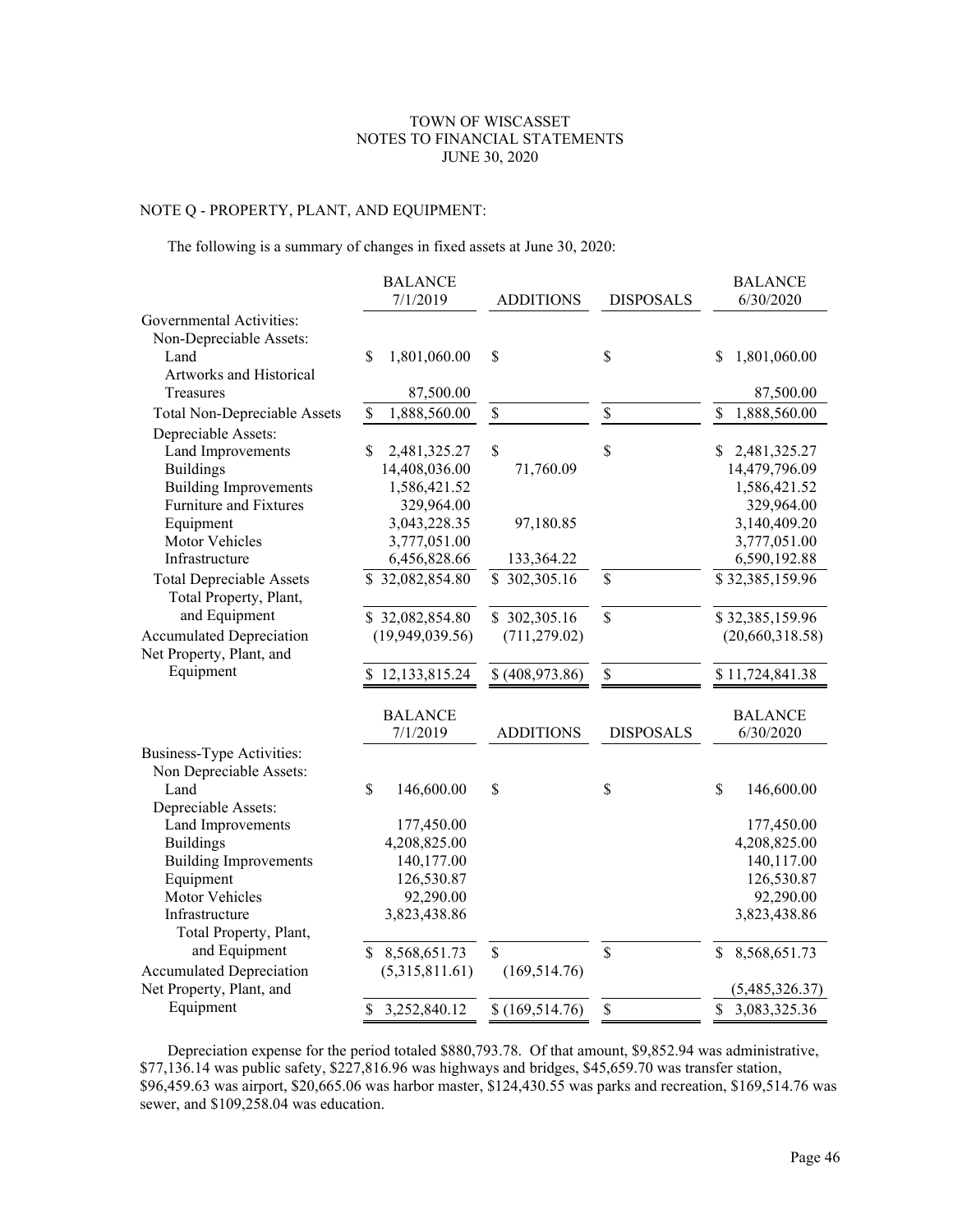TOWN OF WISCASSET
NOTES TO FINANCIAL STATEMENTS
JUNE 30, 2020

NOTE Q - PROPERTY, PLANT, AND EQUIPMENT:

The following is a summary of changes in fixed assets at June 30, 2020:

| | BALANCE 7/1/2019 | ADDITIONS | DISPOSALS | BALANCE 6/30/2020 |
|---|---|---|---|---|
| Governmental Activities: | | | | |
| Non-Depreciable Assets: | | | | |
| Land | $ 1,801,060.00 | $ | $ | $ 1,801,060.00 |
| Artworks and Historical Treasures | 87,500.00 | | | 87,500.00 |
| Total Non-Depreciable Assets | $ 1,888,560.00 | $ | $ | $ 1,888,560.00 |
| Depreciable Assets: | | | | |
| Land Improvements | $ 2,481,325.27 | $ | $ | $ 2,481,325.27 |
| Buildings | 14,408,036.00 | 71,760.09 | | 14,479,796.09 |
| Building Improvements | 1,586,421.52 | | | 1,586,421.52 |
| Furniture and Fixtures | 329,964.00 | | | 329,964.00 |
| Equipment | 3,043,228.35 | 97,180.85 | | 3,140,409.20 |
| Motor Vehicles | 3,777,051.00 | | | 3,777,051.00 |
| Infrastructure | 6,456,828.66 | 133,364.22 | | 6,590,192.88 |
| Total Depreciable Assets | $ 32,082,854.80 | $ 302,305.16 | $ | $ 32,385,159.96 |
| Total Property, Plant, and Equipment | $ 32,082,854.80 | $ 302,305.16 | $ | $ 32,385,159.96 |
| Accumulated Depreciation | (19,949,039.56) | (711,279.02) | | (20,660,318.58) |
| Net Property, Plant, and Equipment | $ 12,133,815.24 | $ (408,973.86) | $ | $ 11,724,841.38 |

| | BALANCE 7/1/2019 | ADDITIONS | DISPOSALS | BALANCE 6/30/2020 |
|---|---|---|---|---|
| Business-Type Activities: | | | | |
| Non Depreciable Assets: | | | | |
| Land | $ 146,600.00 | $ | $ | $ 146,600.00 |
| Depreciable Assets: | | | | |
| Land Improvements | 177,450.00 | | | 177,450.00 |
| Buildings | 4,208,825.00 | | | 4,208,825.00 |
| Building Improvements | 140,177.00 | | | 140,117.00 |
| Equipment | 126,530.87 | | | 126,530.87 |
| Motor Vehicles | 92,290.00 | | | 92,290.00 |
| Infrastructure | 3,823,438.86 | | | 3,823,438.86 |
| Total Property, Plant, and Equipment | $ 8,568,651.73 | $ | $ | $ 8,568,651.73 |
| Accumulated Depreciation | (5,315,811.61) | (169,514.76) | | (5,485,326.37) |
| Net Property, Plant, and Equipment | $ 3,252,840.12 | $ (169,514.76) | $ | $ 3,083,325.36 |

Depreciation expense for the period totaled $880,793.78. Of that amount, $9,852.94 was administrative, $77,136.14 was public safety, $227,816.96 was highways and bridges, $45,659.70 was transfer station, $96,459.63 was airport, $20,665.06 was harbor master, $124,430.55 was parks and recreation, $169,514.76 was sewer, and $109,258.04 was education.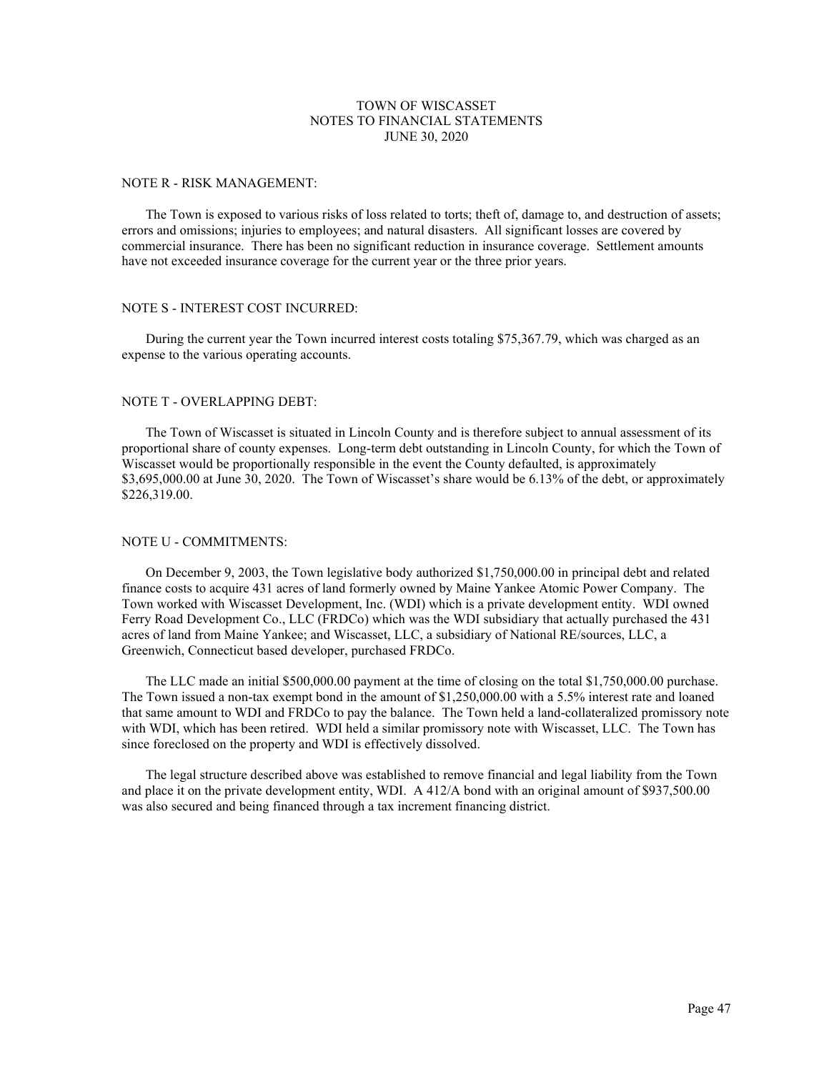# TOWN OF WISCASSET
## NOTES TO FINANCIAL STATEMENTS
### JUNE 30, 2020

NOTE R - RISK MANAGEMENT:

The Town is exposed to various risks of loss related to torts; theft of, damage to, and destruction of assets; errors and omissions; injuries to employees; and natural disasters. All significant losses are covered by commercial insurance. There has been no significant reduction in insurance coverage. Settlement amounts have not exceeded insurance coverage for the current year or the three prior years.

NOTE S - INTEREST COST INCURRED:

During the current year the Town incurred interest costs totaling $75,367.79, which was charged as an expense to the various operating accounts.

NOTE T - OVERLAPPING DEBT:

The Town of Wiscasset is situated in Lincoln County and is therefore subject to annual assessment of its proportional share of county expenses. Long-term debt outstanding in Lincoln County, for which the Town of Wiscasset would be proportionally responsible in the event the County defaulted, is approximately $3,695,000.00 at June 30, 2020. The Town of Wiscasset's share would be 6.13% of the debt, or approximately $226,319.00.

NOTE U - COMMITMENTS:

On December 9, 2003, the Town legislative body authorized $1,750,000.00 in principal debt and related finance costs to acquire 431 acres of land formerly owned by Maine Yankee Atomic Power Company. The Town worked with Wiscasset Development, Inc. (WDI) which is a private development entity. WDI owned Ferry Road Development Co., LLC (FRDCo) which was the WDI subsidiary that actually purchased the 431 acres of land from Maine Yankee; and Wiscasset, LLC, a subsidiary of National RE/sources, LLC, a Greenwich, Connecticut based developer, purchased FRDCo.

The LLC made an initial $500,000.00 payment at the time of closing on the total $1,750,000.00 purchase. The Town issued a non-tax exempt bond in the amount of $1,250,000.00 with a 5.5% interest rate and loaned that same amount to WDI and FRDCo to pay the balance. The Town held a land-collateralized promissory note with WDI, which has been retired. WDI held a similar promissory note with Wiscasset, LLC. The Town has since foreclosed on the property and WDI is effectively dissolved.

The legal structure described above was established to remove financial and legal liability from the Town and place it on the private development entity, WDI. A 412/A bond with an original amount of $937,500.00 was also secured and being financed through a tax increment financing district.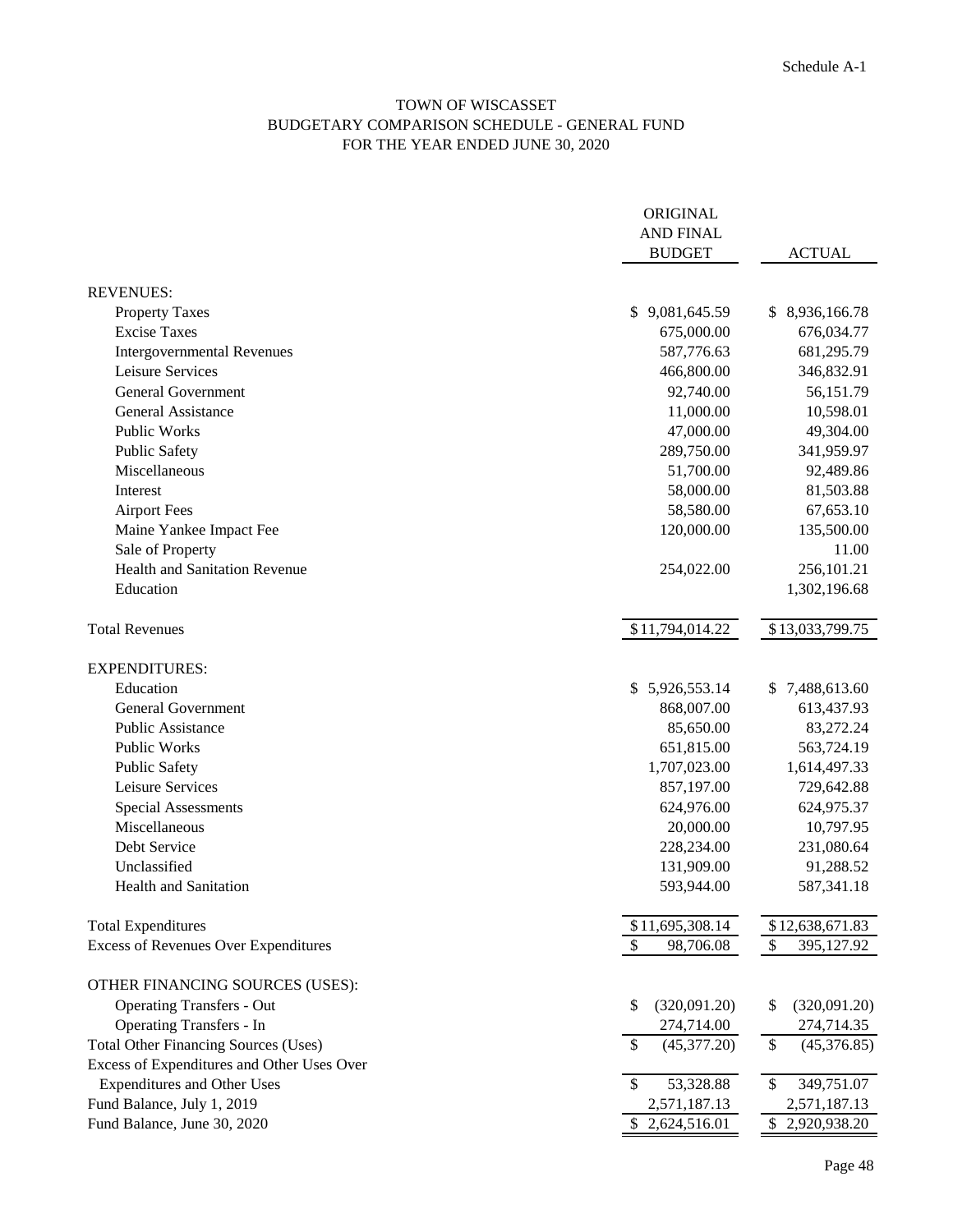Schedule A-1

# TOWN OF WISCASSET
## BUDGETARY COMPARISON SCHEDULE - GENERAL FUND
### FOR THE YEAR ENDED JUNE 30, 2020

| | ORIGINAL AND FINAL BUDGET | ACTUAL |
|---|---|---|
| **REVENUES:** | | |
| Property Taxes | $ 9,081,645.59 | $ 8,936,166.78 |
| Excise Taxes | 675,000.00 | 676,034.77 |
| Intergovernmental Revenues | 587,776.63 | 681,295.79 |
| Leisure Services | 466,800.00 | 346,832.91 |
| General Government | 92,740.00 | 56,151.79 |
| General Assistance | 11,000.00 | 10,598.01 |
| Public Works | 47,000.00 | 49,304.00 |
| Public Safety | 289,750.00 | 341,959.97 |
| Miscellaneous | 51,700.00 | 92,489.86 |
| Interest | 58,000.00 | 81,503.88 |
| Airport Fees | 58,580.00 | 67,653.10 |
| Maine Yankee Impact Fee | 120,000.00 | 135,500.00 |
| Sale of Property | | 11.00 |
| Health and Sanitation Revenue | 254,022.00 | 256,101.21 |
| Education | | 1,302,196.68 |
| Total Revenues | $ 11,794,014.22 | $ 13,033,799.75 |
| **EXPENDITURES:** | | |
| Education | $ 5,926,553.14 | $ 7,488,613.60 |
| General Government | 868,007.00 | 613,437.93 |
| Public Assistance | 85,650.00 | 83,272.24 |
| Public Works | 651,815.00 | 563,724.19 |
| Public Safety | 1,707,023.00 | 1,614,497.33 |
| Leisure Services | 857,197.00 | 729,642.88 |
| Special Assessments | 624,976.00 | 624,975.37 |
| Miscellaneous | 20,000.00 | 10,797.95 |
| Debt Service | 228,234.00 | 231,080.64 |
| Unclassified | 131,909.00 | 91,288.52 |
| Health and Sanitation | 593,944.00 | 587,341.18 |
| Total Expenditures | $ 11,695,308.14 | $ 12,638,671.83 |
| Excess of Revenues Over Expenditures | $ 98,706.08 | $ 395,127.92 |
| **OTHER FINANCING SOURCES (USES):** | | |
| Operating Transfers - Out | $ (320,091.20) | $ (320,091.20) |
| Operating Transfers - In | 274,714.00 | 274,714.35 |
| Total Other Financing Sources (Uses) | $ (45,377.20) | $ (45,376.85) |
| Excess of Expenditures and Other Uses Over Expenditures and Other Uses | $ 53,328.88 | $ 349,751.07 |
| Fund Balance, July 1, 2019 | 2,571,187.13 | 2,571,187.13 |
| Fund Balance, June 30, 2020 | $ 2,624,516.01 | $ 2,920,938.20 |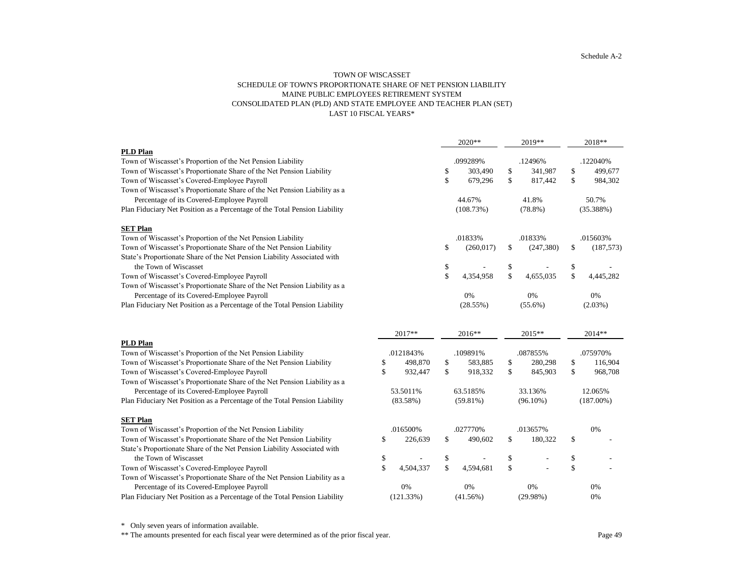Schedule A-2

# TOWN OF WISCASSET
## SCHEDULE OF TOWN'S PROPORTIONATE SHARE OF NET PENSION LIABILITY
## MAINE PUBLIC EMPLOYEES RETIREMENT SYSTEM
## CONSOLIDATED PLAN (PLD) AND STATE EMPLOYEE AND TEACHER PLAN (SET)
## LAST 10 FISCAL YEARS*

| | 2020** | 2019** | 2018** |
|---|---|---|---|
| **PLD Plan** | | | |
| Town of Wiscasset's Proportion of the Net Pension Liability | .099289% | .12496% | .122040% |
| Town of Wiscasset's Proportionate Share of the Net Pension Liability | $ 303,490 | $ 341,987 | $ 499,677 |
| Town of Wiscasset's Covered-Employee Payroll | $ 679,296 | $ 817,442 | $ 984,302 |
| Town of Wiscasset's Proportionate Share of the Net Pension Liability as a Percentage of its Covered-Employee Payroll | 44.67% | 41.8% | 50.7% |
| Plan Fiduciary Net Position as a Percentage of the Total Pension Liability | (108.73%) | (78.8%) | (35.388%) |
| **SET Plan** | | | |
| Town of Wiscasset's Proportion of the Net Pension Liability | .01833% | .01833% | .015603% |
| Town of Wiscasset's Proportionate Share of the Net Pension Liability | $ (260,017) | $ (247,380) | $ (187,573) |
| State's Proportionate Share of the Net Pension Liability Associated with the Town of Wiscasset | $ - | $ - | $ - |
| Town of Wiscasset's Covered-Employee Payroll | $ 4,354,958 | $ 4,655,035 | $ 4,445,282 |
| Town of Wiscasset's Proportionate Share of the Net Pension Liability as a Percentage of its Covered-Employee Payroll | 0% | 0% | 0% |
| Plan Fiduciary Net Position as a Percentage of the Total Pension Liability | (28.55%) | (55.6%) | (2.03%) |

| | 2017** | 2016** | 2015** | 2014** |
|---|---|---|---|---|
| **PLD Plan** | | | | |
| Town of Wiscasset's Proportion of the Net Pension Liability | .0121843% | .109891% | .087855% | .075970% |
| Town of Wiscasset's Proportionate Share of the Net Pension Liability | $ 498,870 | $ 583,885 | $ 280,298 | $ 116,904 |
| Town of Wiscasset's Covered-Employee Payroll | $ 932,447 | $ 918,332 | $ 845,903 | $ 968,708 |
| Town of Wiscasset's Proportionate Share of the Net Pension Liability as a Percentage of its Covered-Employee Payroll | 53.5011% | 63.5185% | 33.136% | 12.065% |
| Plan Fiduciary Net Position as a Percentage of the Total Pension Liability | (83.58%) | (59.81%) | (96.10%) | (187.00%) |
| **SET Plan** | | | | |
| Town of Wiscasset's Proportion of the Net Pension Liability | .016500% | .027770% | .013657% | 0% |
| Town of Wiscasset's Proportionate Share of the Net Pension Liability | $ 226,639 | $ 490,602 | $ 180,322 | $ - |
| State's Proportionate Share of the Net Pension Liability Associated with the Town of Wiscasset | $ - | $ - | $ - | $ - |
| Town of Wiscasset's Covered-Employee Payroll | $ 4,504,337 | $ 4,594,681 | $ - | $ - |
| Town of Wiscasset's Proportionate Share of the Net Pension Liability as a Percentage of its Covered-Employee Payroll | 0% | 0% | 0% | 0% |
| Plan Fiduciary Net Position as a Percentage of the Total Pension Liability | (121.33%) | (41.56%) | (29.98%) | 0% |

\* Only seven years of information available.

\*\* The amounts presented for each fiscal year were determined as of the prior fiscal year.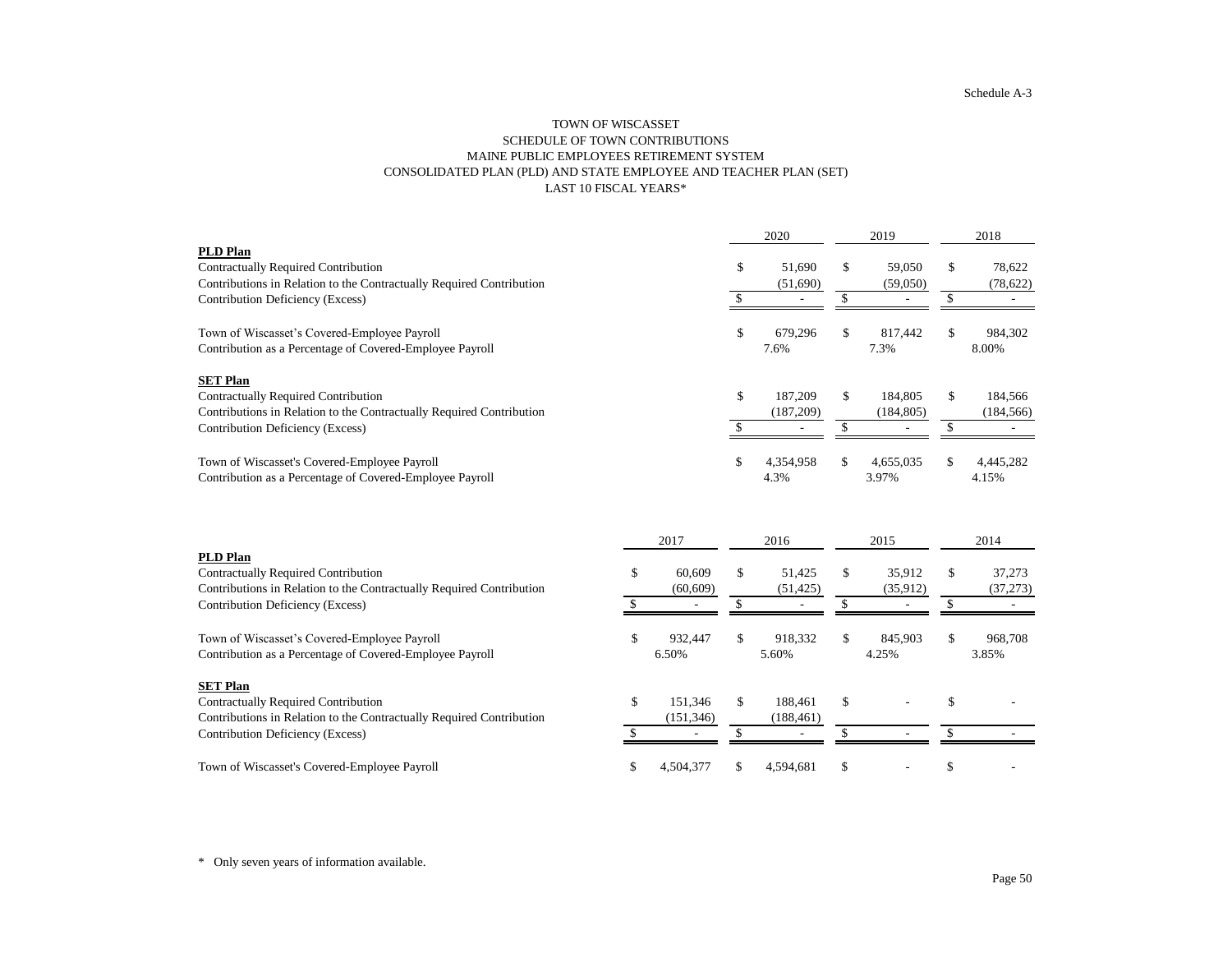Schedule A-3

# TOWN OF WISCASSET
## SCHEDULE OF TOWN CONTRIBUTIONS
## MAINE PUBLIC EMPLOYEES RETIREMENT SYSTEM
## CONSOLIDATED PLAN (PLD) AND STATE EMPLOYEE AND TEACHER PLAN (SET)
## LAST 10 FISCAL YEARS*

| | 2020 | 2019 | 2018 |
|---|---|---|---|
| **PLD Plan** | | | |
| Contractually Required Contribution | $ 51,690 | $ 59,050 | $ 78,622 |
| Contributions in Relation to the Contractually Required Contribution | (51,690) | (59,050) | (78,622) |
| Contribution Deficiency (Excess) | $ - | $ - | $ - |
| | | | |
| Town of Wiscasset's Covered-Employee Payroll | $ 679,296 | $ 817,442 | $ 984,302 |
| Contribution as a Percentage of Covered-Employee Payroll | 7.6% | 7.3% | 8.00% |
| | | | |
| **SET Plan** | | | |
| Contractually Required Contribution | $ 187,209 | $ 184,805 | $ 184,566 |
| Contributions in Relation to the Contractually Required Contribution | (187,209) | (184,805) | (184,566) |
| Contribution Deficiency (Excess) | $ - | $ - | $ - |
| | | | |
| Town of Wiscasset's Covered-Employee Payroll | $ 4,354,958 | $ 4,655,035 | $ 4,445,282 |
| Contribution as a Percentage of Covered-Employee Payroll | 4.3% | 3.97% | 4.15% |

| | 2017 | 2016 | 2015 | 2014 |
|---|---|---|---|---|
| **PLD Plan** | | | | |
| Contractually Required Contribution | $ 60,609 | $ 51,425 | $ 35,912 | $ 37,273 |
| Contributions in Relation to the Contractually Required Contribution | (60,609) | (51,425) | (35,912) | (37,273) |
| Contribution Deficiency (Excess) | $ - | $ - | $ - | $ - |
| | | | | |
| Town of Wiscasset's Covered-Employee Payroll | $ 932,447 | $ 918,332 | $ 845,903 | $ 968,708 |
| Contribution as a Percentage of Covered-Employee Payroll | 6.50% | 5.60% | 4.25% | 3.85% |
| | | | | |
| **SET Plan** | | | | |
| Contractually Required Contribution | $ 151,346 | $ 188,461 | $ - | $ - |
| Contributions in Relation to the Contractually Required Contribution | (151,346) | (188,461) | | |
| Contribution Deficiency (Excess) | $ - | $ - | $ - | $ - |
| | | | | |
| Town of Wiscasset's Covered-Employee Payroll | $ 4,504,377 | $ 4,594,681 | $ - | $ - |

\* Only seven years of information available.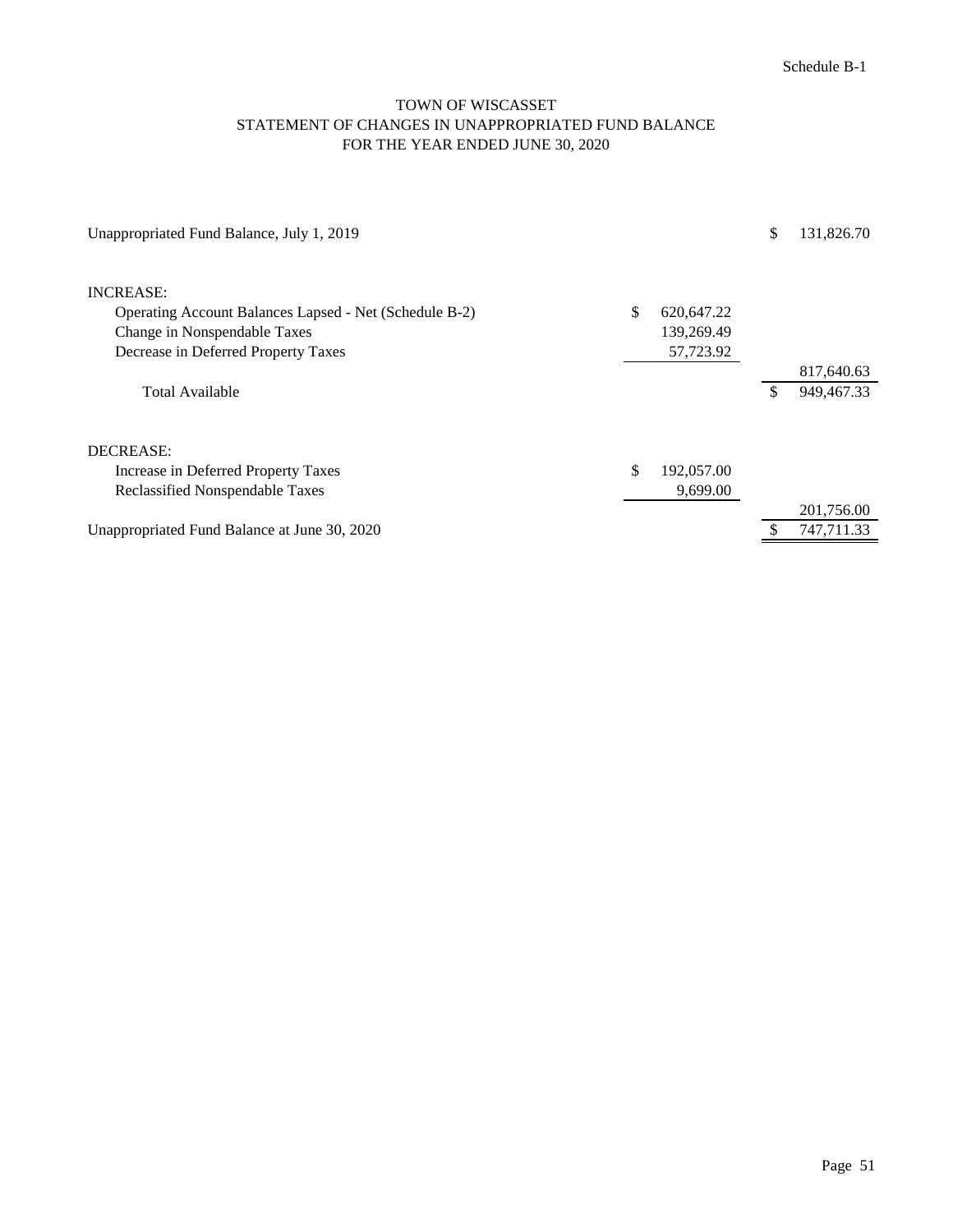Schedule B-1

# TOWN OF WISCASSET
## STATEMENT OF CHANGES IN UNAPPROPRIATED FUND BALANCE
### FOR THE YEAR ENDED JUNE 30, 2020

| | | |
|---|---|---|
| Unappropriated Fund Balance, July 1, 2019 | | $ 131,826.70 |
| | | |
| INCREASE: | | |
| Operating Account Balances Lapsed - Net (Schedule B-2) | $ 620,647.22 | |
| Change in Nonspendable Taxes | 139,269.49 | |
| Decrease in Deferred Property Taxes | 57,723.92 | |
| | | 817,640.63 |
| Total Available | | $ 949,467.33 |
| | | |
| DECREASE: | | |
| Increase in Deferred Property Taxes | $ 192,057.00 | |
| Reclassified Nonspendable Taxes | 9,699.00 | |
| | | 201,756.00 |
| Unappropriated Fund Balance at June 30, 2020 | | $ 747,711.33 |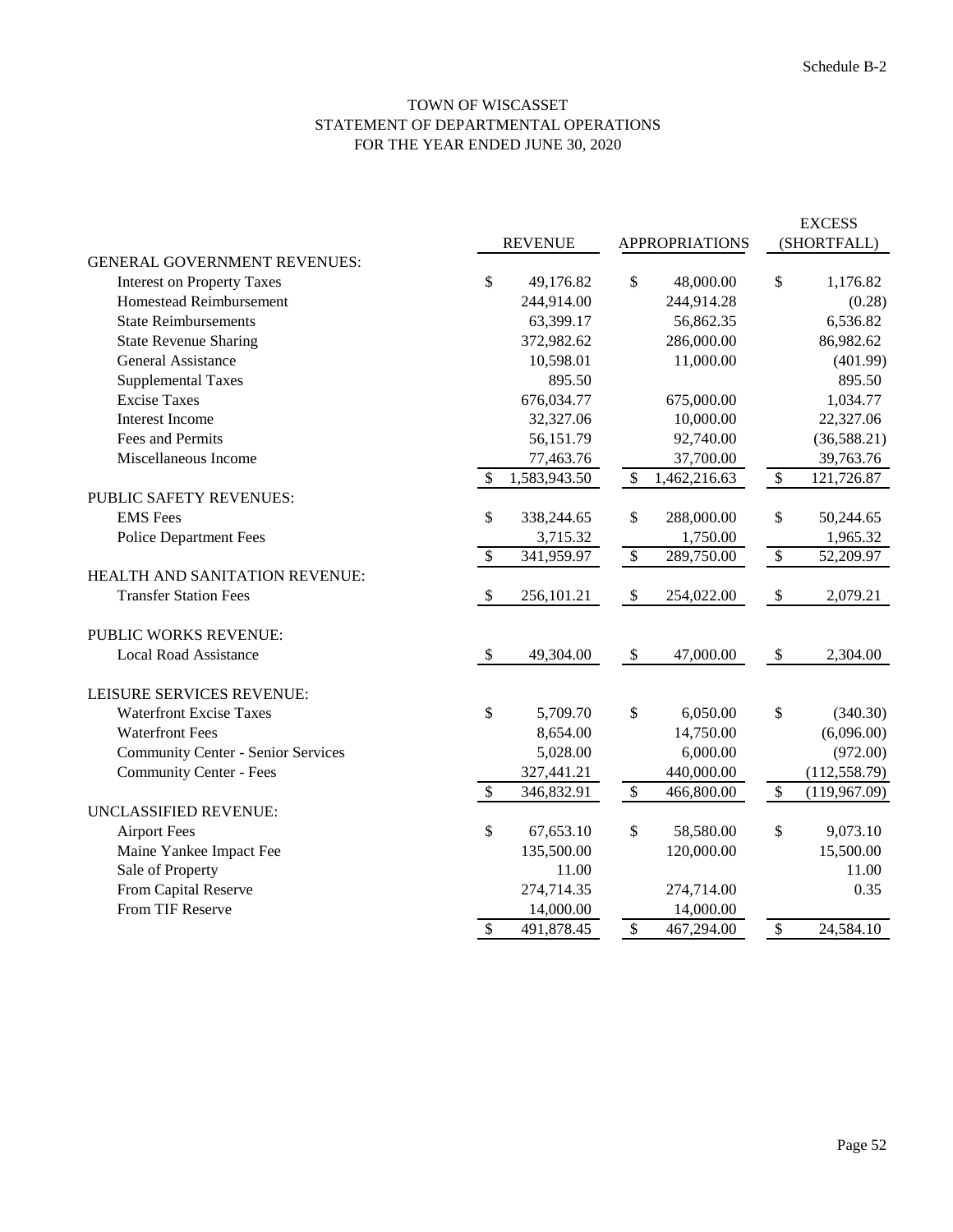Schedule B-2

# TOWN OF WISCASSET
## STATEMENT OF DEPARTMENTAL OPERATIONS
### FOR THE YEAR ENDED JUNE 30, 2020

| | REVENUE | APPROPRIATIONS | EXCESS (SHORTFALL) |
|---|---|---|---|
| GENERAL GOVERNMENT REVENUES: | | | |
| Interest on Property Taxes | $ 49,176.82 | $ 48,000.00 | $ 1,176.82 |
| Homestead Reimbursement | 244,914.00 | 244,914.28 | (0.28) |
| State Reimbursements | 63,399.17 | 56,862.35 | 6,536.82 |
| State Revenue Sharing | 372,982.62 | 286,000.00 | 86,982.62 |
| General Assistance | 10,598.01 | 11,000.00 | (401.99) |
| Supplemental Taxes | 895.50 | | 895.50 |
| Excise Taxes | 676,034.77 | 675,000.00 | 1,034.77 |
| Interest Income | 32,327.06 | 10,000.00 | 22,327.06 |
| Fees and Permits | 56,151.79 | 92,740.00 | (36,588.21) |
| Miscellaneous Income | 77,463.76 | 37,700.00 | 39,763.76 |
| | $ 1,583,943.50 | $ 1,462,216.63 | $ 121,726.87 |
| PUBLIC SAFETY REVENUES: | | | |
| EMS Fees | $ 338,244.65 | $ 288,000.00 | $ 50,244.65 |
| Police Department Fees | 3,715.32 | 1,750.00 | 1,965.32 |
| | $ 341,959.97 | $ 289,750.00 | $ 52,209.97 |
| HEALTH AND SANITATION REVENUE: | | | |
| Transfer Station Fees | $ 256,101.21 | $ 254,022.00 | $ 2,079.21 |
| PUBLIC WORKS REVENUE: | | | |
| Local Road Assistance | $ 49,304.00 | $ 47,000.00 | $ 2,304.00 |
| LEISURE SERVICES REVENUE: | | | |
| Waterfront Excise Taxes | $ 5,709.70 | $ 6,050.00 | $ (340.30) |
| Waterfront Fees | 8,654.00 | 14,750.00 | (6,096.00) |
| Community Center - Senior Services | 5,028.00 | 6,000.00 | (972.00) |
| Community Center - Fees | 327,441.21 | 440,000.00 | (112,558.79) |
| | $ 346,832.91 | $ 466,800.00 | $ (119,967.09) |
| UNCLASSIFIED REVENUE: | | | |
| Airport Fees | $ 67,653.10 | $ 58,580.00 | $ 9,073.10 |
| Maine Yankee Impact Fee | 135,500.00 | 120,000.00 | 15,500.00 |
| Sale of Property | 11.00 | | 11.00 |
| From Capital Reserve | 274,714.35 | 274,714.00 | 0.35 |
| From TIF Reserve | 14,000.00 | 14,000.00 | |
| | $ 491,878.45 | $ 467,294.00 | $ 24,584.10 |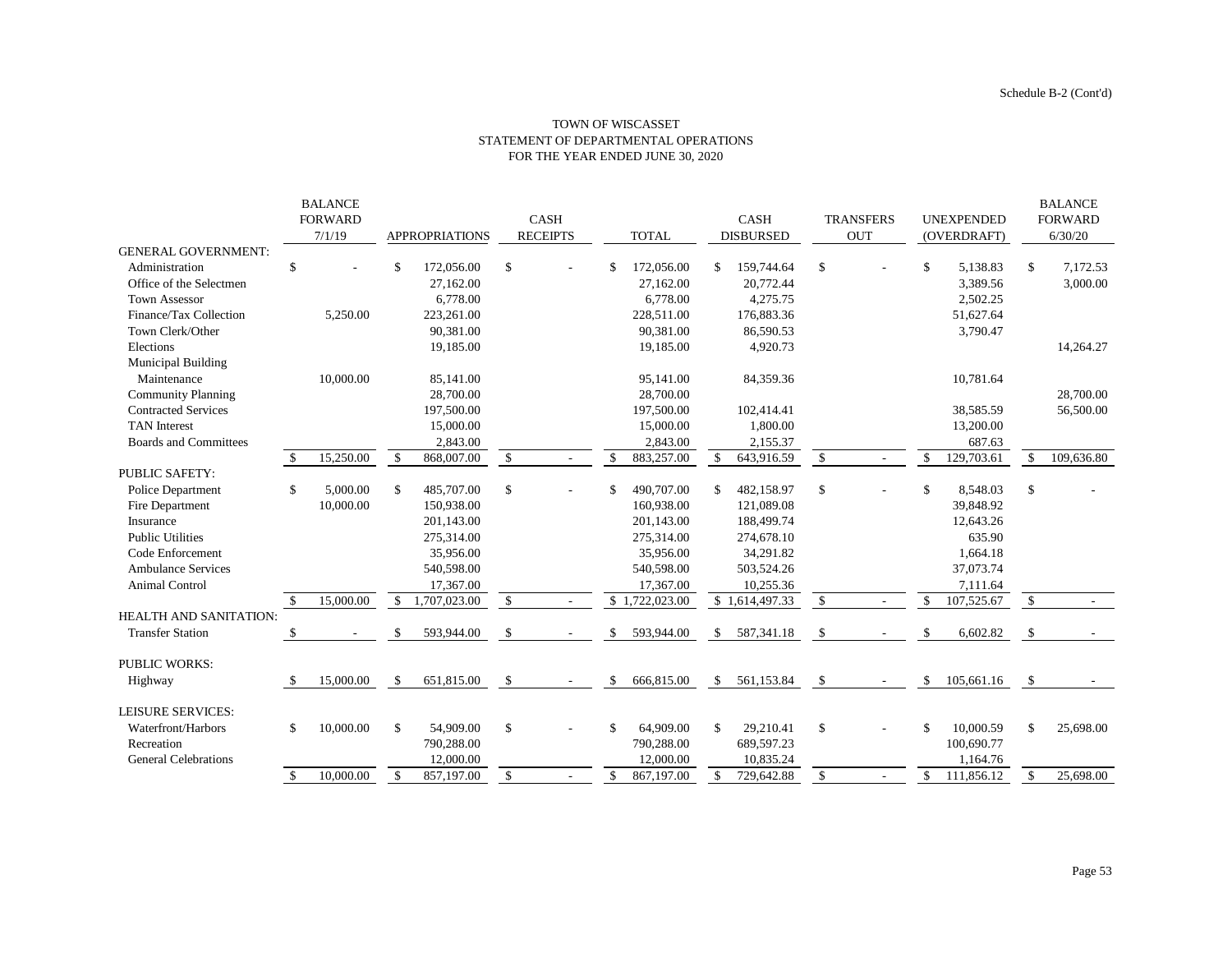Schedule B-2 (Cont'd)

# TOWN OF WISCASSET
## STATEMENT OF DEPARTMENTAL OPERATIONS
### FOR THE YEAR ENDED JUNE 30, 2020

| | BALANCE FORWARD 7/1/19 | APPROPRIATIONS | CASH RECEIPTS | TOTAL | CASH DISBURSED | TRANSFERS OUT | UNEXPENDED (OVERDRAFT) | BALANCE FORWARD 6/30/20 |
|---|---|---|---|---|---|---|---|---|
| GENERAL GOVERNMENT: | | | | | | | | |
| Administration | $ - | $ 172,056.00 | $ - | $ 172,056.00 | $ 159,744.64 | $ - | $ 5,138.83 | $ 7,172.53 |
| Office of the Selectmen | | 27,162.00 | | 27,162.00 | 20,772.44 | | 3,389.56 | 3,000.00 |
| Town Assessor | | 6,778.00 | | 6,778.00 | 4,275.75 | | 2,502.25 | |
| Finance/Tax Collection | 5,250.00 | 223,261.00 | | 228,511.00 | 176,883.36 | | 51,627.64 | |
| Town Clerk/Other | | 90,381.00 | | 90,381.00 | 86,590.53 | | 3,790.47 | |
| Elections | | 19,185.00 | | 19,185.00 | 4,920.73 | | | 14,264.27 |
| Municipal Building Maintenance | 10,000.00 | 85,141.00 | | 95,141.00 | 84,359.36 | | 10,781.64 | |
| Community Planning | | 28,700.00 | | 28,700.00 | | | | 28,700.00 |
| Contracted Services | | 197,500.00 | | 197,500.00 | 102,414.41 | | 38,585.59 | 56,500.00 |
| TAN Interest | | 15,000.00 | | 15,000.00 | 1,800.00 | | 13,200.00 | |
| Boards and Committees | | 2,843.00 | | 2,843.00 | 2,155.37 | | 687.63 | |
| | $ 15,250.00 | $ 868,007.00 | $ - | $ 883,257.00 | $ 643,916.59 | $ - | $ 129,703.61 | $ 109,636.80 |
| PUBLIC SAFETY: | | | | | | | | |
| Police Department | $ 5,000.00 | $ 485,707.00 | $ - | $ 490,707.00 | $ 482,158.97 | $ - | $ 8,548.03 | $ - |
| Fire Department | 10,000.00 | 150,938.00 | | 160,938.00 | 121,089.08 | | 39,848.92 | |
| Insurance | | 201,143.00 | | 201,143.00 | 188,499.74 | | 12,643.26 | |
| Public Utilities | | 275,314.00 | | 275,314.00 | 274,678.10 | | 635.90 | |
| Code Enforcement | | 35,956.00 | | 35,956.00 | 34,291.82 | | 1,664.18 | |
| Ambulance Services | | 540,598.00 | | 540,598.00 | 503,524.26 | | 37,073.74 | |
| Animal Control | | 17,367.00 | | 17,367.00 | 10,255.36 | | 7,111.64 | |
| | $ 15,000.00 | $ 1,707,023.00 | $ - | $ 1,722,023.00 | $ 1,614,497.33 | $ - | $ 107,525.67 | $ - |
| HEALTH AND SANITATION: | | | | | | | | |
| Transfer Station | $ - | $ 593,944.00 | $ - | $ 593,944.00 | $ 587,341.18 | $ - | $ 6,602.82 | $ - |
| PUBLIC WORKS: | | | | | | | | |
| Highway | $ 15,000.00 | $ 651,815.00 | $ - | $ 666,815.00 | $ 561,153.84 | $ - | $ 105,661.16 | $ - |
| LEISURE SERVICES: | | | | | | | | |
| Waterfront/Harbors | $ 10,000.00 | $ 54,909.00 | $ - | $ 64,909.00 | $ 29,210.41 | $ - | $ 10,000.59 | $ 25,698.00 |
| Recreation | | 790,288.00 | | 790,288.00 | 689,597.23 | | 100,690.77 | |
| General Celebrations | | 12,000.00 | | 12,000.00 | 10,835.24 | | 1,164.76 | |
| | $ 10,000.00 | $ 857,197.00 | $ - | $ 867,197.00 | $ 729,642.88 | $ - | $ 111,856.12 | $ 25,698.00 |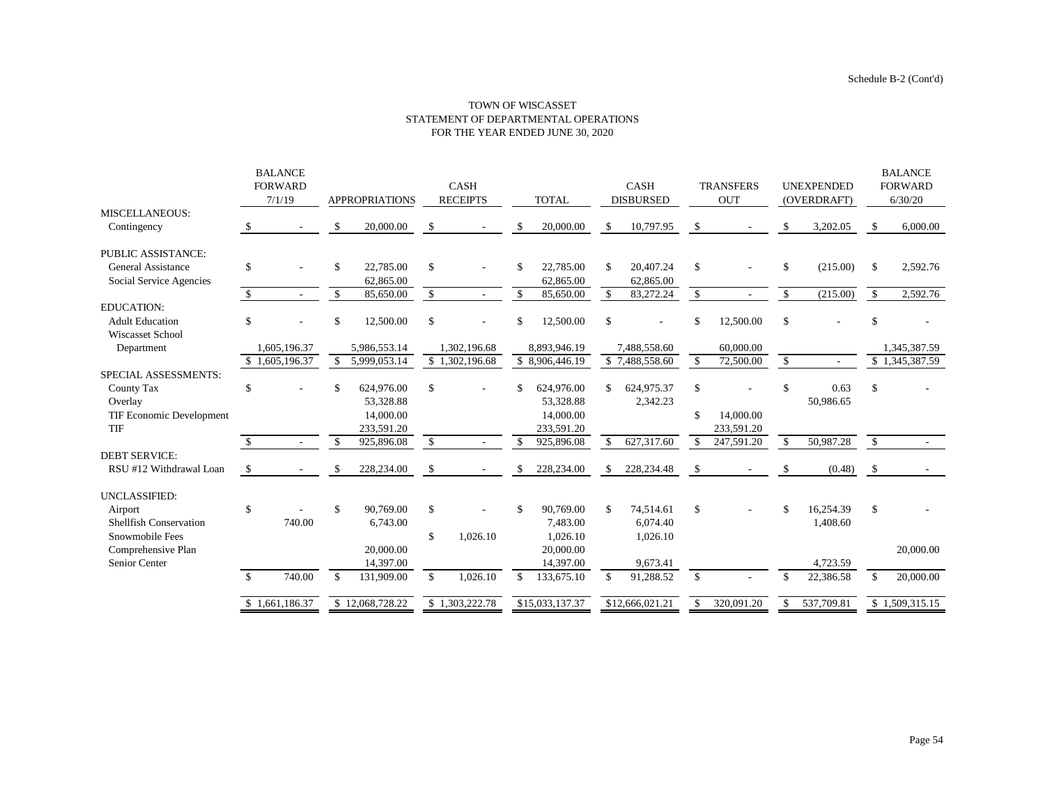Schedule B-2 (Cont'd)

TOWN OF WISCASSET
STATEMENT OF DEPARTMENTAL OPERATIONS
FOR THE YEAR ENDED JUNE 30, 2020

| | BALANCE FORWARD 7/1/19 | APPROPRIATIONS | CASH RECEIPTS | TOTAL | CASH DISBURSED | TRANSFERS OUT | UNEXPENDED (OVERDRAFT) | BALANCE FORWARD 6/30/20 |
|---|---|---|---|---|---|---|---|---|
| MISCELLANEOUS: | | | | | | | | |
| Contingency | $ - | $ 20,000.00 | $ - | $ 20,000.00 | $ 10,797.95 | $ - | $ 3,202.05 | $ 6,000.00 |
| PUBLIC ASSISTANCE: | | | | | | | | |
| General Assistance | $ - | $ 22,785.00 | $ - | $ 22,785.00 | $ 20,407.24 | $ - | $ (215.00) | $ 2,592.76 |
| Social Service Agencies | | 62,865.00 | | 62,865.00 | 62,865.00 | | | |
| | $ - | $ 85,650.00 | $ - | $ 85,650.00 | $ 83,272.24 | $ - | $ (215.00) | $ 2,592.76 |
| EDUCATION: | | | | | | | | |
| Adult Education | $ - | $ 12,500.00 | $ - | $ 12,500.00 | $ - | $ 12,500.00 | $ - | $ - |
| Wiscasset School Department | 1,605,196.37 | 5,986,553.14 | 1,302,196.68 | 8,893,946.19 | 7,488,558.60 | 60,000.00 | | 1,345,387.59 |
| | $ 1,605,196.37 | $ 5,999,053.14 | $ 1,302,196.68 | $ 8,906,446.19 | $ 7,488,558.60 | $ 72,500.00 | $ - | $ 1,345,387.59 |
| SPECIAL ASSESSMENTS: | | | | | | | | |
| County Tax | $ - | $ 624,976.00 | $ - | $ 624,976.00 | $ 624,975.37 | $ - | $ 0.63 | $ - |
| Overlay | | 53,328.88 | | 53,328.88 | 2,342.23 | | 50,986.65 | |
| TIF Economic Development | | 14,000.00 | | 14,000.00 | | $ 14,000.00 | | |
| TIF | | 233,591.20 | | 233,591.20 | | 233,591.20 | | |
| | $ - | $ 925,896.08 | $ - | $ 925,896.08 | $ 627,317.60 | $ 247,591.20 | $ 50,987.28 | $ - |
| DEBT SERVICE: | | | | | | | | |
| RSU #12 Withdrawal Loan | $ - | $ 228,234.00 | $ - | $ 228,234.00 | $ 228,234.48 | $ - | $ (0.48) | $ - |
| UNCLASSIFIED: | | | | | | | | |
| Airport | $ - | $ 90,769.00 | $ - | $ 90,769.00 | $ 74,514.61 | $ - | $ 16,254.39 | $ - |
| Shellfish Conservation | 740.00 | 6,743.00 | | 7,483.00 | 6,074.40 | | 1,408.60 | |
| Snowmobile Fees | | | $ 1,026.10 | 1,026.10 | 1,026.10 | | | |
| Comprehensive Plan | | 20,000.00 | | 20,000.00 | | | | 20,000.00 |
| Senior Center | | 14,397.00 | | 14,397.00 | 9,673.41 | | 4,723.59 | |
| | $ 740.00 | $ 131,909.00 | $ 1,026.10 | $ 133,675.10 | $ 91,288.52 | $ - | $ 22,386.58 | $ 20,000.00 |
| | $ 1,661,186.37 | $ 12,068,728.22 | $ 1,303,222.78 | $15,033,137.37 | $12,666,021.21 | $ 320,091.20 | $ 537,709.81 | $ 1,509,315.15 |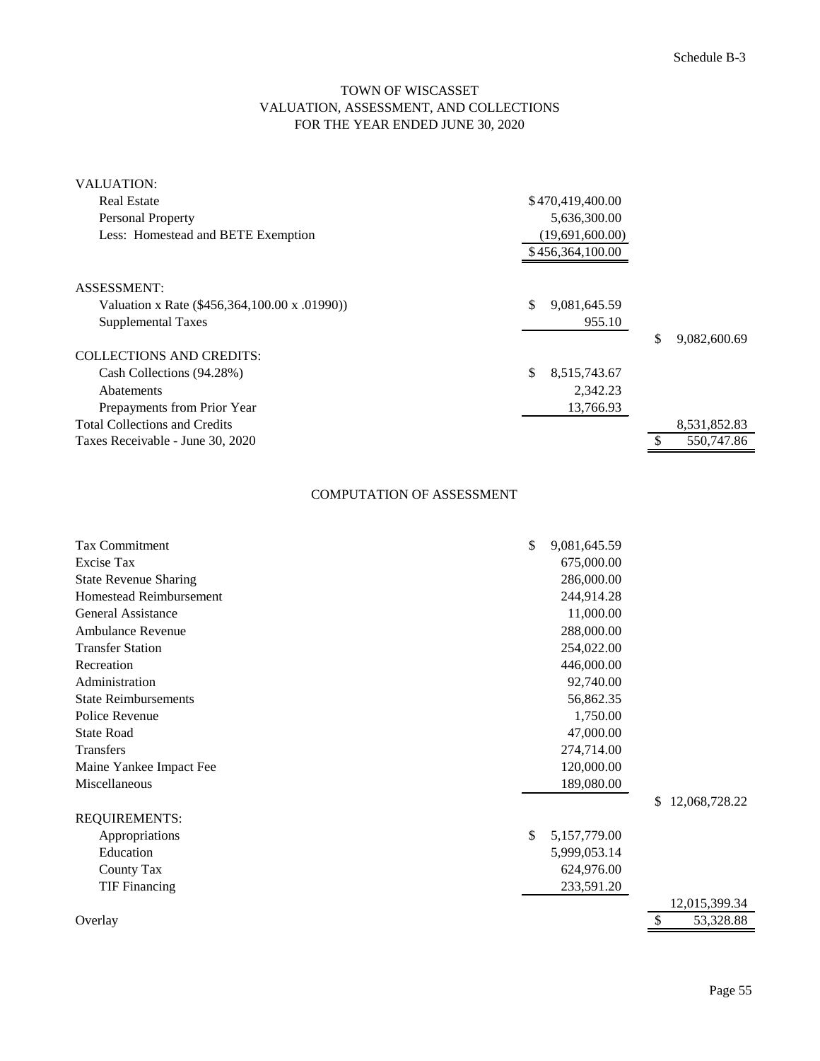Schedule B-3

# TOWN OF WISCASSET
## VALUATION, ASSESSMENT, AND COLLECTIONS
### FOR THE YEAR ENDED JUNE 30, 2020

| | | |
|---|---|---|
| **VALUATION:** | | |
| Real Estate | $470,419,400.00 | |
| Personal Property | 5,636,300.00 | |
| Less: Homestead and BETE Exemption | (19,691,600.00) | |
| | $456,364,100.00 | |
| **ASSESSMENT:** | | |
| Valuation x Rate ($456,364,100.00 x .01990)) | $ 9,081,645.59 | |
| Supplemental Taxes | 955.10 | |
| | | $ 9,082,600.69 |
| **COLLECTIONS AND CREDITS:** | | |
| Cash Collections (94.28%) | $ 8,515,743.67 | |
| Abatements | 2,342.23 | |
| Prepayments from Prior Year | 13,766.93 | |
| Total Collections and Credits | | 8,531,852.83 |
| Taxes Receivable - June 30, 2020 | | $ 550,747.86 |

### COMPUTATION OF ASSESSMENT

| | | |
|---|---|---|
| Tax Commitment | $ 9,081,645.59 | |
| Excise Tax | 675,000.00 | |
| State Revenue Sharing | 286,000.00 | |
| Homestead Reimbursement | 244,914.28 | |
| General Assistance | 11,000.00 | |
| Ambulance Revenue | 288,000.00 | |
| Transfer Station | 254,022.00 | |
| Recreation | 446,000.00 | |
| Administration | 92,740.00 | |
| State Reimbursements | 56,862.35 | |
| Police Revenue | 1,750.00 | |
| State Road | 47,000.00 | |
| Transfers | 274,714.00 | |
| Maine Yankee Impact Fee | 120,000.00 | |
| Miscellaneous | 189,080.00 | |
| | | $ 12,068,728.22 |
| **REQUIREMENTS:** | | |
| Appropriations | $ 5,157,779.00 | |
| Education | 5,999,053.14 | |
| County Tax | 624,976.00 | |
| TIF Financing | 233,591.20 | |
| | | 12,015,399.34 |
| Overlay | | $ 53,328.88 |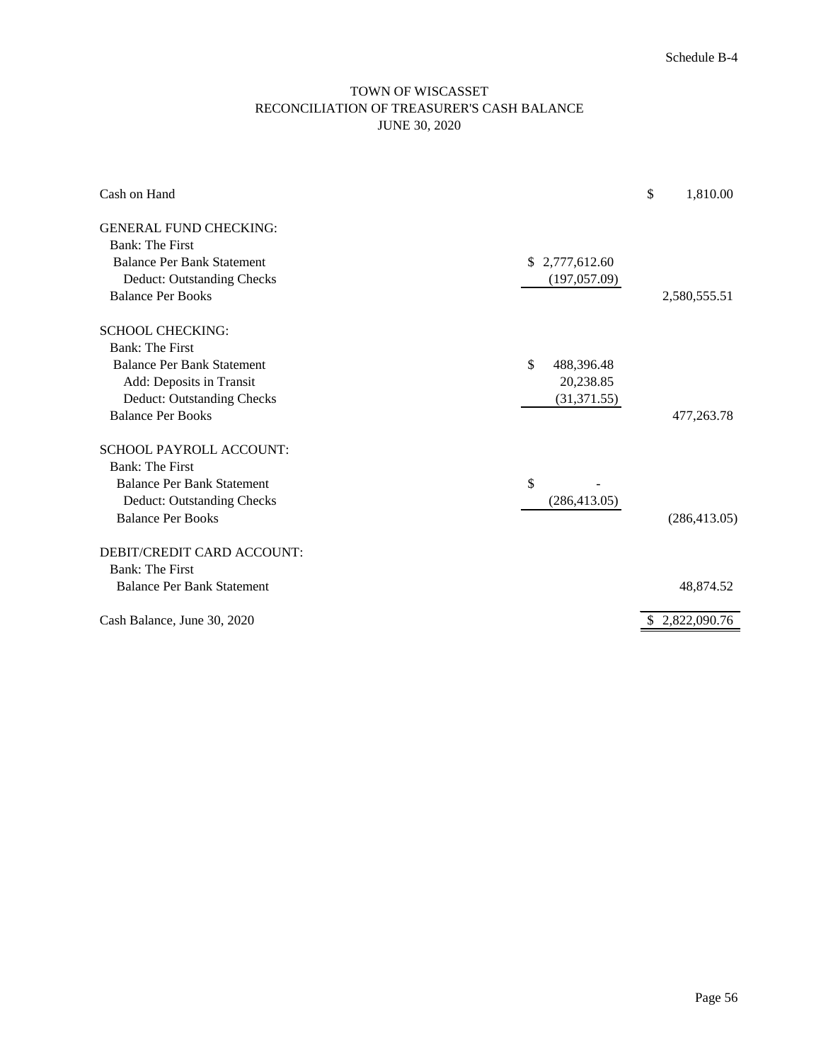Schedule B-4

# TOWN OF WISCASSET
## RECONCILIATION OF TREASURER'S CASH BALANCE
### JUNE 30, 2020

| | | |
|---|---|---|
| Cash on Hand | | $ 1,810.00 |
| **GENERAL FUND CHECKING:** | | |
| Bank: The First | | |
| Balance Per Bank Statement | $ 2,777,612.60 | |
| Deduct: Outstanding Checks | (197,057.09) | |
| Balance Per Books | | 2,580,555.51 |
| **SCHOOL CHECKING:** | | |
| Bank: The First | | |
| Balance Per Bank Statement | $ 488,396.48 | |
| Add: Deposits in Transit | 20,238.85 | |
| Deduct: Outstanding Checks | (31,371.55) | |
| Balance Per Books | | 477,263.78 |
| **SCHOOL PAYROLL ACCOUNT:** | | |
| Bank: The First | | |
| Balance Per Bank Statement | $ - | |
| Deduct: Outstanding Checks | (286,413.05) | |
| Balance Per Books | | (286,413.05) |
| **DEBIT/CREDIT CARD ACCOUNT:** | | |
| Bank: The First | | |
| Balance Per Bank Statement | | 48,874.52 |
| Cash Balance, June 30, 2020 | | $ 2,822,090.76 |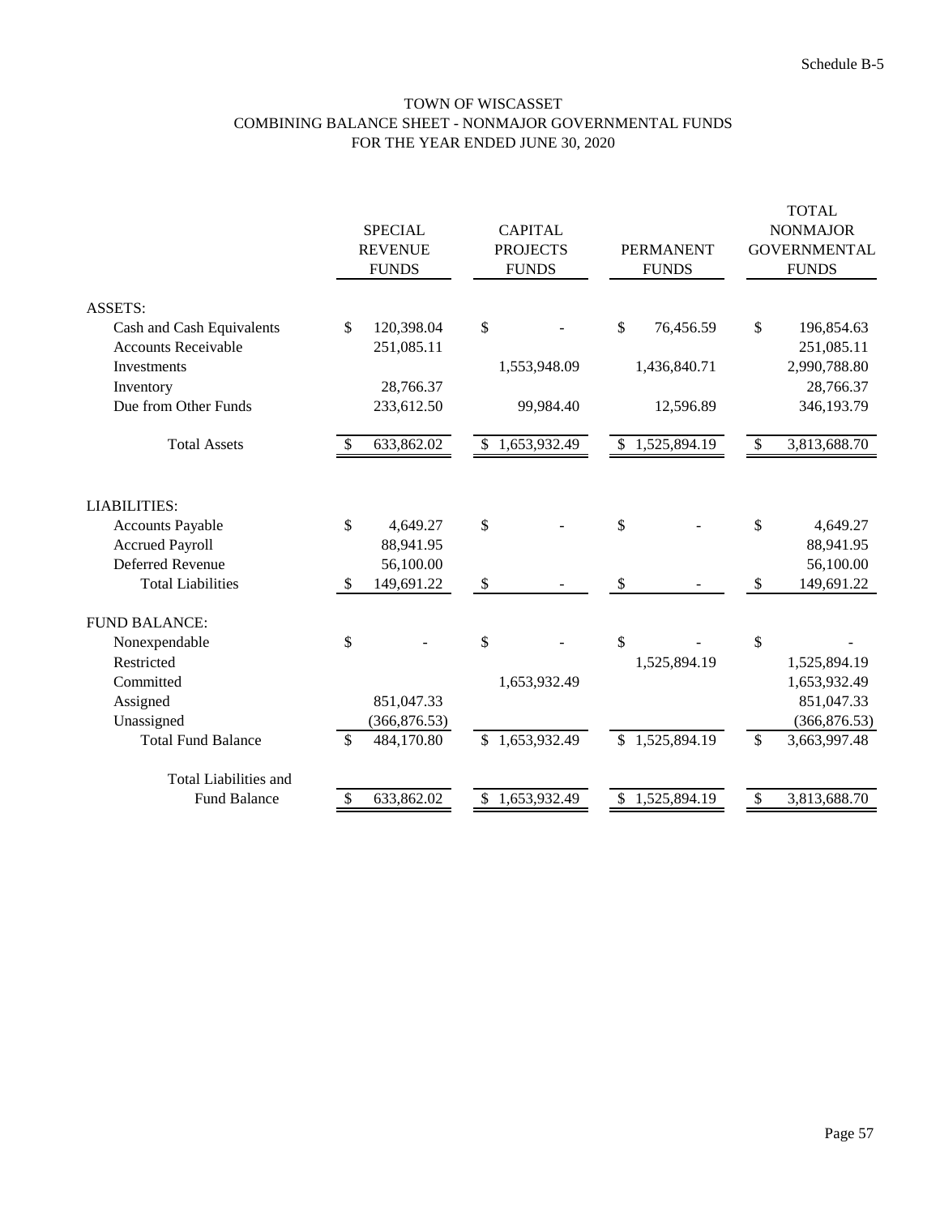Schedule B-5

# TOWN OF WISCASSET
## COMBINING BALANCE SHEET - NONMAJOR GOVERNMENTAL FUNDS
### FOR THE YEAR ENDED JUNE 30, 2020

| | SPECIAL REVENUE FUNDS | CAPITAL PROJECTS FUNDS | PERMANENT FUNDS | TOTAL NONMAJOR GOVERNMENTAL FUNDS |
|---|---|---|---|---|
| ASSETS: | | | | |
| Cash and Cash Equivalents | $ 120,398.04 | $ - | $ 76,456.59 | $ 196,854.63 |
| Accounts Receivable | 251,085.11 | | | 251,085.11 |
| Investments | | 1,553,948.09 | 1,436,840.71 | 2,990,788.80 |
| Inventory | 28,766.37 | | | 28,766.37 |
| Due from Other Funds | 233,612.50 | 99,984.40 | 12,596.89 | 346,193.79 |
| Total Assets | $ 633,862.02 | $ 1,653,932.49 | $ 1,525,894.19 | $ 3,813,688.70 |
| LIABILITIES: | | | | |
| Accounts Payable | $ 4,649.27 | $ - | $ - | $ 4,649.27 |
| Accrued Payroll | 88,941.95 | | | 88,941.95 |
| Deferred Revenue | 56,100.00 | | | 56,100.00 |
| Total Liabilities | $ 149,691.22 | $ - | $ - | $ 149,691.22 |
| FUND BALANCE: | | | | |
| Nonexpendable | $ - | $ - | $ - | $ - |
| Restricted | | | 1,525,894.19 | 1,525,894.19 |
| Committed | | 1,653,932.49 | | 1,653,932.49 |
| Assigned | 851,047.33 | | | 851,047.33 |
| Unassigned | (366,876.53) | | | (366,876.53) |
| Total Fund Balance | $ 484,170.80 | $ 1,653,932.49 | $ 1,525,894.19 | $ 3,663,997.48 |
| Total Liabilities and Fund Balance | $ 633,862.02 | $ 1,653,932.49 | $ 1,525,894.19 | $ 3,813,688.70 |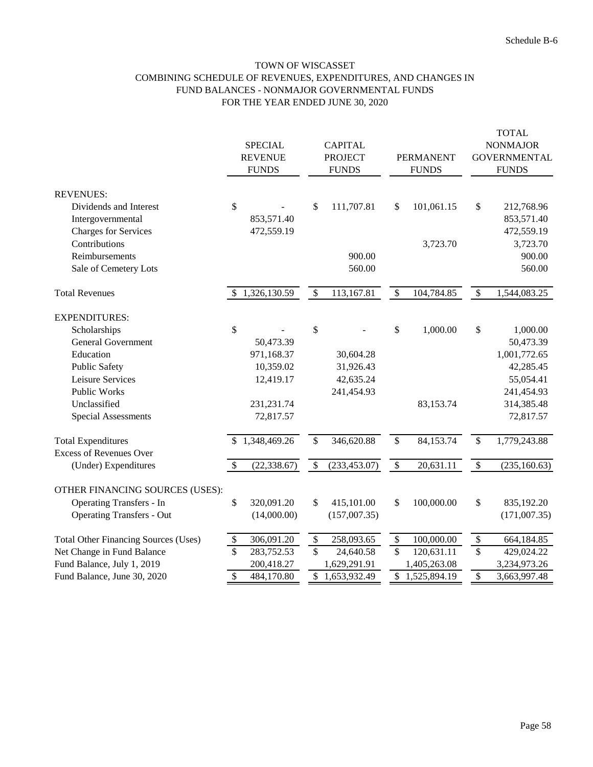Schedule B-6

# TOWN OF WISCASSET
## COMBINING SCHEDULE OF REVENUES, EXPENDITURES, AND CHANGES IN FUND BALANCES - NONMAJOR GOVERNMENTAL FUNDS
### FOR THE YEAR ENDED JUNE 30, 2020

| | SPECIAL REVENUE FUNDS | CAPITAL PROJECT FUNDS | PERMANENT FUNDS | TOTAL NONMAJOR GOVERNMENTAL FUNDS |
|---|---|---|---|---|
| **REVENUES:** | | | | |
| Dividends and Interest | $ - | $ 111,707.81 | $ 101,061.15 | $ 212,768.96 |
| Intergovernmental | 853,571.40 | | | 853,571.40 |
| Charges for Services | 472,559.19 | | | 472,559.19 |
| Contributions | | | 3,723.70 | 3,723.70 |
| Reimbursements | | 900.00 | | 900.00 |
| Sale of Cemetery Lots | | 560.00 | | 560.00 |
| Total Revenues | $ 1,326,130.59 | $ 113,167.81 | $ 104,784.85 | $ 1,544,083.25 |
| **EXPENDITURES:** | | | | |
| Scholarships | $ - | $ - | $ 1,000.00 | $ 1,000.00 |
| General Government | 50,473.39 | | | 50,473.39 |
| Education | 971,168.37 | 30,604.28 | | 1,001,772.65 |
| Public Safety | 10,359.02 | 31,926.43 | | 42,285.45 |
| Leisure Services | 12,419.17 | 42,635.24 | | 55,054.41 |
| Public Works | | 241,454.93 | | 241,454.93 |
| Unclassified | 231,231.74 | | 83,153.74 | 314,385.48 |
| Special Assessments | 72,817.57 | | | 72,817.57 |
| Total Expenditures | $ 1,348,469.26 | $ 346,620.88 | $ 84,153.74 | $ 1,779,243.88 |
| Excess of Revenues Over (Under) Expenditures | $ (22,338.67) | $ (233,453.07) | $ 20,631.11 | $ (235,160.63) |
| **OTHER FINANCING SOURCES (USES):** | | | | |
| Operating Transfers - In | $ 320,091.20 | $ 415,101.00 | $ 100,000.00 | $ 835,192.20 |
| Operating Transfers - Out | (14,000.00) | (157,007.35) | | (171,007.35) |
| Total Other Financing Sources (Uses) | $ 306,091.20 | $ 258,093.65 | $ 100,000.00 | $ 664,184.85 |
| Net Change in Fund Balance | $ 283,752.53 | $ 24,640.58 | $ 120,631.11 | $ 429,024.22 |
| Fund Balance, July 1, 2019 | 200,418.27 | 1,629,291.91 | 1,405,263.08 | 3,234,973.26 |
| Fund Balance, June 30, 2020 | $ 484,170.80 | $ 1,653,932.49 | $ 1,525,894.19 | $ 3,663,997.48 |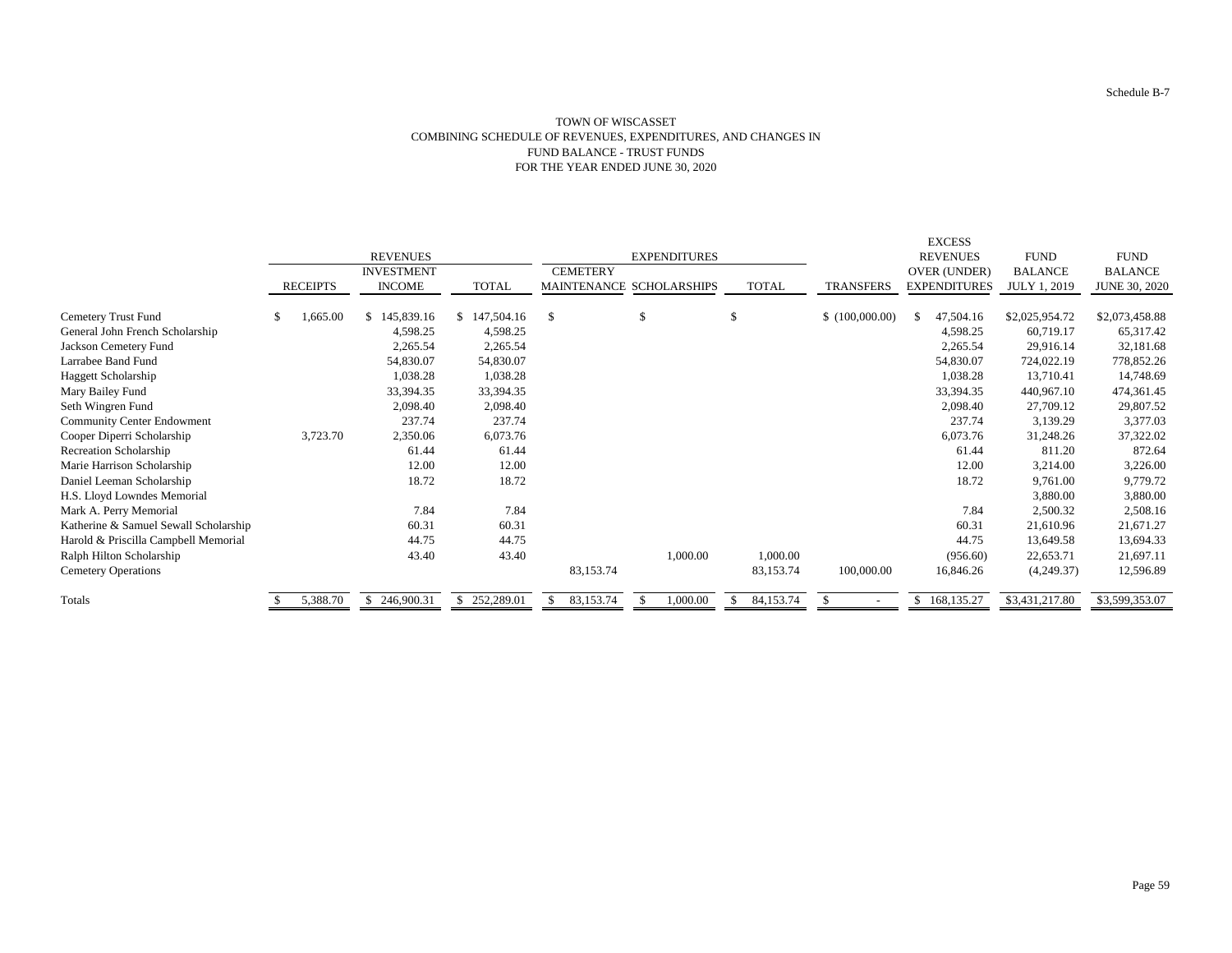Schedule B-7

# TOWN OF WISCASSET
## COMBINING SCHEDULE OF REVENUES, EXPENDITURES, AND CHANGES IN FUND BALANCE - TRUST FUNDS
### FOR THE YEAR ENDED JUNE 30, 2020

| | REVENUES | | | EXPENDITURES | | | | EXCESS REVENUES | FUND | FUND |
|---|---|---|---|---|---|---|---|---|---|---|
| | RECEIPTS | INVESTMENT INCOME | TOTAL | CEMETERY MAINTENANCE | SCHOLARSHIPS | TOTAL | TRANSFERS | OVER (UNDER) EXPENDITURES | BALANCE JULY 1, 2019 | BALANCE JUNE 30, 2020 |
| Cemetery Trust Fund | $ 1,665.00 | $ 145,839.16 | $ 147,504.16 | $ | $ | $ | $ (100,000.00) | $ 47,504.16 | $2,025,954.72 | $2,073,458.88 |
| General John French Scholarship | | 4,598.25 | 4,598.25 | | | | | 4,598.25 | 60,719.17 | 65,317.42 |
| Jackson Cemetery Fund | | 2,265.54 | 2,265.54 | | | | | 2,265.54 | 29,916.14 | 32,181.68 |
| Larrabee Band Fund | | 54,830.07 | 54,830.07 | | | | | 54,830.07 | 724,022.19 | 778,852.26 |
| Haggett Scholarship | | 1,038.28 | 1,038.28 | | | | | 1,038.28 | 13,710.41 | 14,748.69 |
| Mary Bailey Fund | | 33,394.35 | 33,394.35 | | | | | 33,394.35 | 440,967.10 | 474,361.45 |
| Seth Wingren Fund | | 2,098.40 | 2,098.40 | | | | | 2,098.40 | 27,709.12 | 29,807.52 |
| Community Center Endowment | | 237.74 | 237.74 | | | | | 237.74 | 3,139.29 | 3,377.03 |
| Cooper Diperri Scholarship | 3,723.70 | 2,350.06 | 6,073.76 | | | | | 6,073.76 | 31,248.26 | 37,322.02 |
| Recreation Scholarship | | 61.44 | 61.44 | | | | | 61.44 | 811.20 | 872.64 |
| Marie Harrison Scholarship | | 12.00 | 12.00 | | | | | 12.00 | 3,214.00 | 3,226.00 |
| Daniel Leeman Scholarship | | 18.72 | 18.72 | | | | | 18.72 | 9,761.00 | 9,779.72 |
| H.S. Lloyd Lowndes Memorial | | | | | | | | | 3,880.00 | 3,880.00 |
| Mark A. Perry Memorial | | 7.84 | 7.84 | | | | | 7.84 | 2,500.32 | 2,508.16 |
| Katherine & Samuel Sewall Scholarship | | 60.31 | 60.31 | | | | | 60.31 | 21,610.96 | 21,671.27 |
| Harold & Priscilla Campbell Memorial | | 44.75 | 44.75 | | | | | 44.75 | 13,649.58 | 13,694.33 |
| Ralph Hilton Scholarship | | 43.40 | 43.40 | | 1,000.00 | 1,000.00 | | (956.60) | 22,653.71 | 21,697.11 |
| Cemetery Operations | | | | 83,153.74 | | 83,153.74 | 100,000.00 | 16,846.26 | (4,249.37) | 12,596.89 |
| Totals | $ 5,388.70 | $ 246,900.31 | $ 252,289.01 | $ 83,153.74 | $ 1,000.00 | $ 84,153.74 | $ - | $ 168,135.27 | $3,431,217.80 | $3,599,353.07 |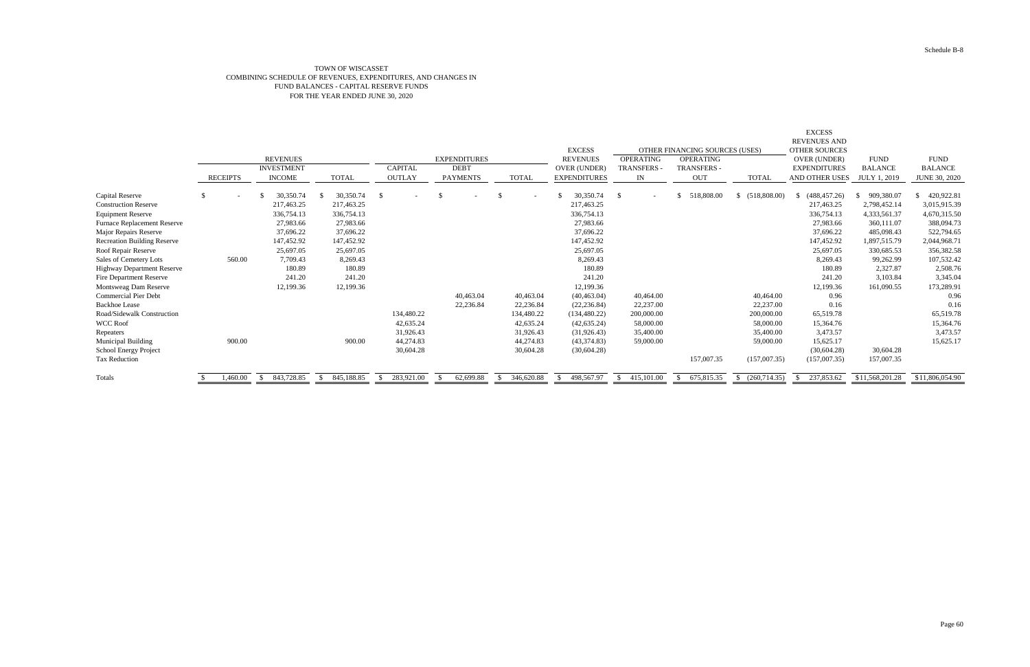Schedule B-8

TOWN OF WISCASSET
COMBINING SCHEDULE OF REVENUES, EXPENDITURES, AND CHANGES IN
FUND BALANCES - CAPITAL RESERVE FUNDS
FOR THE YEAR ENDED JUNE 30, 2020

| | REVENUES | | | EXPENDITURES | | | EXCESS REVENUES OVER (UNDER) EXPENDITURES | OTHER FINANCING SOURCES (USES) | | | EXCESS REVENUES AND OTHER SOURCES OVER (UNDER) EXPENDITURES AND OTHER USES | FUND BALANCE JULY 1, 2019 | FUND BALANCE JUNE 30, 2020 |
|---|---|---|---|---|---|---|---|---|---|---|---|---|---|
| | RECEIPTS | INVESTMENT INCOME | TOTAL | CAPITAL OUTLAY | DEBT PAYMENTS | TOTAL | | OPERATING TRANSFERS - IN | OPERATING TRANSFERS - OUT | TOTAL | | | |
| Capital Reserve | $ - | $ 30,350.74 | $ 30,350.74 | $ - | $ - | $ - | $ 30,350.74 | $ - | $ 518,808.00 | $ (518,808.00) | $ (488,457.26) | $ 909,380.07 | $ 420,922.81 |
| Construction Reserve | | 217,463.25 | 217,463.25 | | | | 217,463.25 | | | | 217,463.25 | 2,798,452.14 | 3,015,915.39 |
| Equipment Reserve | | 336,754.13 | 336,754.13 | | | | 336,754.13 | | | | 336,754.13 | 4,333,561.37 | 4,670,315.50 |
| Furnace Replacement Reserve | | 27,983.66 | 27,983.66 | | | | 27,983.66 | | | | 27,983.66 | 360,111.07 | 388,094.73 |
| Major Repairs Reserve | | 37,696.22 | 37,696.22 | | | | 37,696.22 | | | | 37,696.22 | 485,098.43 | 522,794.65 |
| Recreation Building Reserve | | 147,452.92 | 147,452.92 | | | | 147,452.92 | | | | 147,452.92 | 1,897,515.79 | 2,044,968.71 |
| Roof Repair Reserve | | 25,697.05 | 25,697.05 | | | | 25,697.05 | | | | 25,697.05 | 330,685.53 | 356,382.58 |
| Sales of Cemetery Lots | 560.00 | 7,709.43 | 8,269.43 | | | | 8,269.43 | | | | 8,269.43 | 99,262.99 | 107,532.42 |
| Highway Department Reserve | | 180.89 | 180.89 | | | | 180.89 | | | | 180.89 | 2,327.87 | 2,508.76 |
| Fire Department Reserve | | 241.20 | 241.20 | | | | 241.20 | | | | 241.20 | 3,103.84 | 3,345.04 |
| Montsweag Dam Reserve | | 12,199.36 | 12,199.36 | | | | 12,199.36 | | | | 12,199.36 | 161,090.55 | 173,289.91 |
| Commercial Pier Debt | | | | | 40,463.04 | 40,463.04 | (40,463.04) | 40,464.00 | | 40,464.00 | 0.96 | | 0.96 |
| Backhoe Lease | | | | | 22,236.84 | 22,236.84 | (22,236.84) | 22,237.00 | | 22,237.00 | 0.16 | | 0.16 |
| Road/Sidewalk Construction | | | | 134,480.22 | | 134,480.22 | (134,480.22) | 200,000.00 | | 200,000.00 | 65,519.78 | | 65,519.78 |
| WCC Roof | | | | 42,635.24 | | 42,635.24 | (42,635.24) | 58,000.00 | | 58,000.00 | 15,364.76 | | 15,364.76 |
| Repeaters | | | | 31,926.43 | | 31,926.43 | (31,926.43) | 35,400.00 | | 35,400.00 | 3,473.57 | | 3,473.57 |
| Municipal Building | 900.00 | | 900.00 | 44,274.83 | | 44,274.83 | (43,374.83) | 59,000.00 | | 59,000.00 | 15,625.17 | | 15,625.17 |
| School Energy Project | | | | 30,604.28 | | 30,604.28 | (30,604.28) | | | | (30,604.28) | 30,604.28 | |
| Tax Reduction | | | | | | | | | 157,007.35 | (157,007.35) | (157,007.35) | 157,007.35 | |
| Totals | $ 1,460.00 | $ 843,728.85 | $ 845,188.85 | $ 283,921.00 | $ 62,699.88 | $ 346,620.88 | $ 498,567.97 | $ 415,101.00 | $ 675,815.35 | $ (260,714.35) | $ 237,853.62 | $11,568,201.28 | $11,806,054.90 |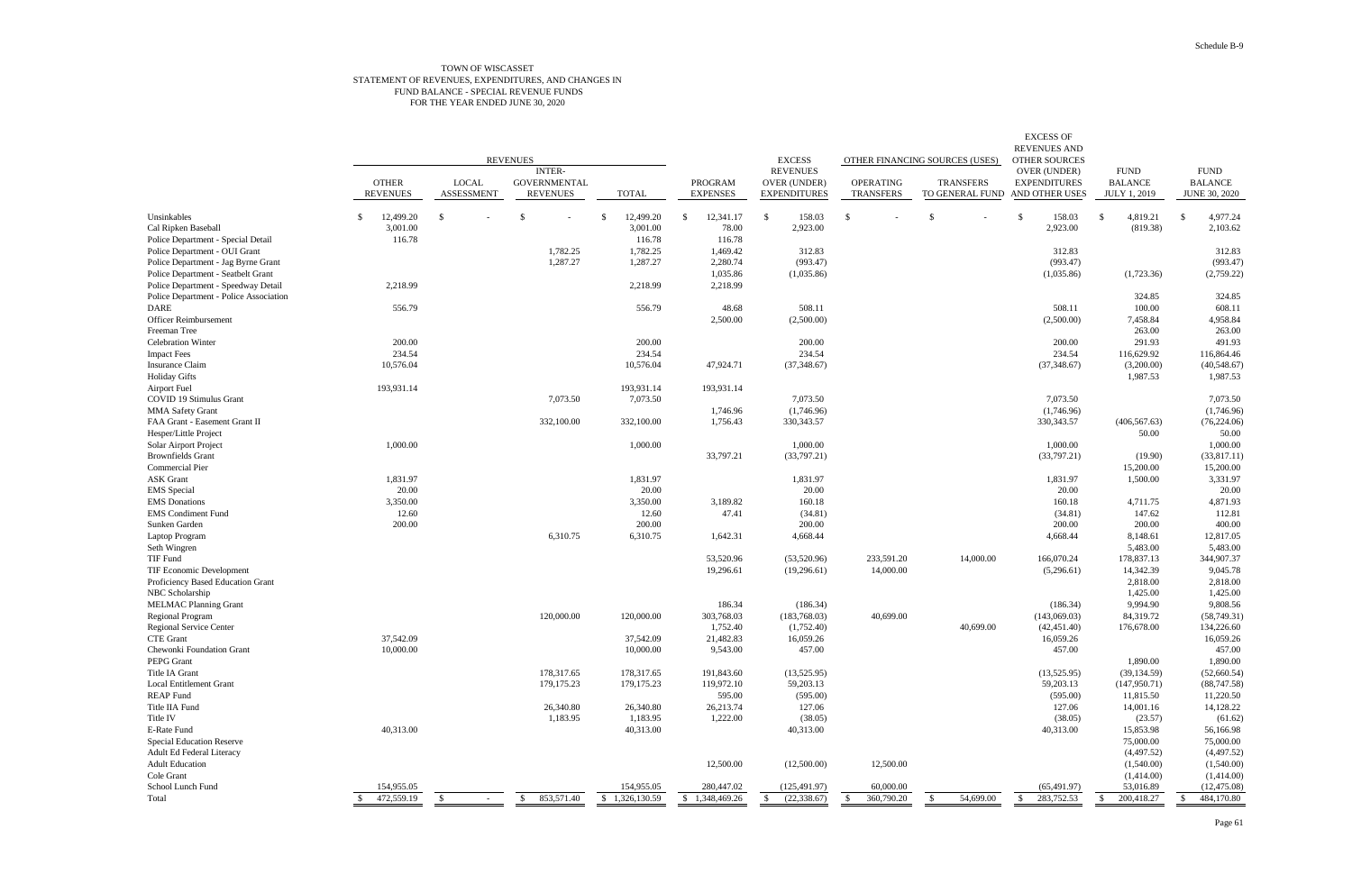Schedule B-9

TOWN OF WISCASSET
STATEMENT OF REVENUES, EXPENDITURES, AND CHANGES IN
FUND BALANCE - SPECIAL REVENUE FUNDS
FOR THE YEAR ENDED JUNE 30, 2020

| | REVENUES | | | | | EXCESS | OTHER FINANCING SOURCES (USES) | | EXCESS OF REVENUES AND OTHER SOURCES | | |
|---|---|---|---|---|---|---|---|---|---|---|---|
| | OTHER REVENUES | LOCAL ASSESSMENT | INTER-GOVERNMENTAL REVENUES | TOTAL | PROGRAM EXPENSES | REVENUES OVER (UNDER) EXPENDITURES | OPERATING TRANSFERS | TRANSFERS TO GENERAL FUND | OVER (UNDER) EXPENDITURES AND OTHER USES | FUND BALANCE JULY 1, 2019 | FUND BALANCE JUNE 30, 2020 |
| Unsinkables | $ 12,499.20 | $ - | $ - | $ 12,499.20 | $ 12,341.17 | $ 158.03 | $ - | $ - | $ 158.03 | $ 4,819.21 | $ 4,977.24 |
| Cal Ripken Baseball | 3,001.00 | | | 3,001.00 | 78.00 | 2,923.00 | | | 2,923.00 | (819.38) | 2,103.62 |
| Police Department - Special Detail | 116.78 | | | 116.78 | 116.78 | | | | | | |
| Police Department - OUI Grant | | | 1,782.25 | 1,782.25 | 1,469.42 | 312.83 | | | 312.83 | | 312.83 |
| Police Department - Jag Byrne Grant | | | 1,287.27 | 1,287.27 | 2,280.74 | (993.47) | | | (993.47) | | (993.47) |
| Police Department - Seatbelt Grant | | | | | 1,035.86 | (1,035.86) | | | (1,035.86) | (1,723.36) | (2,759.22) |
| Police Department - Speedway Detail | 2,218.99 | | | 2,218.99 | 2,218.99 | | | | | | |
| Police Department - Police Association | | | | | | | | | | 324.85 | 324.85 |
| DARE | 556.79 | | | 556.79 | 48.68 | 508.11 | | | 508.11 | 100.00 | 608.11 |
| Officer Reimbursement | | | | | 2,500.00 | (2,500.00) | | | (2,500.00) | 7,458.84 | 4,958.84 |
| Freeman Tree | | | | | | | | | | 263.00 | 263.00 |
| Celebration Winter | 200.00 | | | 200.00 | | 200.00 | | | 200.00 | 291.93 | 491.93 |
| Impact Fees | 234.54 | | | 234.54 | | 234.54 | | | 234.54 | 116,629.92 | 116,864.46 |
| Insurance Claim | 10,576.04 | | | 10,576.04 | 47,924.71 | (37,348.67) | | | (37,348.67) | (3,200.00) | (40,548.67) |
| Holiday Gifts | | | | | | | | | | 1,987.53 | 1,987.53 |
| Airport Fuel | 193,931.14 | | | 193,931.14 | 193,931.14 | | | | | | |
| COVID 19 Stimulus Grant | | | 7,073.50 | 7,073.50 | | 7,073.50 | | | 7,073.50 | | 7,073.50 |
| MMA Safety Grant | | | | | 1,746.96 | (1,746.96) | | | (1,746.96) | | (1,746.96) |
| FAA Grant - Easement Grant II | | | 332,100.00 | 332,100.00 | 1,756.43 | 330,343.57 | | | 330,343.57 | (406,567.63) | (76,224.06) |
| Hesper/Little Project | | | | | | | | | | 50.00 | 50.00 |
| Solar Airport Project | 1,000.00 | | | 1,000.00 | | 1,000.00 | | | 1,000.00 | | 1,000.00 |
| Brownfields Grant | | | | | 33,797.21 | (33,797.21) | | | (33,797.21) | (19.90) | (33,817.11) |
| Commercial Pier | | | | | | | | | | 15,200.00 | 15,200.00 |
| ASK Grant | 1,831.97 | | | 1,831.97 | | 1,831.97 | | | 1,831.97 | 1,500.00 | 3,331.97 |
| EMS Special | 20.00 | | | 20.00 | | 20.00 | | | 20.00 | | 20.00 |
| EMS Donations | 3,350.00 | | | 3,350.00 | 3,189.82 | 160.18 | | | 160.18 | 4,711.75 | 4,871.93 |
| EMS Condiment Fund | 12.60 | | | 12.60 | 47.41 | (34.81) | | | (34.81) | 147.62 | 112.81 |
| Sunken Garden | 200.00 | | | 200.00 | | 200.00 | | | 200.00 | 200.00 | 400.00 |
| Laptop Program | | | 6,310.75 | 6,310.75 | 1,642.31 | 4,668.44 | | | 4,668.44 | 8,148.61 | 12,817.05 |
| Seth Wingren | | | | | | | | | | 5,483.00 | 5,483.00 |
| TIF Fund | | | | | 53,520.96 | (53,520.96) | 233,591.20 | 14,000.00 | 166,070.24 | 178,837.13 | 344,907.37 |
| TIF Economic Development | | | | | 19,296.61 | (19,296.61) | 14,000.00 | | (5,296.61) | 14,342.39 | 9,045.78 |
| Proficiency Based Education Grant | | | | | | | | | | 2,818.00 | 2,818.00 |
| NBC Scholarship | | | | | | | | | | 1,425.00 | 1,425.00 |
| MELMAC Planning Grant | | | | | 186.34 | (186.34) | | | (186.34) | 9,994.90 | 9,808.56 |
| Regional Program | | | 120,000.00 | 120,000.00 | 303,768.03 | (183,768.03) | 40,699.00 | | (143,069.03) | 84,319.72 | (58,749.31) |
| Regional Service Center | | | | | 1,752.40 | (1,752.40) | | 40,699.00 | (42,451.40) | 176,678.00 | 134,226.60 |
| CTE Grant | 37,542.09 | | | 37,542.09 | 21,482.83 | 16,059.26 | | | 16,059.26 | | 16,059.26 |
| Chewonki Foundation Grant | 10,000.00 | | | 10,000.00 | 9,543.00 | 457.00 | | | 457.00 | | 457.00 |
| PEPG Grant | | | | | | | | | | 1,890.00 | 1,890.00 |
| Title IA Grant | | | 178,317.65 | 178,317.65 | 191,843.60 | (13,525.95) | | | (13,525.95) | (39,134.59) | (52,660.54) |
| Local Entitlement Grant | | | 179,175.23 | 179,175.23 | 119,972.10 | 59,203.13 | | | 59,203.13 | (147,950.71) | (88,747.58) |
| REAP Fund | | | | | 595.00 | (595.00) | | | (595.00) | 11,815.50 | 11,220.50 |
| Title IIA Fund | | | 26,340.80 | 26,340.80 | 26,213.74 | 127.06 | | | 127.06 | 14,001.16 | 14,128.22 |
| Title IV | | | 1,183.95 | 1,183.95 | 1,222.00 | (38.05) | | | (38.05) | (23.57) | (61.62) |
| E-Rate Fund | 40,313.00 | | | 40,313.00 | | 40,313.00 | | | 40,313.00 | 15,853.98 | 56,166.98 |
| Special Education Reserve | | | | | | | | | | 75,000.00 | 75,000.00 |
| Adult Ed Federal Literacy | | | | | | | | | | (4,497.52) | (4,497.52) |
| Adult Education | | | | | 12,500.00 | (12,500.00) | 12,500.00 | | | (1,540.00) | (1,540.00) |
| Cole Grant | | | | | | | | | | (1,414.00) | (1,414.00) |
| School Lunch Fund | 154,955.05 | | | 154,955.05 | 280,447.02 | (125,491.97) | 60,000.00 | | (65,491.97) | 53,016.89 | (12,475.08) |
| Total | $ 472,559.19 | $ - | $ 853,571.40 | $ 1,326,130.59 | $ 1,348,469.26 | $ (22,338.67) | $ 360,790.20 | $ 54,699.00 | $ 283,752.53 | $ 200,418.27 | $ 484,170.80 |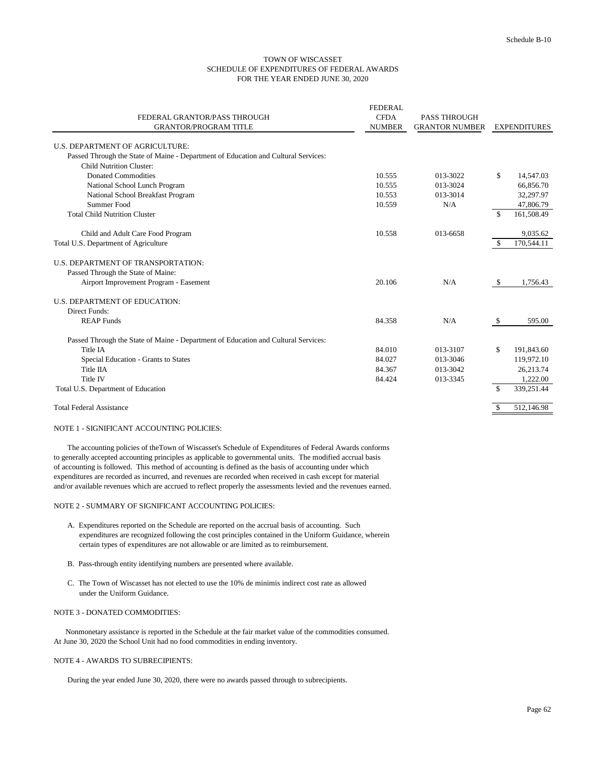Schedule B-10

# TOWN OF WISCASSET
## SCHEDULE OF EXPENDITURES OF FEDERAL AWARDS
### FOR THE YEAR ENDED JUNE 30, 2020

| FEDERAL GRANTOR/PASS THROUGH GRANTOR/PROGRAM TITLE | FEDERAL CFDA NUMBER | PASS THROUGH GRANTOR NUMBER | EXPENDITURES |
|---|---|---|---|
| U.S. DEPARTMENT OF AGRICULTURE: | | | |
| Passed Through the State of Maine - Department of Education and Cultural Services: | | | |
| Child Nutrition Cluster: | | | |
| Donated Commodities | 10.555 | 013-3022 | $ 14,547.03 |
| National School Lunch Program | 10.555 | 013-3024 | 66,856.70 |
| National School Breakfast Program | 10.553 | 013-3014 | 32,297.97 |
| Summer Food | 10.559 | N/A | 47,806.79 |
| Total Child Nutrition Cluster | | | $ 161,508.49 |
| Child and Adult Care Food Program | 10.558 | 013-6658 | 9,035.62 |
| Total U.S. Department of Agriculture | | | $ 170,544.11 |
| U.S. DEPARTMENT OF TRANSPORTATION: | | | |
| Passed Through the State of Maine: | | | |
| Airport Improvement Program - Easement | 20.106 | N/A | $ 1,756.43 |
| U.S. DEPARTMENT OF EDUCATION: | | | |
| Direct Funds: | | | |
| REAP Funds | 84.358 | N/A | $ 595.00 |
| Passed Through the State of Maine - Department of Education and Cultural Services: | | | |
| Title IA | 84.010 | 013-3107 | $ 191,843.60 |
| Special Education - Grants to States | 84.027 | 013-3046 | 119,972.10 |
| Title IIA | 84.367 | 013-3042 | 26,213.74 |
| Title IV | 84.424 | 013-3345 | 1,222.00 |
| Total U.S. Department of Education | | | $ 339,251.44 |
| Total Federal Assistance | | | $ 512,146.98 |

NOTE 1 - SIGNIFICANT ACCOUNTING POLICIES:

The accounting policies of theTown of Wiscasset's Schedule of Expenditures of Federal Awards conforms to generally accepted accounting principles as applicable to governmental units. The modified accrual basis of accounting is followed. This method of accounting is defined as the basis of accounting under which expenditures are recorded as incurred, and revenues are recorded when received in cash except for material and/or available revenues which are accrued to reflect properly the assessments levied and the revenues earned.

NOTE 2 - SUMMARY OF SIGNIFICANT ACCOUNTING POLICIES:

A. Expenditures reported on the Schedule are reported on the accrual basis of accounting. Such expenditures are recognized following the cost principles contained in the Uniform Guidance, wherein certain types of expenditures are not allowable or are limited as to reimbursement.

B. Pass-through entity identifying numbers are presented where available.

C. The Town of Wiscasset has not elected to use the 10% de minimis indirect cost rate as allowed under the Uniform Guidance.

NOTE 3 - DONATED COMMODITIES:

Nonmonetary assistance is reported in the Schedule at the fair market value of the commodities consumed. At June 30, 2020 the School Unit had no food commodities in ending inventory.

NOTE 4 - AWARDS TO SUBRECIPIENTS:

During the year ended June 30, 2020, there were no awards passed through to subrecipients.